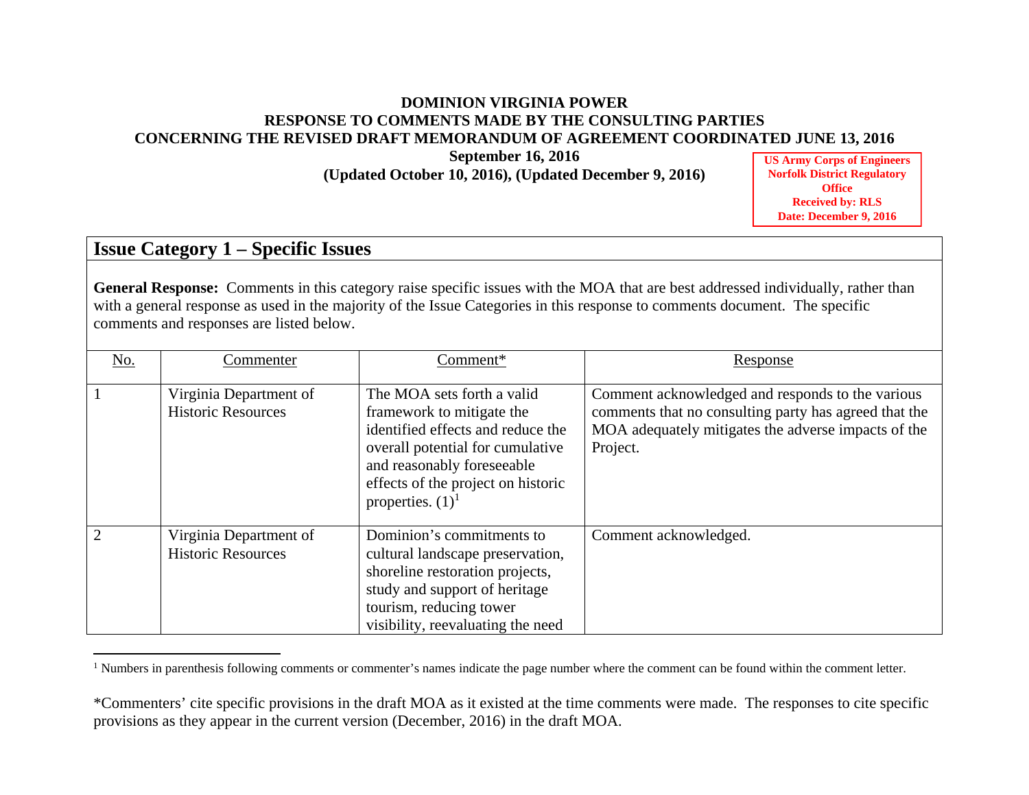**DOMINION VIRGINIA POWER**
**RESPONSE TO COMMENTS MADE BY THE CONSULTING PARTIES**
**CONCERNING THE REVISED DRAFT MEMORANDUM OF AGREEMENT COORDINATED JUNE 13, 2016**
**September 16, 2016**
**(Updated October 10, 2016), (Updated December 9, 2016)**

**US Army Corps of Engineers**
**Norfolk District Regulatory Office**
**Received by: RLS**
**Date: December 9, 2016**

## Issue Category 1 – Specific Issues

**General Response:** Comments in this category raise specific issues with the MOA that are best addressed individually, rather than with a general response as used in the majority of the Issue Categories in this response to comments document. The specific comments and responses are listed below.

| No. | Commenter | Comment* | Response |
|---|---|---|---|
| 1 | Virginia Department of Historic Resources | The MOA sets forth a valid framework to mitigate the identified effects and reduce the overall potential for cumulative and reasonably foreseeable effects of the project on historic properties. (1)[1] | Comment acknowledged and responds to the various comments that no consulting party has agreed that the MOA adequately mitigates the adverse impacts of the Project. |
| 2 | Virginia Department of Historic Resources | Dominion's commitments to cultural landscape preservation, shoreline restoration projects, study and support of heritage tourism, reducing tower visibility, reevaluating the need | Comment acknowledged. |

[1] Numbers in parenthesis following comments or commenter's names indicate the page number where the comment can be found within the comment letter.

*Commenters' cite specific provisions in the draft MOA as it existed at the time comments were made. The responses to cite specific provisions as they appear in the current version (December, 2016) in the draft MOA.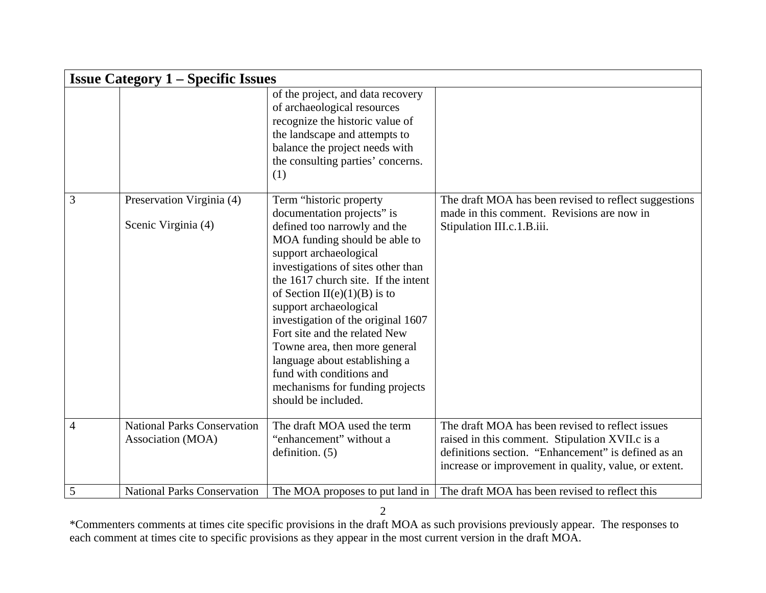| Issue Category 1 – Specific Issues | | | |
|---|---|---|---|
| | | of the project, and data recovery of archaeological resources recognize the historic value of the landscape and attempts to balance the project needs with the consulting parties' concerns. (1) | |
| 3 | Preservation Virginia (4)<br><br>Scenic Virginia (4) | Term "historic property documentation projects" is defined too narrowly and the MOA funding should be able to support archaeological investigations of sites other than the 1617 church site. If the intent of Section II(e)(1)(B) is to support archaeological investigation of the original 1607 Fort site and the related New Towne area, then more general language about establishing a fund with conditions and mechanisms for funding projects should be included. | The draft MOA has been revised to reflect suggestions made in this comment. Revisions are now in Stipulation III.c.1.B.iii. |
| 4 | National Parks Conservation Association (MOA) | The draft MOA used the term "enhancement" without a definition. (5) | The draft MOA has been revised to reflect issues raised in this comment. Stipulation XVII.c is a definitions section. "Enhancement" is defined as an increase or improvement in quality, value, or extent. |
| 5 | National Parks Conservation | The MOA proposes to put land in | The draft MOA has been revised to reflect this |

*Commenters comments at times cite specific provisions in the draft MOA as such provisions previously appear. The responses to each comment at times cite to specific provisions as they appear in the most current version in the draft MOA.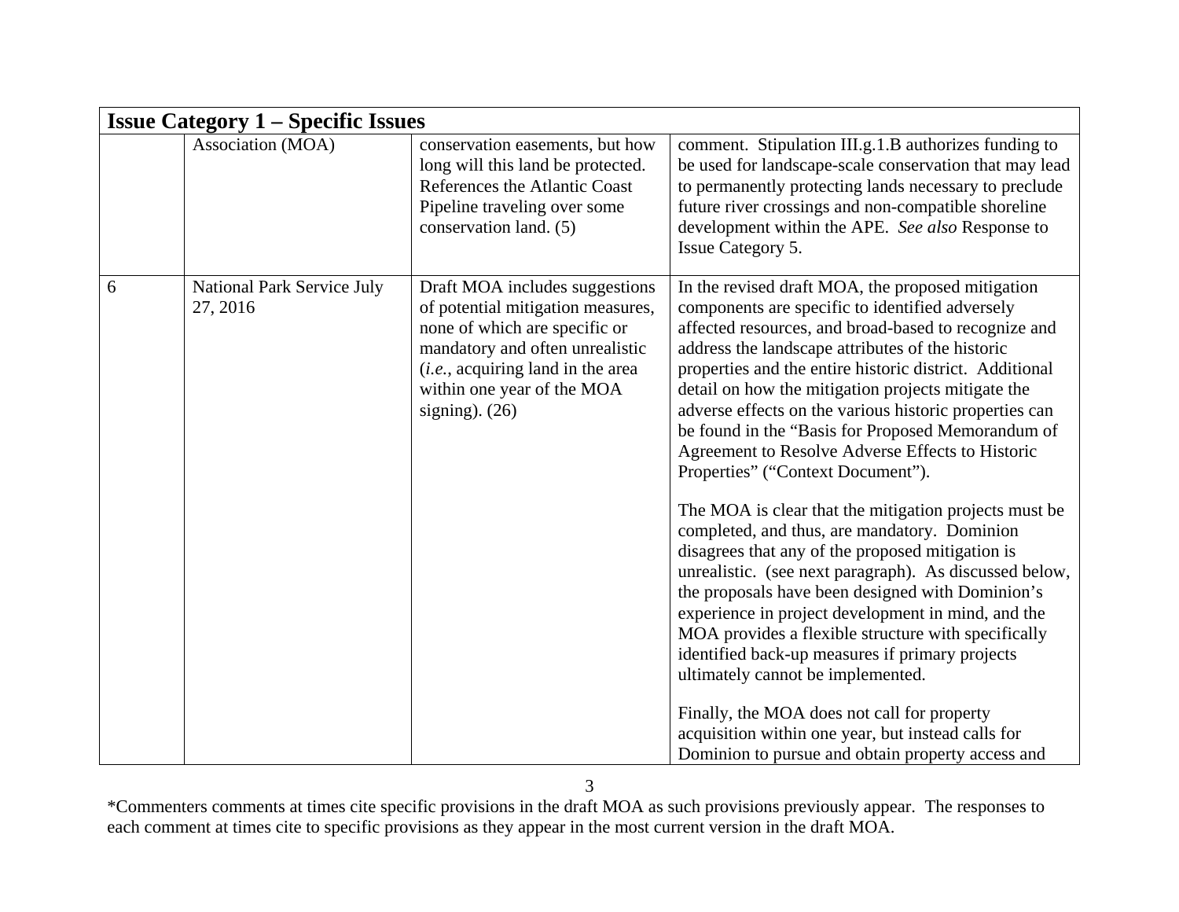| Issue Category 1 – Specific Issues | | | |
|---|---|---|---|
| | Association (MOA) | conservation easements, but how long will this land be protected. References the Atlantic Coast Pipeline traveling over some conservation land. (5) | comment. Stipulation III.g.1.B authorizes funding to be used for landscape-scale conservation that may lead to permanently protecting lands necessary to preclude future river crossings and non-compatible shoreline development within the APE. *See also* Response to Issue Category 5. |
| 6 | National Park Service July 27, 2016 | Draft MOA includes suggestions of potential mitigation measures, none of which are specific or mandatory and often unrealistic (*i.e.*, acquiring land in the area within one year of the MOA signing). (26) | In the revised draft MOA, the proposed mitigation components are specific to identified adversely affected resources, and broad-based to recognize and address the landscape attributes of the historic properties and the entire historic district. Additional detail on how the mitigation projects mitigate the adverse effects on the various historic properties can be found in the "Basis for Proposed Memorandum of Agreement to Resolve Adverse Effects to Historic Properties" ("Context Document").<br><br>The MOA is clear that the mitigation projects must be completed, and thus, are mandatory. Dominion disagrees that any of the proposed mitigation is unrealistic. (see next paragraph). As discussed below, the proposals have been designed with Dominion's experience in project development in mind, and the MOA provides a flexible structure with specifically identified back-up measures if primary projects ultimately cannot be implemented.<br><br>Finally, the MOA does not call for property acquisition within one year, but instead calls for Dominion to pursue and obtain property access and |

*Commenters comments at times cite specific provisions in the draft MOA as such provisions previously appear. The responses to each comment at times cite to specific provisions as they appear in the most current version in the draft MOA.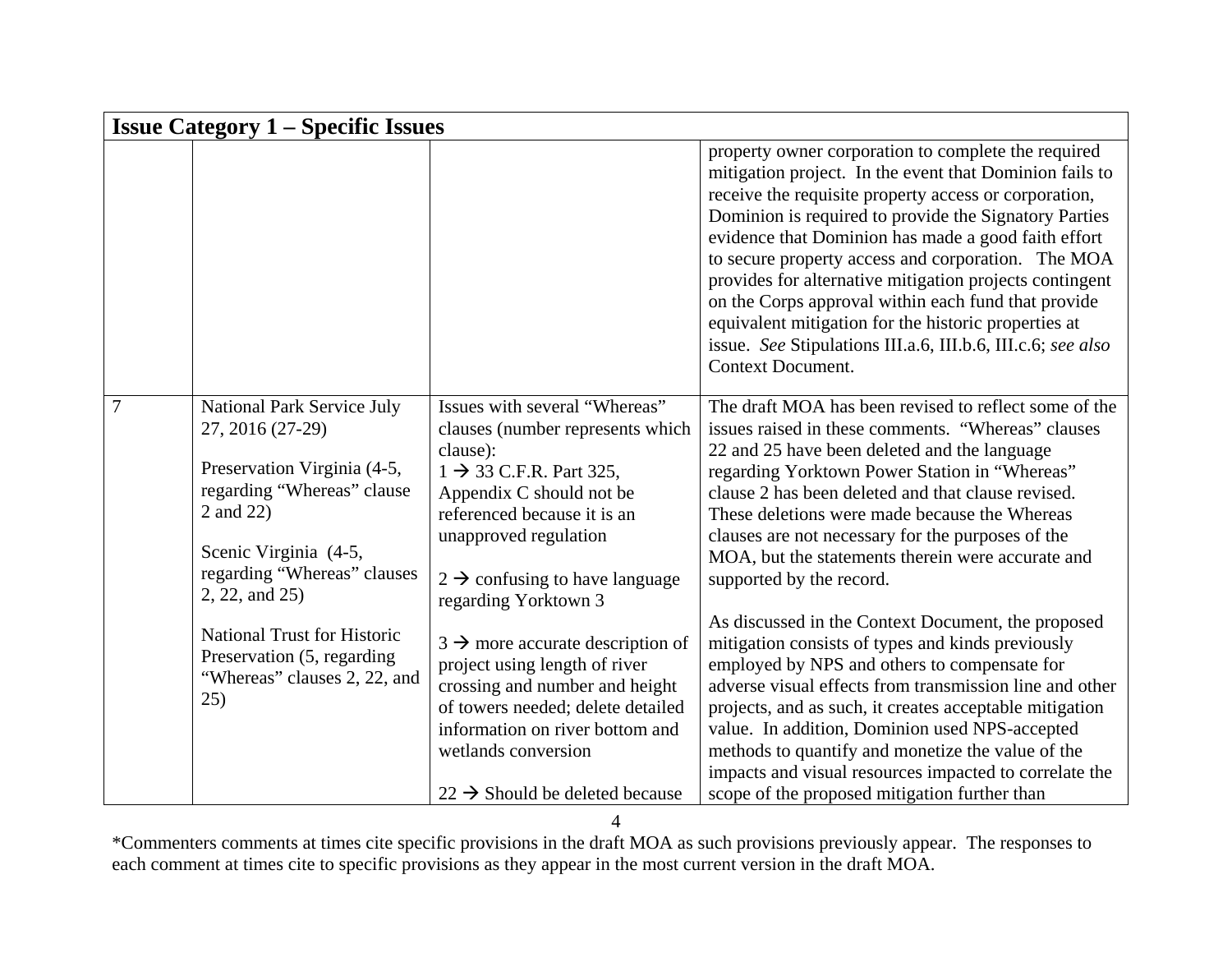| Issue Category 1 – Specific Issues | | | |
|---|---|---|---|
| | | | property owner corporation to complete the required mitigation project. In the event that Dominion fails to receive the requisite property access or corporation, Dominion is required to provide the Signatory Parties evidence that Dominion has made a good faith effort to secure property access and corporation. The MOA provides for alternative mitigation projects contingent on the Corps approval within each fund that provide equivalent mitigation for the historic properties at issue. *See* Stipulations III.a.6, III.b.6, III.c.6; *see also* Context Document. |
| 7 | National Park Service July 27, 2016 (27-29)<br><br>Preservation Virginia (4-5, regarding "Whereas" clause 2 and 22)<br><br>Scenic Virginia (4-5, regarding "Whereas" clauses 2, 22, and 25)<br><br>National Trust for Historic Preservation (5, regarding "Whereas" clauses 2, 22, and 25) | Issues with several "Whereas" clauses (number represents which clause):<br>1 → 33 C.F.R. Part 325, Appendix C should not be referenced because it is an unapproved regulation<br><br>2 → confusing to have language regarding Yorktown 3<br><br>3 → more accurate description of project using length of river crossing and number and height of towers needed; delete detailed information on river bottom and wetlands conversion<br><br>22 → Should be deleted because | The draft MOA has been revised to reflect some of the issues raised in these comments. "Whereas" clauses 22 and 25 have been deleted and the language regarding Yorktown Power Station in "Whereas" clause 2 has been deleted and that clause revised. These deletions were made because the Whereas clauses are not necessary for the purposes of the MOA, but the statements therein were accurate and supported by the record.<br><br>As discussed in the Context Document, the proposed mitigation consists of types and kinds previously employed by NPS and others to compensate for adverse visual effects from transmission line and other projects, and as such, it creates acceptable mitigation value. In addition, Dominion used NPS-accepted methods to quantify and monetize the value of the impacts and visual resources impacted to correlate the scope of the proposed mitigation further than |

*Commenters comments at times cite specific provisions in the draft MOA as such provisions previously appear. The responses to each comment at times cite to specific provisions as they appear in the most current version in the draft MOA.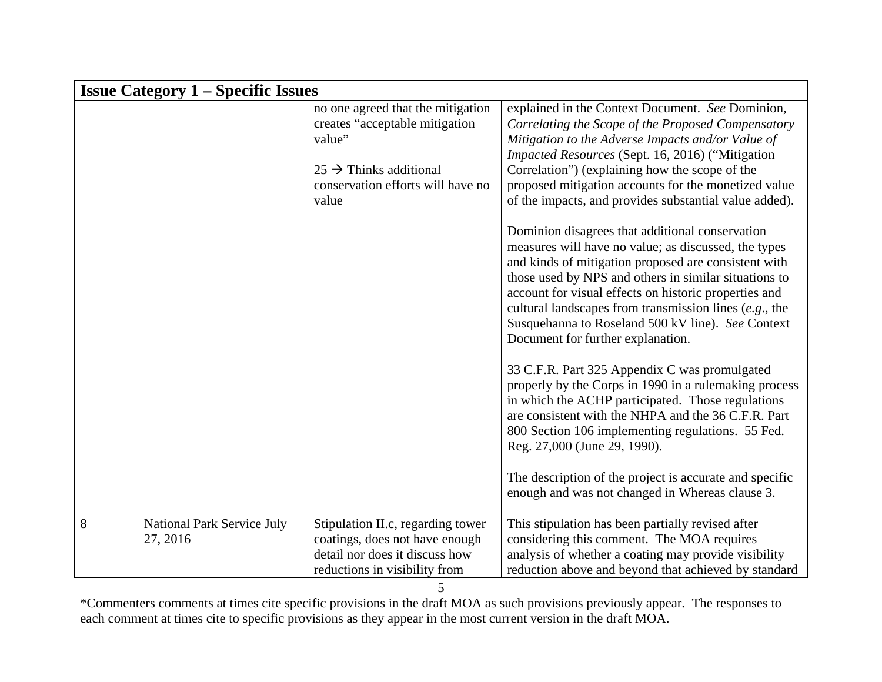| Issue Category 1 – Specific Issues | | | |
|---|---|---|---|
| | | no one agreed that the mitigation creates "acceptable mitigation value"<br><br>25 → Thinks additional conservation efforts will have no value | explained in the Context Document. *See* Dominion, *Correlating the Scope of the Proposed Compensatory Mitigation to the Adverse Impacts and/or Value of Impacted Resources* (Sept. 16, 2016) ("Mitigation Correlation") (explaining how the scope of the proposed mitigation accounts for the monetized value of the impacts, and provides substantial value added).<br><br>Dominion disagrees that additional conservation measures will have no value; as discussed, the types and kinds of mitigation proposed are consistent with those used by NPS and others in similar situations to account for visual effects on historic properties and cultural landscapes from transmission lines (*e.g*., the Susquehanna to Roseland 500 kV line). *See* Context Document for further explanation.<br><br>33 C.F.R. Part 325 Appendix C was promulgated properly by the Corps in 1990 in a rulemaking process in which the ACHP participated. Those regulations are consistent with the NHPA and the 36 C.F.R. Part 800 Section 106 implementing regulations. 55 Fed. Reg. 27,000 (June 29, 1990).<br><br>The description of the project is accurate and specific enough and was not changed in Whereas clause 3. |
| 8 | National Park Service July 27, 2016 | Stipulation II.c, regarding tower coatings, does not have enough detail nor does it discuss how reductions in visibility from | This stipulation has been partially revised after considering this comment. The MOA requires analysis of whether a coating may provide visibility reduction above and beyond that achieved by standard |

*Commenters comments at times cite specific provisions in the draft MOA as such provisions previously appear. The responses to each comment at times cite to specific provisions as they appear in the most current version in the draft MOA.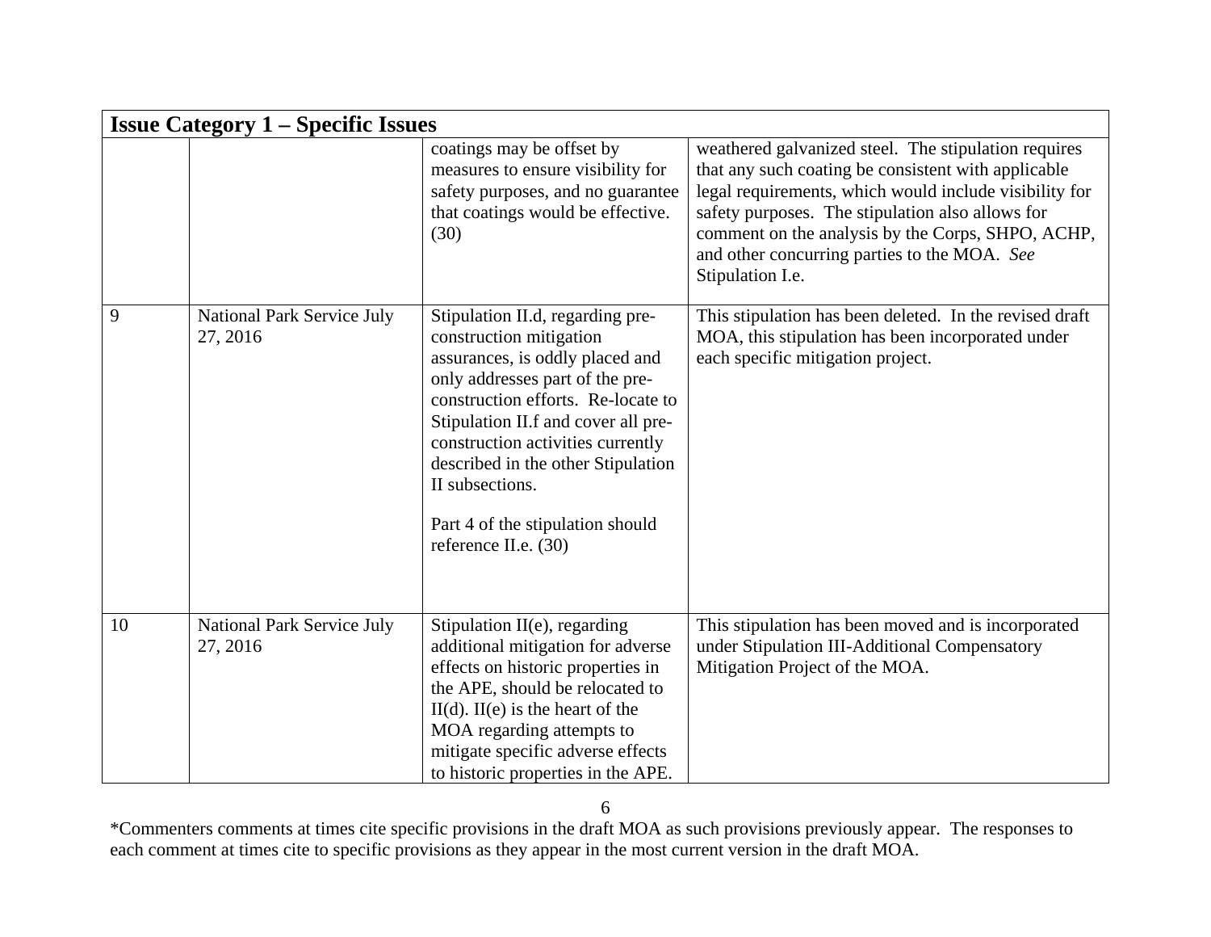| Issue Category 1 – Specific Issues | | | |
|---|---|---|---|
| | | coatings may be offset by measures to ensure visibility for safety purposes, and no guarantee that coatings would be effective. (30) | weathered galvanized steel. The stipulation requires that any such coating be consistent with applicable legal requirements, which would include visibility for safety purposes. The stipulation also allows for comment on the analysis by the Corps, SHPO, ACHP, and other concurring parties to the MOA. *See* Stipulation I.e. |
| 9 | National Park Service July 27, 2016 | Stipulation II.d, regarding pre-construction mitigation assurances, is oddly placed and only addresses part of the pre-construction efforts. Re-locate to Stipulation II.f and cover all pre-construction activities currently described in the other Stipulation II subsections.<br><br>Part 4 of the stipulation should reference II.e. (30) | This stipulation has been deleted. In the revised draft MOA, this stipulation has been incorporated under each specific mitigation project. |
| 10 | National Park Service July 27, 2016 | Stipulation II(e), regarding additional mitigation for adverse effects on historic properties in the APE, should be relocated to II(d). II(e) is the heart of the MOA regarding attempts to mitigate specific adverse effects to historic properties in the APE. | This stipulation has been moved and is incorporated under Stipulation III-Additional Compensatory Mitigation Project of the MOA. |

*Commenters comments at times cite specific provisions in the draft MOA as such provisions previously appear. The responses to each comment at times cite to specific provisions as they appear in the most current version in the draft MOA.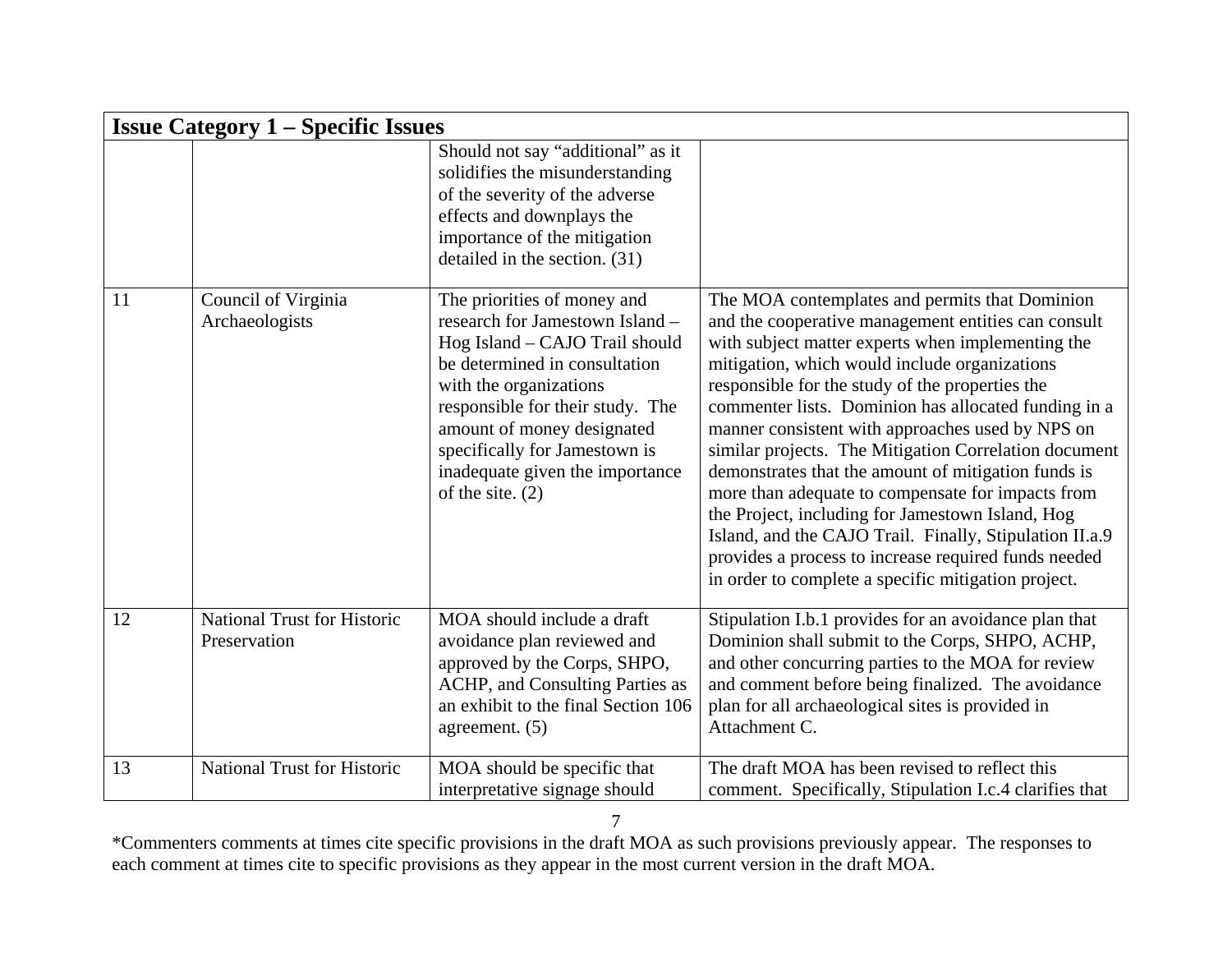| Issue Category 1 – Specific Issues | | | |
|---|---|---|---|
| | | Should not say "additional" as it solidifies the misunderstanding of the severity of the adverse effects and downplays the importance of the mitigation detailed in the section. (31) | |
| 11 | Council of Virginia Archaeologists | The priorities of money and research for Jamestown Island – Hog Island – CAJO Trail should be determined in consultation with the organizations responsible for their study. The amount of money designated specifically for Jamestown is inadequate given the importance of the site. (2) | The MOA contemplates and permits that Dominion and the cooperative management entities can consult with subject matter experts when implementing the mitigation, which would include organizations responsible for the study of the properties the commenter lists. Dominion has allocated funding in a manner consistent with approaches used by NPS on similar projects. The Mitigation Correlation document demonstrates that the amount of mitigation funds is more than adequate to compensate for impacts from the Project, including for Jamestown Island, Hog Island, and the CAJO Trail. Finally, Stipulation II.a.9 provides a process to increase required funds needed in order to complete a specific mitigation project. |
| 12 | National Trust for Historic Preservation | MOA should include a draft avoidance plan reviewed and approved by the Corps, SHPO, ACHP, and Consulting Parties as an exhibit to the final Section 106 agreement. (5) | Stipulation I.b.1 provides for an avoidance plan that Dominion shall submit to the Corps, SHPO, ACHP, and other concurring parties to the MOA for review and comment before being finalized. The avoidance plan for all archaeological sites is provided in Attachment C. |
| 13 | National Trust for Historic | MOA should be specific that interpretative signage should | The draft MOA has been revised to reflect this comment. Specifically, Stipulation I.c.4 clarifies that |

*Commenters comments at times cite specific provisions in the draft MOA as such provisions previously appear. The responses to each comment at times cite to specific provisions as they appear in the most current version in the draft MOA.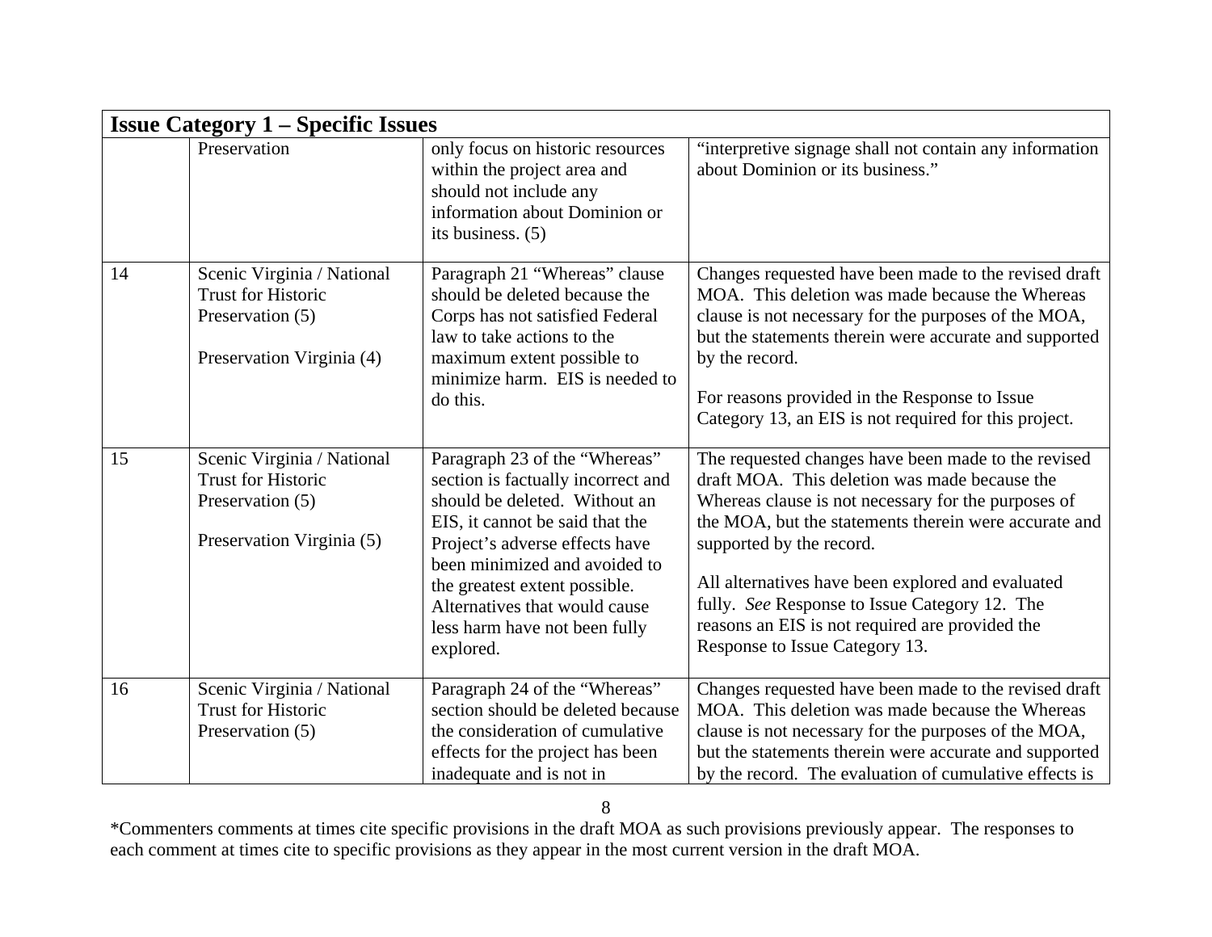| Issue Category 1 – Specific Issues | | | |
|---|---|---|---|
| | Preservation | only focus on historic resources within the project area and should not include any information about Dominion or its business. (5) | "interpretive signage shall not contain any information about Dominion or its business." |
| 14 | Scenic Virginia / National Trust for Historic Preservation (5)<br><br>Preservation Virginia (4) | Paragraph 21 "Whereas" clause should be deleted because the Corps has not satisfied Federal law to take actions to the maximum extent possible to minimize harm. EIS is needed to do this. | Changes requested have been made to the revised draft MOA. This deletion was made because the Whereas clause is not necessary for the purposes of the MOA, but the statements therein were accurate and supported by the record.<br><br>For reasons provided in the Response to Issue Category 13, an EIS is not required for this project. |
| 15 | Scenic Virginia / National Trust for Historic Preservation (5)<br><br>Preservation Virginia (5) | Paragraph 23 of the "Whereas" section is factually incorrect and should be deleted. Without an EIS, it cannot be said that the Project's adverse effects have been minimized and avoided to the greatest extent possible. Alternatives that would cause less harm have not been fully explored. | The requested changes have been made to the revised draft MOA. This deletion was made because the Whereas clause is not necessary for the purposes of the MOA, but the statements therein were accurate and supported by the record.<br><br>All alternatives have been explored and evaluated fully. *See* Response to Issue Category 12. The reasons an EIS is not required are provided the Response to Issue Category 13. |
| 16 | Scenic Virginia / National Trust for Historic Preservation (5) | Paragraph 24 of the "Whereas" section should be deleted because the consideration of cumulative effects for the project has been inadequate and is not in | Changes requested have been made to the revised draft MOA. This deletion was made because the Whereas clause is not necessary for the purposes of the MOA, but the statements therein were accurate and supported by the record. The evaluation of cumulative effects is |

*Commenters comments at times cite specific provisions in the draft MOA as such provisions previously appear. The responses to each comment at times cite to specific provisions as they appear in the most current version in the draft MOA.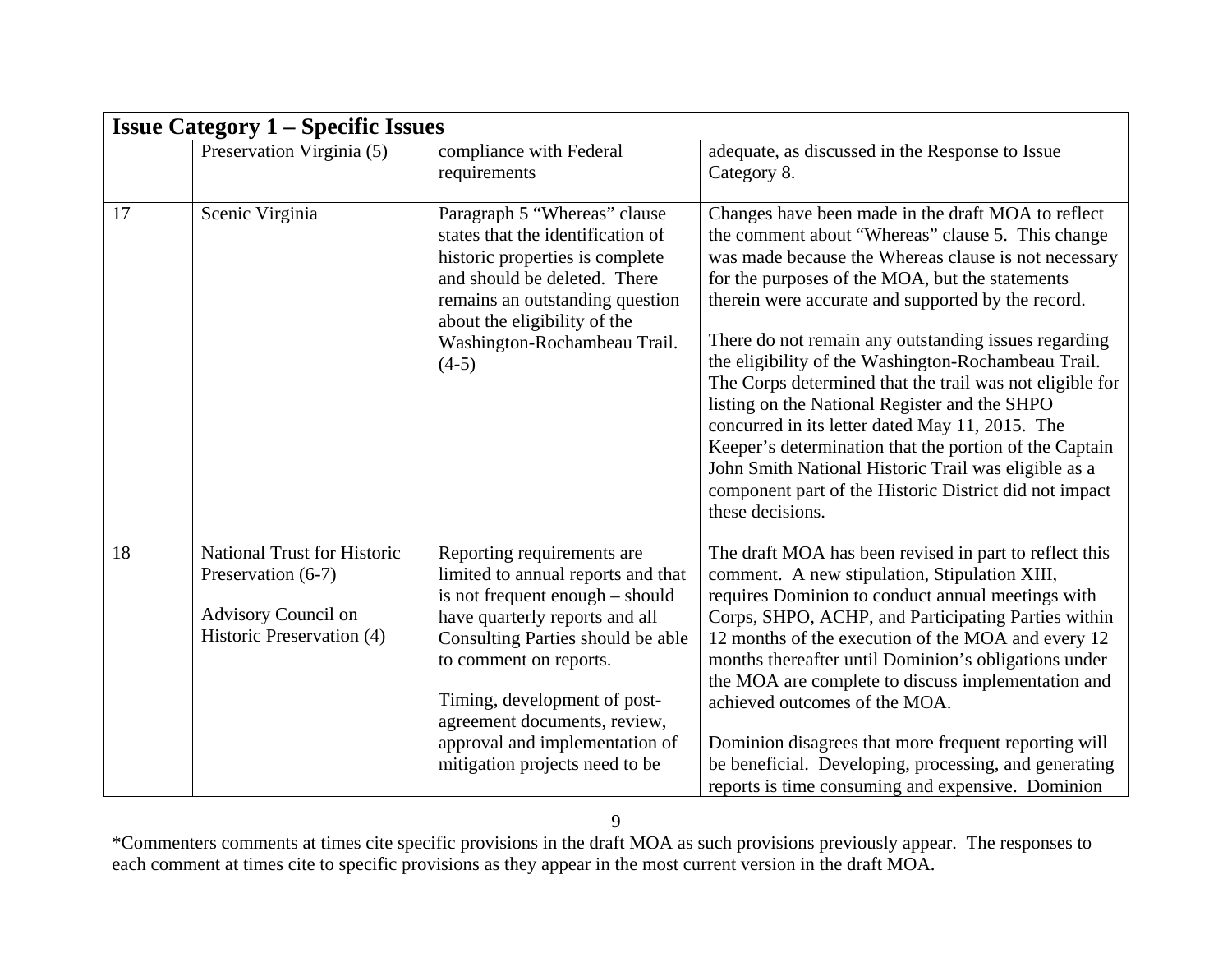| Issue Category 1 – Specific Issues | | | |
|---|---|---|---|
| | Preservation Virginia (5) | compliance with Federal requirements | adequate, as discussed in the Response to Issue Category 8. |
| 17 | Scenic Virginia | Paragraph 5 "Whereas" clause states that the identification of historic properties is complete and should be deleted. There remains an outstanding question about the eligibility of the Washington-Rochambeau Trail. (4-5) | Changes have been made in the draft MOA to reflect the comment about "Whereas" clause 5. This change was made because the Whereas clause is not necessary for the purposes of the MOA, but the statements therein were accurate and supported by the record.<br><br>There do not remain any outstanding issues regarding the eligibility of the Washington-Rochambeau Trail. The Corps determined that the trail was not eligible for listing on the National Register and the SHPO concurred in its letter dated May 11, 2015. The Keeper's determination that the portion of the Captain John Smith National Historic Trail was eligible as a component part of the Historic District did not impact these decisions. |
| 18 | National Trust for Historic Preservation (6-7)<br><br>Advisory Council on Historic Preservation (4) | Reporting requirements are limited to annual reports and that is not frequent enough – should have quarterly reports and all Consulting Parties should be able to comment on reports.<br><br>Timing, development of post-agreement documents, review, approval and implementation of mitigation projects need to be | The draft MOA has been revised in part to reflect this comment. A new stipulation, Stipulation XIII, requires Dominion to conduct annual meetings with Corps, SHPO, ACHP, and Participating Parties within 12 months of the execution of the MOA and every 12 months thereafter until Dominion's obligations under the MOA are complete to discuss implementation and achieved outcomes of the MOA.<br><br>Dominion disagrees that more frequent reporting will be beneficial. Developing, processing, and generating reports is time consuming and expensive. Dominion |

*Commenters comments at times cite specific provisions in the draft MOA as such provisions previously appear. The responses to each comment at times cite to specific provisions as they appear in the most current version in the draft MOA.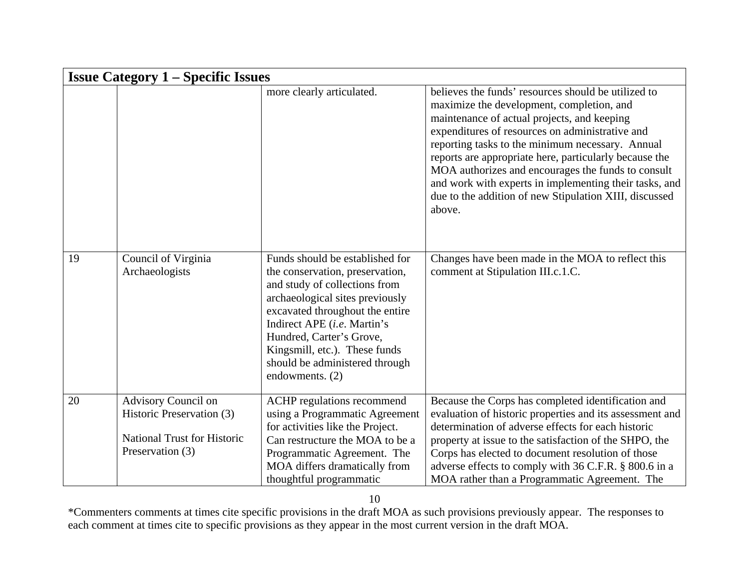| Issue Category 1 – Specific Issues | | | |
|---|---|---|---|
| | | more clearly articulated. | believes the funds' resources should be utilized to maximize the development, completion, and maintenance of actual projects, and keeping expenditures of resources on administrative and reporting tasks to the minimum necessary. Annual reports are appropriate here, particularly because the MOA authorizes and encourages the funds to consult and work with experts in implementing their tasks, and due to the addition of new Stipulation XIII, discussed above. |
| 19 | Council of Virginia Archaeologists | Funds should be established for the conservation, preservation, and study of collections from archaeological sites previously excavated throughout the entire Indirect APE (*i.e*. Martin's Hundred, Carter's Grove, Kingsmill, etc.). These funds should be administered through endowments. (2) | Changes have been made in the MOA to reflect this comment at Stipulation III.c.1.C. |
| 20 | Advisory Council on Historic Preservation (3)<br><br>National Trust for Historic Preservation (3) | ACHP regulations recommend using a Programmatic Agreement for activities like the Project. Can restructure the MOA to be a Programmatic Agreement. The MOA differs dramatically from thoughtful programmatic | Because the Corps has completed identification and evaluation of historic properties and its assessment and determination of adverse effects for each historic property at issue to the satisfaction of the SHPO, the Corps has elected to document resolution of those adverse effects to comply with 36 C.F.R. § 800.6 in a MOA rather than a Programmatic Agreement. The |

*Commenters comments at times cite specific provisions in the draft MOA as such provisions previously appear. The responses to each comment at times cite to specific provisions as they appear in the most current version in the draft MOA.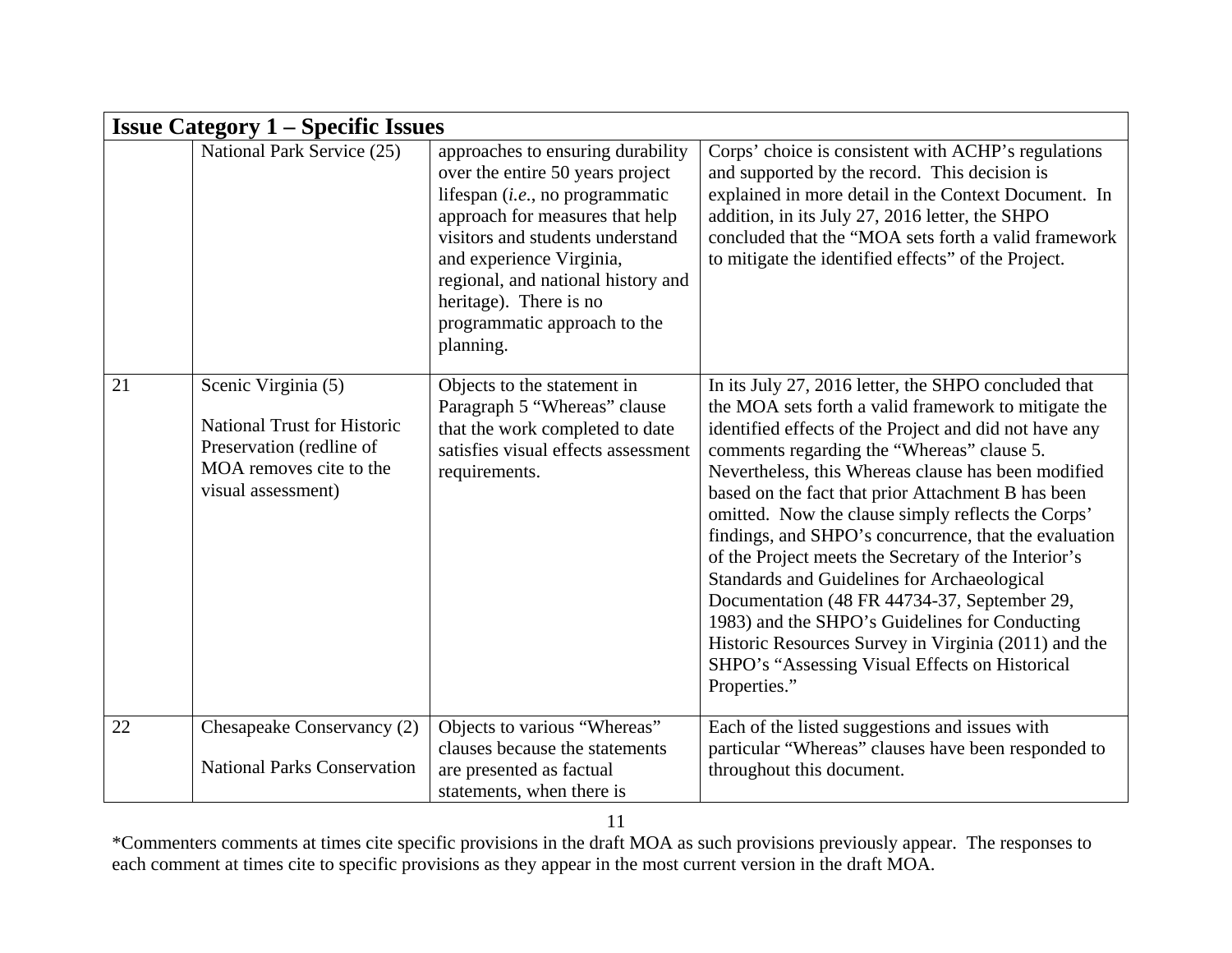| Issue Category 1 – Specific Issues | | | |
|---|---|---|---|
| | National Park Service (25) | approaches to ensuring durability over the entire 50 years project lifespan (*i.e.*, no programmatic approach for measures that help visitors and students understand and experience Virginia, regional, and national history and heritage). There is no programmatic approach to the planning. | Corps' choice is consistent with ACHP's regulations and supported by the record. This decision is explained in more detail in the Context Document. In addition, in its July 27, 2016 letter, the SHPO concluded that the "MOA sets forth a valid framework to mitigate the identified effects" of the Project. |
| 21 | Scenic Virginia (5)<br><br>National Trust for Historic Preservation (redline of MOA removes cite to the visual assessment) | Objects to the statement in Paragraph 5 "Whereas" clause that the work completed to date satisfies visual effects assessment requirements. | In its July 27, 2016 letter, the SHPO concluded that the MOA sets forth a valid framework to mitigate the identified effects of the Project and did not have any comments regarding the "Whereas" clause 5. Nevertheless, this Whereas clause has been modified based on the fact that prior Attachment B has been omitted. Now the clause simply reflects the Corps' findings, and SHPO's concurrence, that the evaluation of the Project meets the Secretary of the Interior's Standards and Guidelines for Archaeological Documentation (48 FR 44734-37, September 29, 1983) and the SHPO's Guidelines for Conducting Historic Resources Survey in Virginia (2011) and the SHPO's "Assessing Visual Effects on Historical Properties." |
| 22 | Chesapeake Conservancy (2)<br><br>National Parks Conservation | Objects to various "Whereas" clauses because the statements are presented as factual statements, when there is | Each of the listed suggestions and issues with particular "Whereas" clauses have been responded to throughout this document. |

*Commenters comments at times cite specific provisions in the draft MOA as such provisions previously appear. The responses to each comment at times cite to specific provisions as they appear in the most current version in the draft MOA.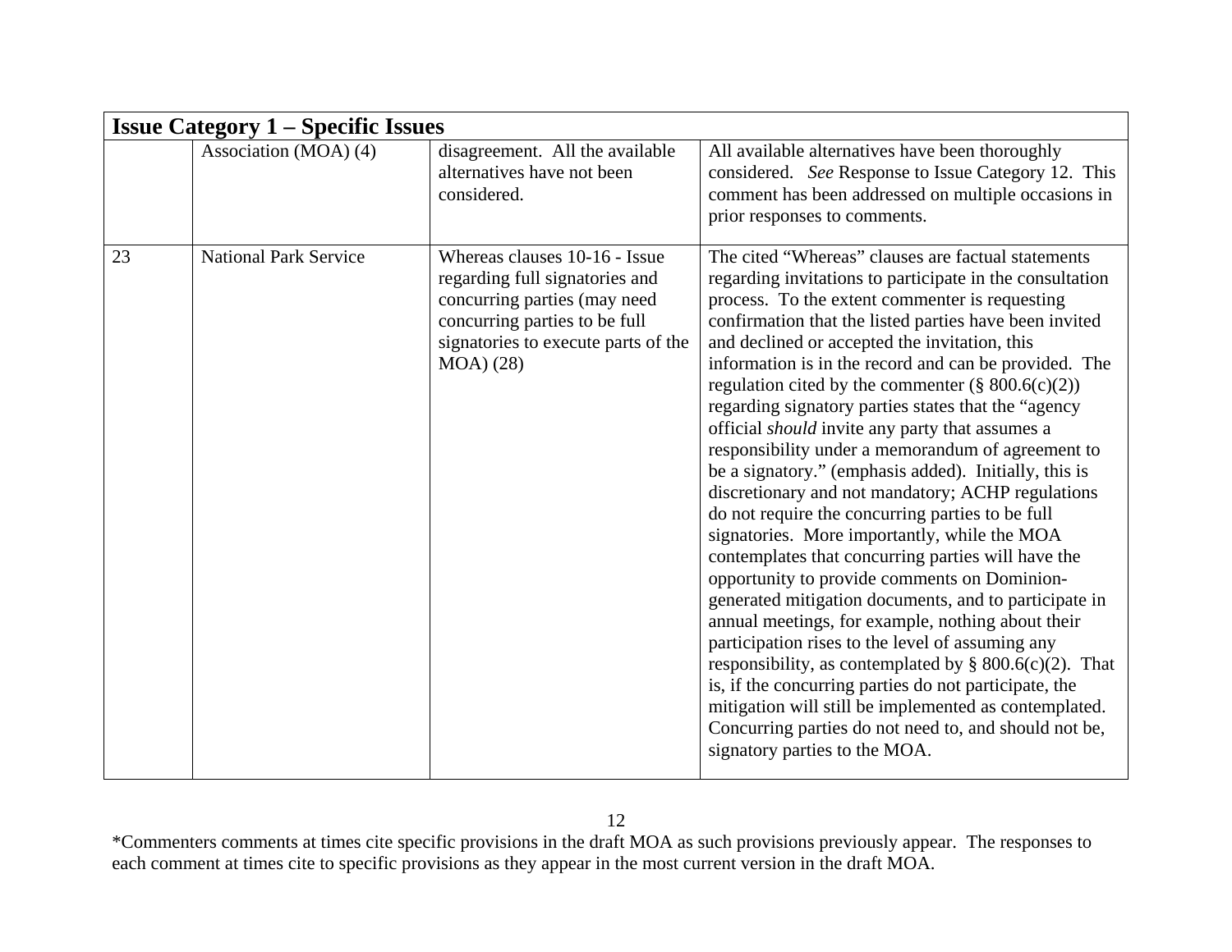| Issue Category 1 – Specific Issues | | | |
| --- | --- | --- | --- |
| | Association (MOA) (4) | disagreement. All the available alternatives have not been considered. | All available alternatives have been thoroughly considered. *See* Response to Issue Category 12. This comment has been addressed on multiple occasions in prior responses to comments. |
| 23 | National Park Service | Whereas clauses 10-16 - Issue regarding full signatories and concurring parties (may need concurring parties to be full signatories to execute parts of the MOA) (28) | The cited "Whereas" clauses are factual statements regarding invitations to participate in the consultation process. To the extent commenter is requesting confirmation that the listed parties have been invited and declined or accepted the invitation, this information is in the record and can be provided. The regulation cited by the commenter (§ 800.6(c)(2)) regarding signatory parties states that the "agency official *should* invite any party that assumes a responsibility under a memorandum of agreement to be a signatory." (emphasis added). Initially, this is discretionary and not mandatory; ACHP regulations do not require the concurring parties to be full signatories. More importantly, while the MOA contemplates that concurring parties will have the opportunity to provide comments on Dominion-generated mitigation documents, and to participate in annual meetings, for example, nothing about their participation rises to the level of assuming any responsibility, as contemplated by § 800.6(c)(2). That is, if the concurring parties do not participate, the mitigation will still be implemented as contemplated. Concurring parties do not need to, and should not be, signatory parties to the MOA. |

*Commenters comments at times cite specific provisions in the draft MOA as such provisions previously appear. The responses to each comment at times cite to specific provisions as they appear in the most current version in the draft MOA.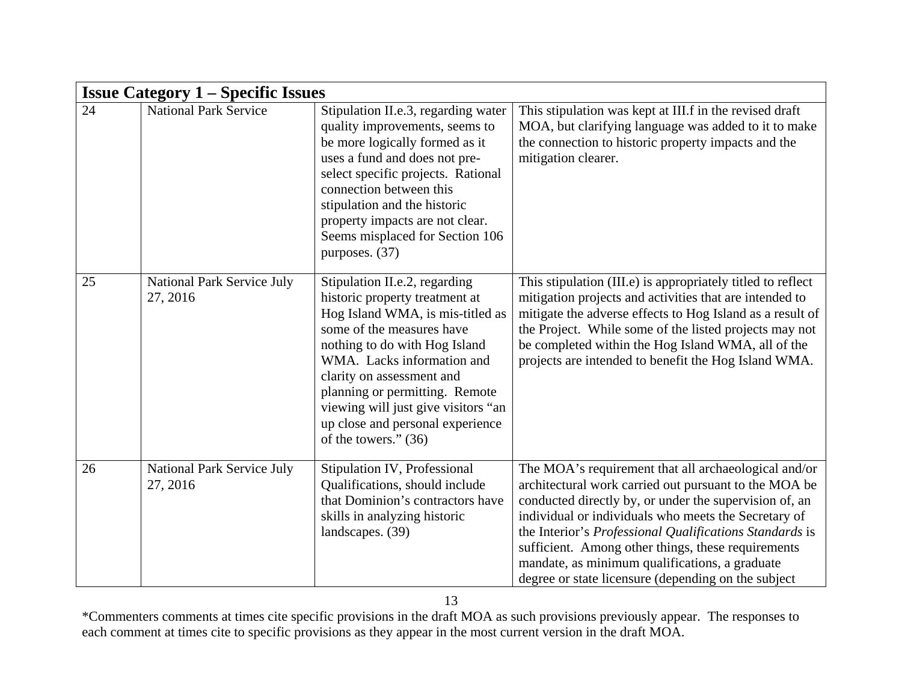| Issue Category 1 – Specific Issues | | | |
|---|---|---|---|
| 24 | National Park Service | Stipulation II.e.3, regarding water quality improvements, seems to be more logically formed as it uses a fund and does not pre-select specific projects. Rational connection between this stipulation and the historic property impacts are not clear. Seems misplaced for Section 106 purposes. (37) | This stipulation was kept at III.f in the revised draft MOA, but clarifying language was added to it to make the connection to historic property impacts and the mitigation clearer. |
| 25 | National Park Service July 27, 2016 | Stipulation II.e.2, regarding historic property treatment at Hog Island WMA, is mis-titled as some of the measures have nothing to do with Hog Island WMA. Lacks information and clarity on assessment and planning or permitting. Remote viewing will just give visitors "an up close and personal experience of the towers." (36) | This stipulation (III.e) is appropriately titled to reflect mitigation projects and activities that are intended to mitigate the adverse effects to Hog Island as a result of the Project. While some of the listed projects may not be completed within the Hog Island WMA, all of the projects are intended to benefit the Hog Island WMA. |
| 26 | National Park Service July 27, 2016 | Stipulation IV, Professional Qualifications, should include that Dominion's contractors have skills in analyzing historic landscapes. (39) | The MOA's requirement that all archaeological and/or architectural work carried out pursuant to the MOA be conducted directly by, or under the supervision of, an individual or individuals who meets the Secretary of the Interior's *Professional Qualifications Standards* is sufficient. Among other things, these requirements mandate, as minimum qualifications, a graduate degree or state licensure (depending on the subject |

*Commenters comments at times cite specific provisions in the draft MOA as such provisions previously appear. The responses to each comment at times cite to specific provisions as they appear in the most current version in the draft MOA.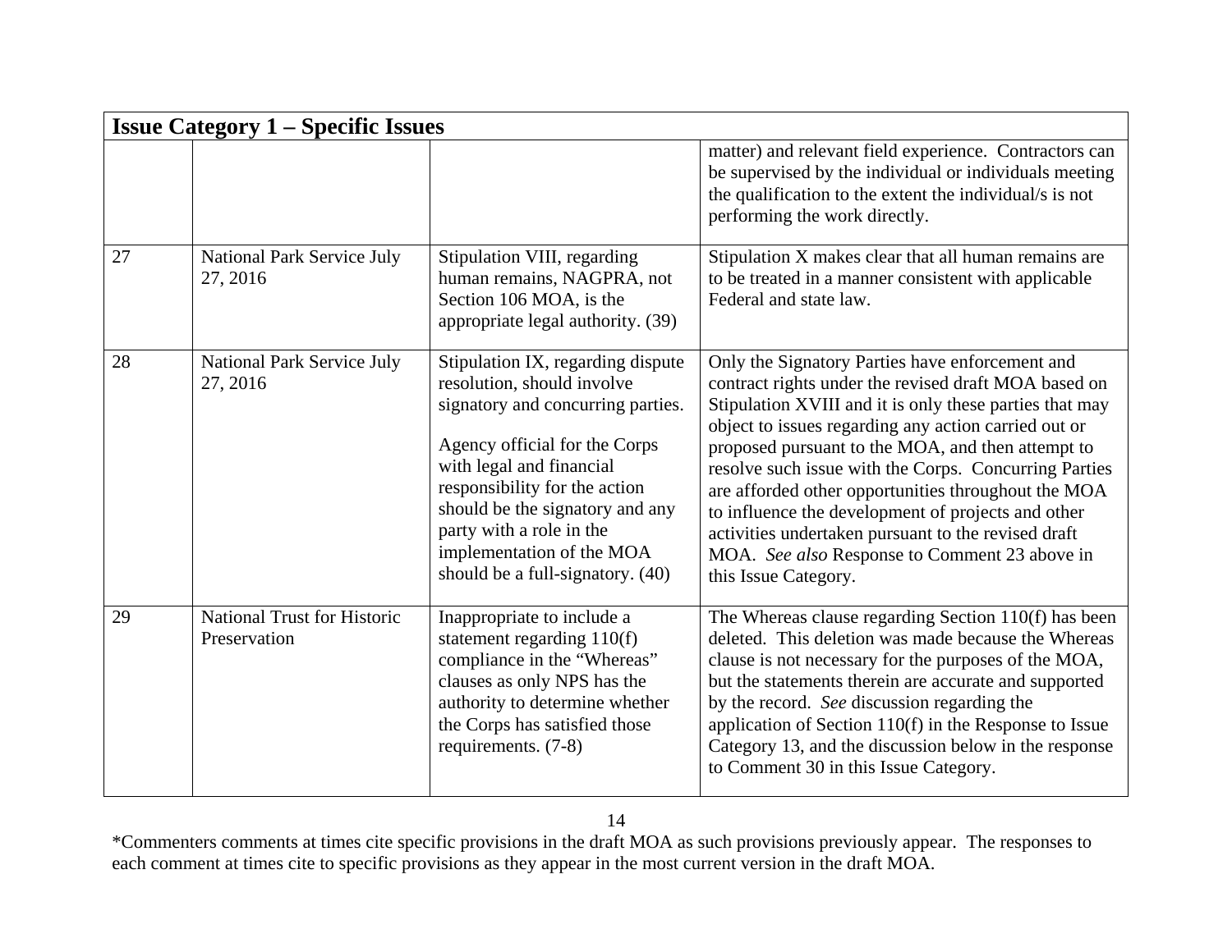| Issue Category 1 – Specific Issues | | | |
|---|---|---|---|
| | | | matter) and relevant field experience. Contractors can be supervised by the individual or individuals meeting the qualification to the extent the individual/s is not performing the work directly. |
| 27 | National Park Service July 27, 2016 | Stipulation VIII, regarding human remains, NAGPRA, not Section 106 MOA, is the appropriate legal authority. (39) | Stipulation X makes clear that all human remains are to be treated in a manner consistent with applicable Federal and state law. |
| 28 | National Park Service July 27, 2016 | Stipulation IX, regarding dispute resolution, should involve signatory and concurring parties.<br><br>Agency official for the Corps with legal and financial responsibility for the action should be the signatory and any party with a role in the implementation of the MOA should be a full-signatory. (40) | Only the Signatory Parties have enforcement and contract rights under the revised draft MOA based on Stipulation XVIII and it is only these parties that may object to issues regarding any action carried out or proposed pursuant to the MOA, and then attempt to resolve such issue with the Corps. Concurring Parties are afforded other opportunities throughout the MOA to influence the development of projects and other activities undertaken pursuant to the revised draft MOA. *See also* Response to Comment 23 above in this Issue Category. |
| 29 | National Trust for Historic Preservation | Inappropriate to include a statement regarding 110(f) compliance in the "Whereas" clauses as only NPS has the authority to determine whether the Corps has satisfied those requirements. (7-8) | The Whereas clause regarding Section 110(f) has been deleted. This deletion was made because the Whereas clause is not necessary for the purposes of the MOA, but the statements therein are accurate and supported by the record. *See* discussion regarding the application of Section 110(f) in the Response to Issue Category 13, and the discussion below in the response to Comment 30 in this Issue Category. |

*Commenters comments at times cite specific provisions in the draft MOA as such provisions previously appear. The responses to each comment at times cite to specific provisions as they appear in the most current version in the draft MOA.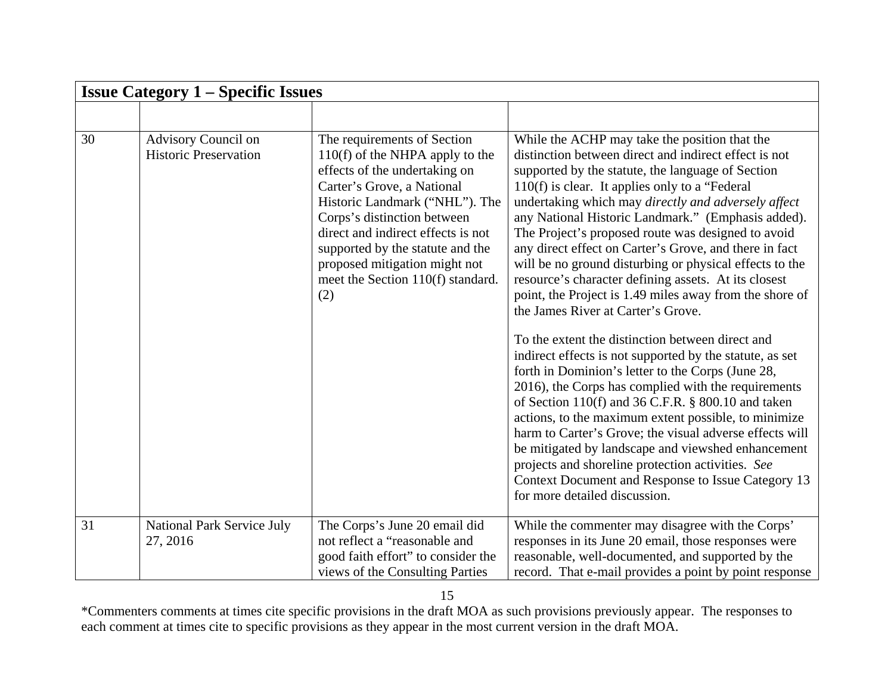| Issue Category 1 – Specific Issues | | | |
|---|---|---|---|
| | | | |
| 30 | Advisory Council on Historic Preservation | The requirements of Section 110(f) of the NHPA apply to the effects of the undertaking on Carter's Grove, a National Historic Landmark ("NHL"). The Corps's distinction between direct and indirect effects is not supported by the statute and the proposed mitigation might not meet the Section 110(f) standard. (2) | While the ACHP may take the position that the distinction between direct and indirect effect is not supported by the statute, the language of Section 110(f) is clear. It applies only to a "Federal undertaking which may *directly and adversely affect* any National Historic Landmark." (Emphasis added). The Project's proposed route was designed to avoid any direct effect on Carter's Grove, and there in fact will be no ground disturbing or physical effects to the resource's character defining assets. At its closest point, the Project is 1.49 miles away from the shore of the James River at Carter's Grove.<br><br>To the extent the distinction between direct and indirect effects is not supported by the statute, as set forth in Dominion's letter to the Corps (June 28, 2016), the Corps has complied with the requirements of Section 110(f) and 36 C.F.R. § 800.10 and taken actions, to the maximum extent possible, to minimize harm to Carter's Grove; the visual adverse effects will be mitigated by landscape and viewshed enhancement projects and shoreline protection activities. *See* Context Document and Response to Issue Category 13 for more detailed discussion. |
| 31 | National Park Service July 27, 2016 | The Corps's June 20 email did not reflect a "reasonable and good faith effort" to consider the views of the Consulting Parties | While the commenter may disagree with the Corps' responses in its June 20 email, those responses were reasonable, well-documented, and supported by the record. That e-mail provides a point by point response |

*Commenters comments at times cite specific provisions in the draft MOA as such provisions previously appear. The responses to each comment at times cite to specific provisions as they appear in the most current version in the draft MOA.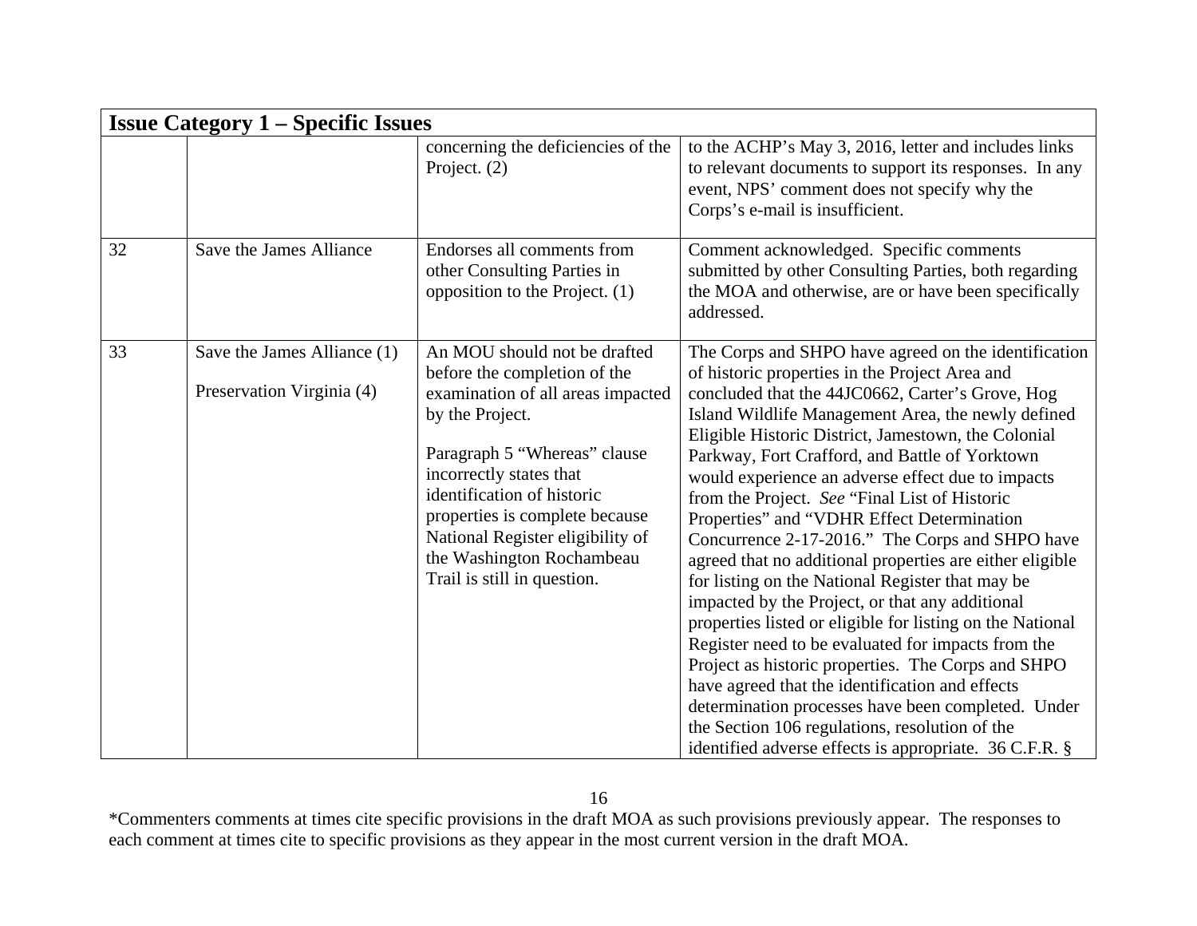| Issue Category 1 – Specific Issues | | | |
|---|---|---|---|
| | | concerning the deficiencies of the Project. (2) | to the ACHP's May 3, 2016, letter and includes links to relevant documents to support its responses. In any event, NPS' comment does not specify why the Corps's e-mail is insufficient. |
| 32 | Save the James Alliance | Endorses all comments from other Consulting Parties in opposition to the Project. (1) | Comment acknowledged. Specific comments submitted by other Consulting Parties, both regarding the MOA and otherwise, are or have been specifically addressed. |
| 33 | Save the James Alliance (1)<br><br>Preservation Virginia (4) | An MOU should not be drafted before the completion of the examination of all areas impacted by the Project.<br><br>Paragraph 5 "Whereas" clause incorrectly states that identification of historic properties is complete because National Register eligibility of the Washington Rochambeau Trail is still in question. | The Corps and SHPO have agreed on the identification of historic properties in the Project Area and concluded that the 44JC0662, Carter's Grove, Hog Island Wildlife Management Area, the newly defined Eligible Historic District, Jamestown, the Colonial Parkway, Fort Crafford, and Battle of Yorktown would experience an adverse effect due to impacts from the Project. *See* "Final List of Historic Properties" and "VDHR Effect Determination Concurrence 2-17-2016." The Corps and SHPO have agreed that no additional properties are either eligible for listing on the National Register that may be impacted by the Project, or that any additional properties listed or eligible for listing on the National Register need to be evaluated for impacts from the Project as historic properties. The Corps and SHPO have agreed that the identification and effects determination processes have been completed. Under the Section 106 regulations, resolution of the identified adverse effects is appropriate. 36 C.F.R. § |

*Commenters comments at times cite specific provisions in the draft MOA as such provisions previously appear. The responses to each comment at times cite to specific provisions as they appear in the most current version in the draft MOA.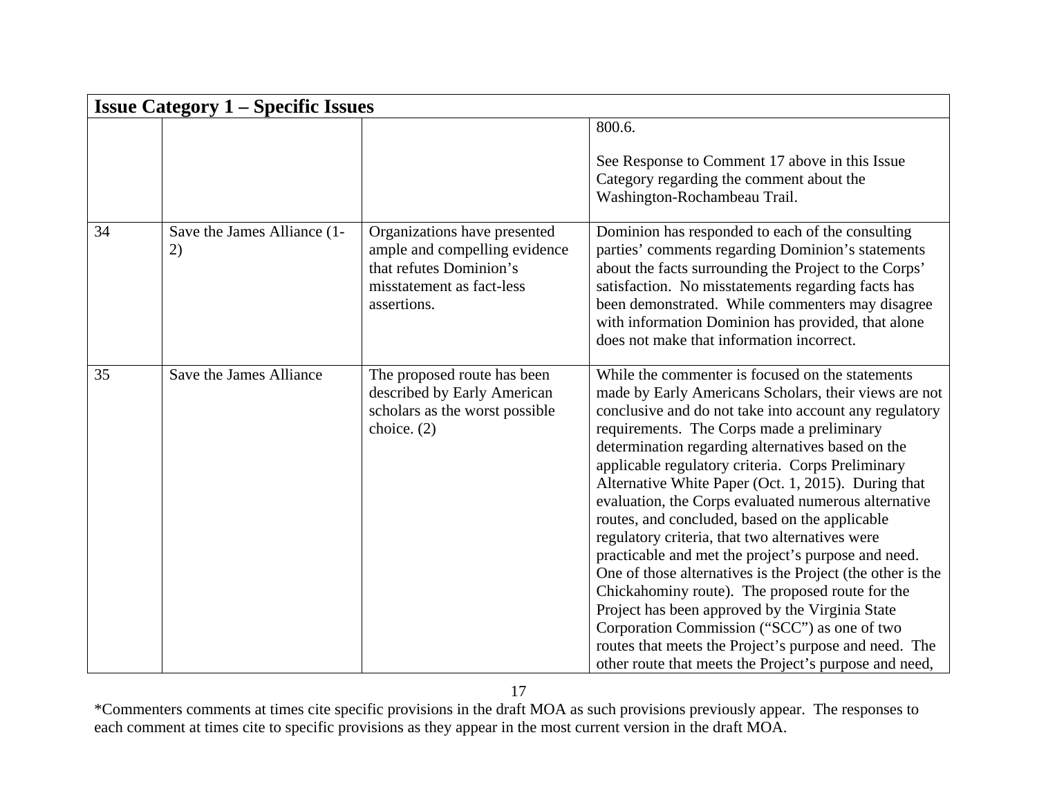| Issue Category 1 – Specific Issues | | | |
|---|---|---|---|
| | | | 800.6.<br><br>See Response to Comment 17 above in this Issue Category regarding the comment about the Washington-Rochambeau Trail. |
| 34 | Save the James Alliance (1-2) | Organizations have presented ample and compelling evidence that refutes Dominion's misstatement as fact-less assertions. | Dominion has responded to each of the consulting parties' comments regarding Dominion's statements about the facts surrounding the Project to the Corps' satisfaction. No misstatements regarding facts has been demonstrated. While commenters may disagree with information Dominion has provided, that alone does not make that information incorrect. |
| 35 | Save the James Alliance | The proposed route has been described by Early American scholars as the worst possible choice. (2) | While the commenter is focused on the statements made by Early Americans Scholars, their views are not conclusive and do not take into account any regulatory requirements. The Corps made a preliminary determination regarding alternatives based on the applicable regulatory criteria. Corps Preliminary Alternative White Paper (Oct. 1, 2015). During that evaluation, the Corps evaluated numerous alternative routes, and concluded, based on the applicable regulatory criteria, that two alternatives were practicable and met the project's purpose and need. One of those alternatives is the Project (the other is the Chickahominy route). The proposed route for the Project has been approved by the Virginia State Corporation Commission ("SCC") as one of two routes that meets the Project's purpose and need. The other route that meets the Project's purpose and need, |

*Commenters comments at times cite specific provisions in the draft MOA as such provisions previously appear. The responses to each comment at times cite to specific provisions as they appear in the most current version in the draft MOA.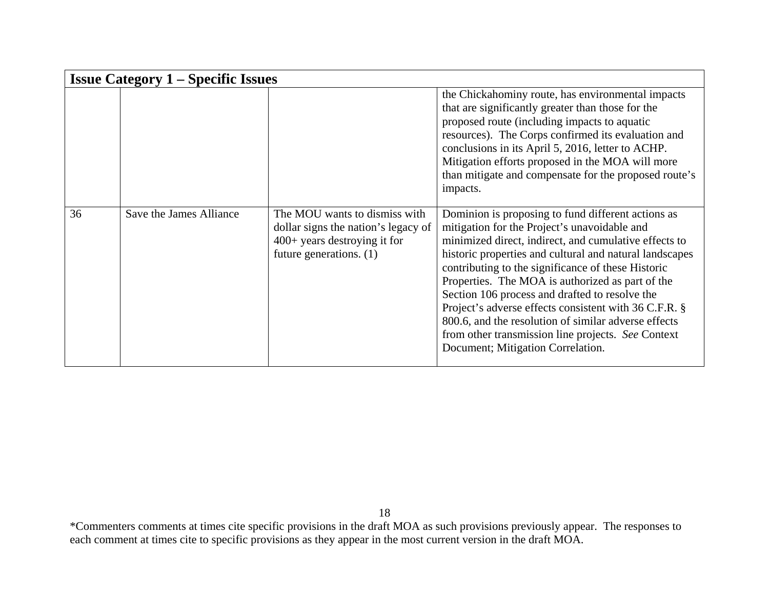| Issue Category 1 – Specific Issues | | | |
|---|---|---|---|
| | | | the Chickahominy route, has environmental impacts that are significantly greater than those for the proposed route (including impacts to aquatic resources). The Corps confirmed its evaluation and conclusions in its April 5, 2016, letter to ACHP. Mitigation efforts proposed in the MOA will more than mitigate and compensate for the proposed route's impacts. |
| 36 | Save the James Alliance | The MOU wants to dismiss with dollar signs the nation's legacy of 400+ years destroying it for future generations. (1) | Dominion is proposing to fund different actions as mitigation for the Project's unavoidable and minimized direct, indirect, and cumulative effects to historic properties and cultural and natural landscapes contributing to the significance of these Historic Properties. The MOA is authorized as part of the Section 106 process and drafted to resolve the Project's adverse effects consistent with 36 C.F.R. § 800.6, and the resolution of similar adverse effects from other transmission line projects. *See* Context Document; Mitigation Correlation. |

*Commenters comments at times cite specific provisions in the draft MOA as such provisions previously appear. The responses to each comment at times cite to specific provisions as they appear in the most current version in the draft MOA.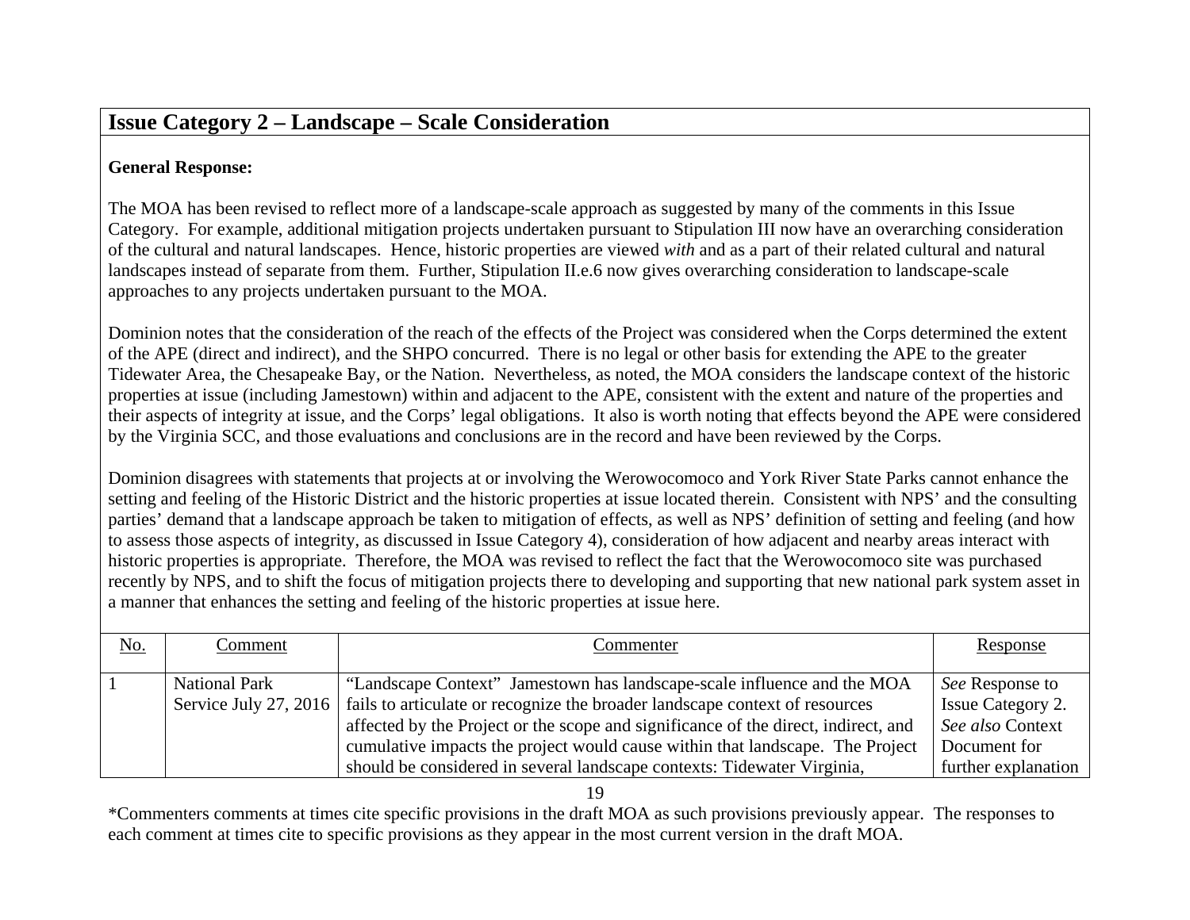## Issue Category 2 – Landscape – Scale Consideration

**General Response:**

The MOA has been revised to reflect more of a landscape-scale approach as suggested by many of the comments in this Issue Category. For example, additional mitigation projects undertaken pursuant to Stipulation III now have an overarching consideration of the cultural and natural landscapes. Hence, historic properties are viewed *with* and as a part of their related cultural and natural landscapes instead of separate from them. Further, Stipulation II.e.6 now gives overarching consideration to landscape-scale approaches to any projects undertaken pursuant to the MOA.

Dominion notes that the consideration of the reach of the effects of the Project was considered when the Corps determined the extent of the APE (direct and indirect), and the SHPO concurred. There is no legal or other basis for extending the APE to the greater Tidewater Area, the Chesapeake Bay, or the Nation. Nevertheless, as noted, the MOA considers the landscape context of the historic properties at issue (including Jamestown) within and adjacent to the APE, consistent with the extent and nature of the properties and their aspects of integrity at issue, and the Corps' legal obligations. It also is worth noting that effects beyond the APE were considered by the Virginia SCC, and those evaluations and conclusions are in the record and have been reviewed by the Corps.

Dominion disagrees with statements that projects at or involving the Werowocomoco and York River State Parks cannot enhance the setting and feeling of the Historic District and the historic properties at issue located therein. Consistent with NPS' and the consulting parties' demand that a landscape approach be taken to mitigation of effects, as well as NPS' definition of setting and feeling (and how to assess those aspects of integrity, as discussed in Issue Category 4), consideration of how adjacent and nearby areas interact with historic properties is appropriate. Therefore, the MOA was revised to reflect the fact that the Werowocomoco site was purchased recently by NPS, and to shift the focus of mitigation projects there to developing and supporting that new national park system asset in a manner that enhances the setting and feeling of the historic properties at issue here.

| No. | Comment | Commenter | Response |
|---|---|---|---|
| 1 | National Park Service July 27, 2016 | "Landscape Context" Jamestown has landscape-scale influence and the MOA fails to articulate or recognize the broader landscape context of resources affected by the Project or the scope and significance of the direct, indirect, and cumulative impacts the project would cause within that landscape. The Project should be considered in several landscape contexts: Tidewater Virginia, | *See* Response to Issue Category 2. *See also* Context Document for further explanation |

*Commenters comments at times cite specific provisions in the draft MOA as such provisions previously appear. The responses to each comment at times cite to specific provisions as they appear in the most current version in the draft MOA.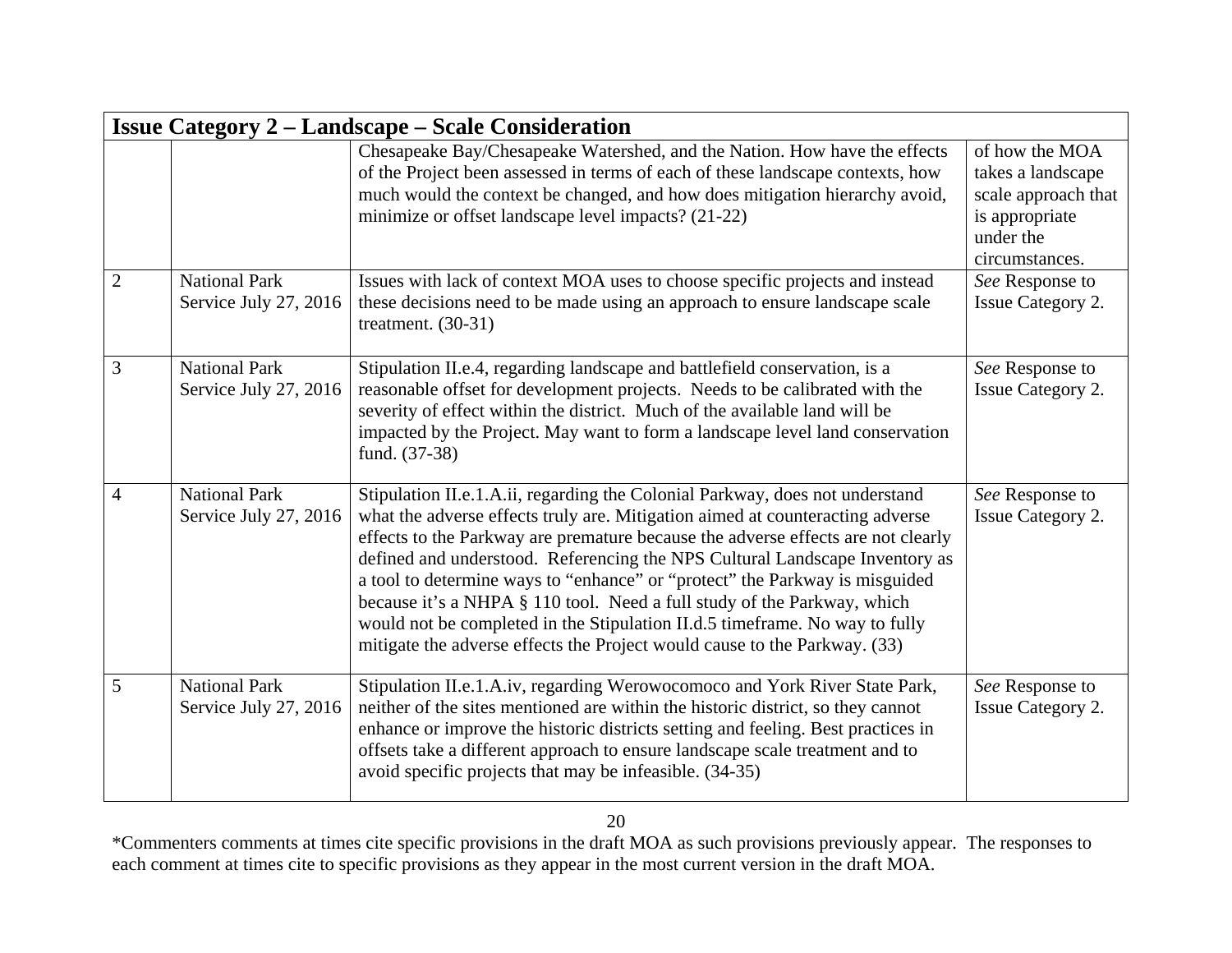| Issue Category 2 – Landscape – Scale Consideration | | | |
|---|---|---|---|
| | | Chesapeake Bay/Chesapeake Watershed, and the Nation. How have the effects of the Project been assessed in terms of each of these landscape contexts, how much would the context be changed, and how does mitigation hierarchy avoid, minimize or offset landscape level impacts? (21-22) | of how the MOA takes a landscape scale approach that is appropriate under the circumstances. |
| 2 | National Park Service July 27, 2016 | Issues with lack of context MOA uses to choose specific projects and instead these decisions need to be made using an approach to ensure landscape scale treatment. (30-31) | *See* Response to Issue Category 2. |
| 3 | National Park Service July 27, 2016 | Stipulation II.e.4, regarding landscape and battlefield conservation, is a reasonable offset for development projects. Needs to be calibrated with the severity of effect within the district. Much of the available land will be impacted by the Project. May want to form a landscape level land conservation fund. (37-38) | *See* Response to Issue Category 2. |
| 4 | National Park Service July 27, 2016 | Stipulation II.e.1.A.ii, regarding the Colonial Parkway, does not understand what the adverse effects truly are. Mitigation aimed at counteracting adverse effects to the Parkway are premature because the adverse effects are not clearly defined and understood. Referencing the NPS Cultural Landscape Inventory as a tool to determine ways to "enhance" or "protect" the Parkway is misguided because it's a NHPA § 110 tool. Need a full study of the Parkway, which would not be completed in the Stipulation II.d.5 timeframe. No way to fully mitigate the adverse effects the Project would cause to the Parkway. (33) | *See* Response to Issue Category 2. |
| 5 | National Park Service July 27, 2016 | Stipulation II.e.1.A.iv, regarding Werowocomoco and York River State Park, neither of the sites mentioned are within the historic district, so they cannot enhance or improve the historic districts setting and feeling. Best practices in offsets take a different approach to ensure landscape scale treatment and to avoid specific projects that may be infeasible. (34-35) | *See* Response to Issue Category 2. |

*Commenters comments at times cite specific provisions in the draft MOA as such provisions previously appear. The responses to each comment at times cite to specific provisions as they appear in the most current version in the draft MOA.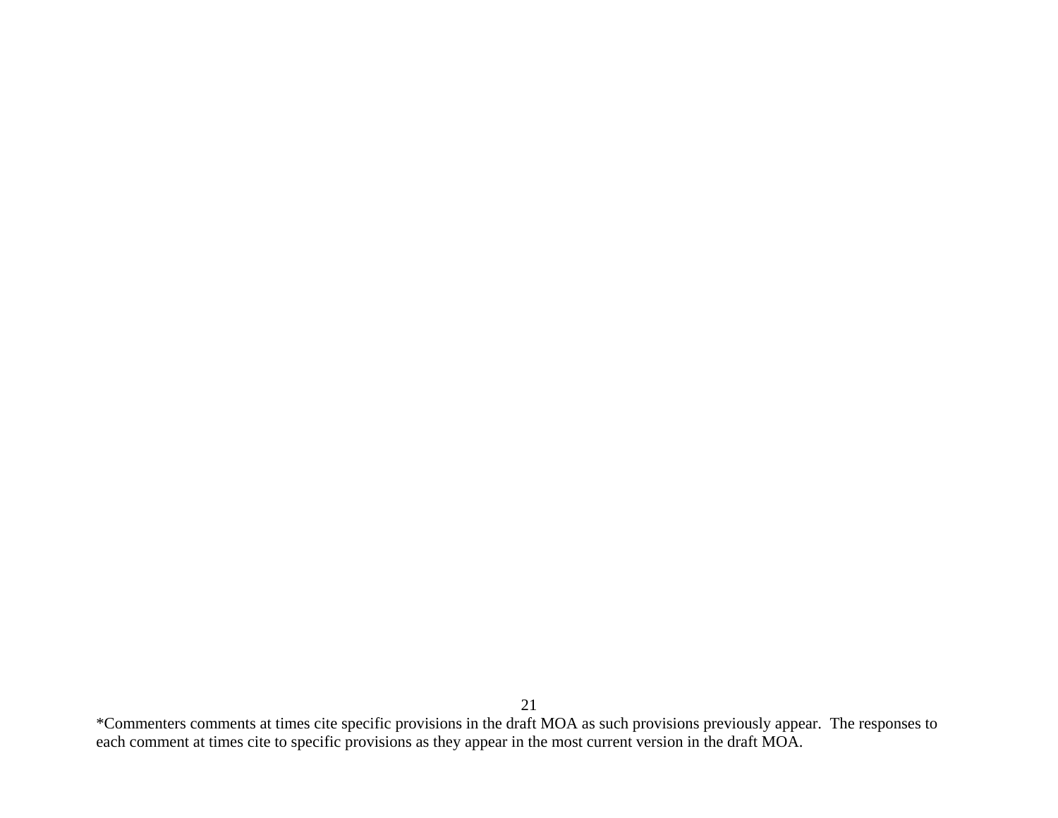*Commenters comments at times cite specific provisions in the draft MOA as such provisions previously appear. The responses to each comment at times cite to specific provisions as they appear in the most current version in the draft MOA.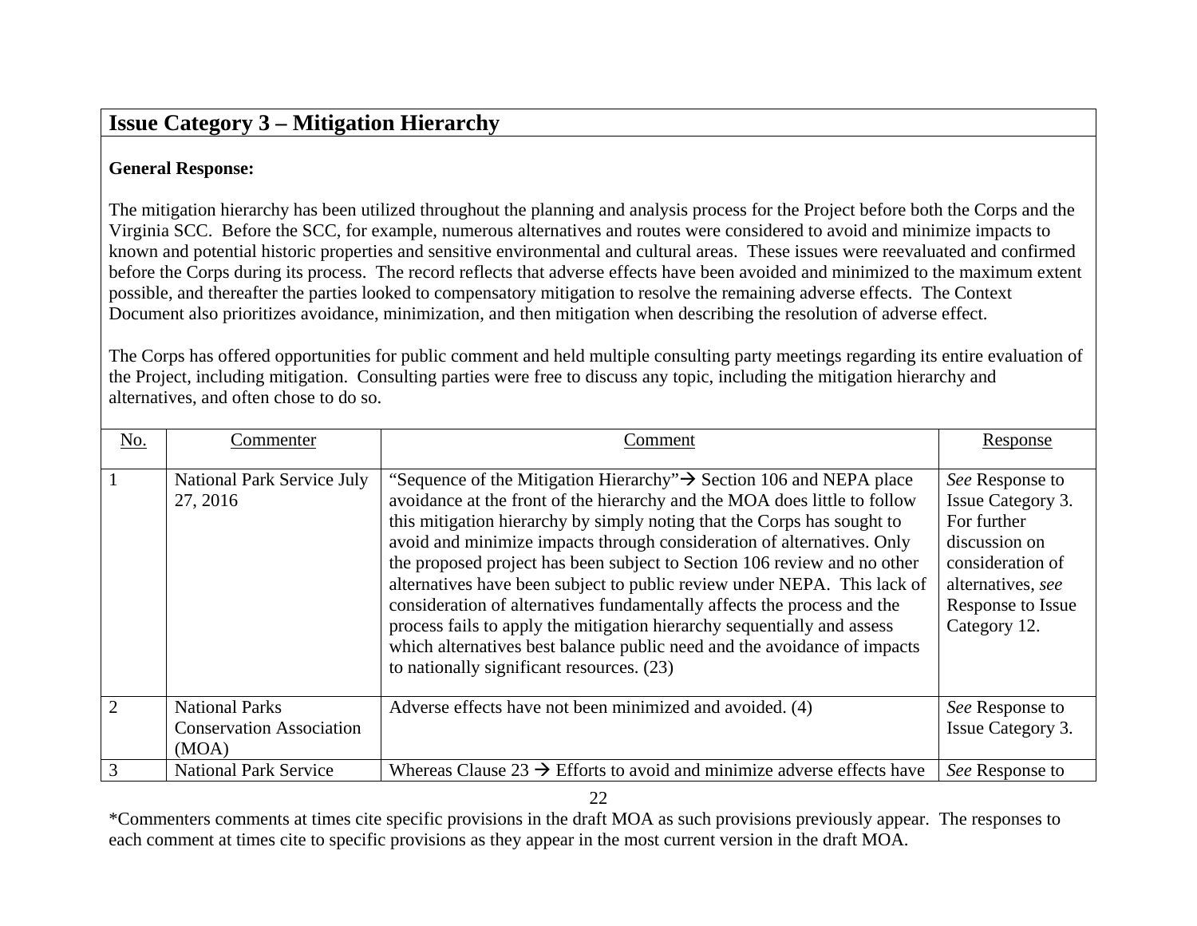## Issue Category 3 – Mitigation Hierarchy

**General Response:**

The mitigation hierarchy has been utilized throughout the planning and analysis process for the Project before both the Corps and the Virginia SCC. Before the SCC, for example, numerous alternatives and routes were considered to avoid and minimize impacts to known and potential historic properties and sensitive environmental and cultural areas. These issues were reevaluated and confirmed before the Corps during its process. The record reflects that adverse effects have been avoided and minimized to the maximum extent possible, and thereafter the parties looked to compensatory mitigation to resolve the remaining adverse effects. The Context Document also prioritizes avoidance, minimization, and then mitigation when describing the resolution of adverse effect.

The Corps has offered opportunities for public comment and held multiple consulting party meetings regarding its entire evaluation of the Project, including mitigation. Consulting parties were free to discuss any topic, including the mitigation hierarchy and alternatives, and often chose to do so.

| No. | Commenter | Comment | Response |
|---|---|---|---|
| 1 | National Park Service July 27, 2016 | "Sequence of the Mitigation Hierarchy"→ Section 106 and NEPA place avoidance at the front of the hierarchy and the MOA does little to follow this mitigation hierarchy by simply noting that the Corps has sought to avoid and minimize impacts through consideration of alternatives. Only the proposed project has been subject to Section 106 review and no other alternatives have been subject to public review under NEPA. This lack of consideration of alternatives fundamentally affects the process and the process fails to apply the mitigation hierarchy sequentially and assess which alternatives best balance public need and the avoidance of impacts to nationally significant resources. (23) | *See* Response to Issue Category 3. For further discussion on consideration of alternatives, *see* Response to Issue Category 12. |
| 2 | National Parks Conservation Association (MOA) | Adverse effects have not been minimized and avoided. (4) | *See* Response to Issue Category 3. |
| 3 | National Park Service | Whereas Clause 23 → Efforts to avoid and minimize adverse effects have | *See* Response to |

*Commenters comments at times cite specific provisions in the draft MOA as such provisions previously appear. The responses to each comment at times cite to specific provisions as they appear in the most current version in the draft MOA.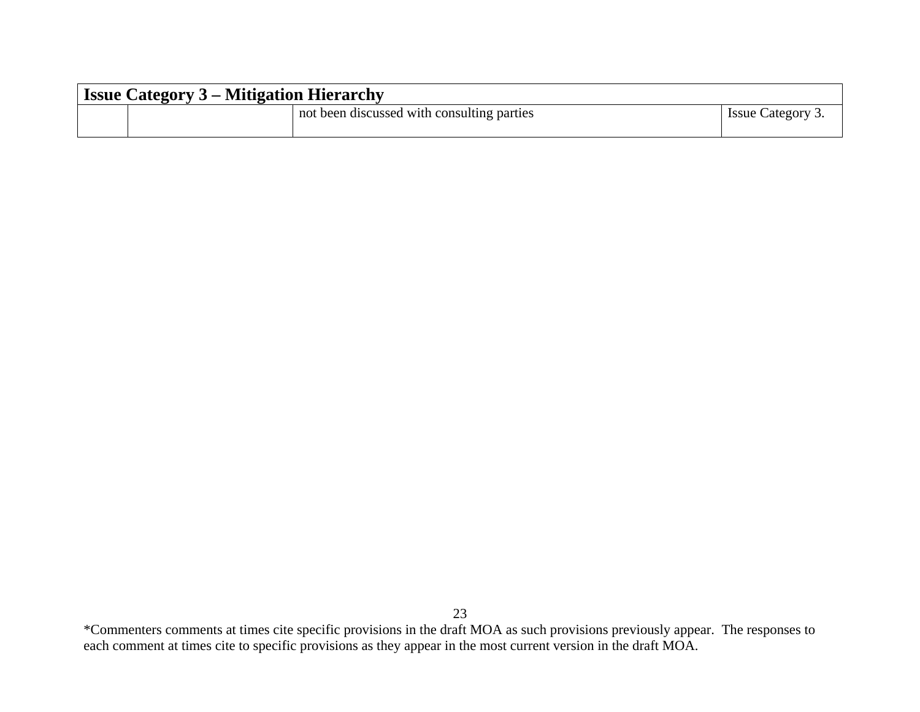| Issue Category 3 – Mitigation Hierarchy | | | |
|---|---|---|---|
| | | not been discussed with consulting parties | Issue Category 3. |

*Commenters comments at times cite specific provisions in the draft MOA as such provisions previously appear. The responses to each comment at times cite to specific provisions as they appear in the most current version in the draft MOA.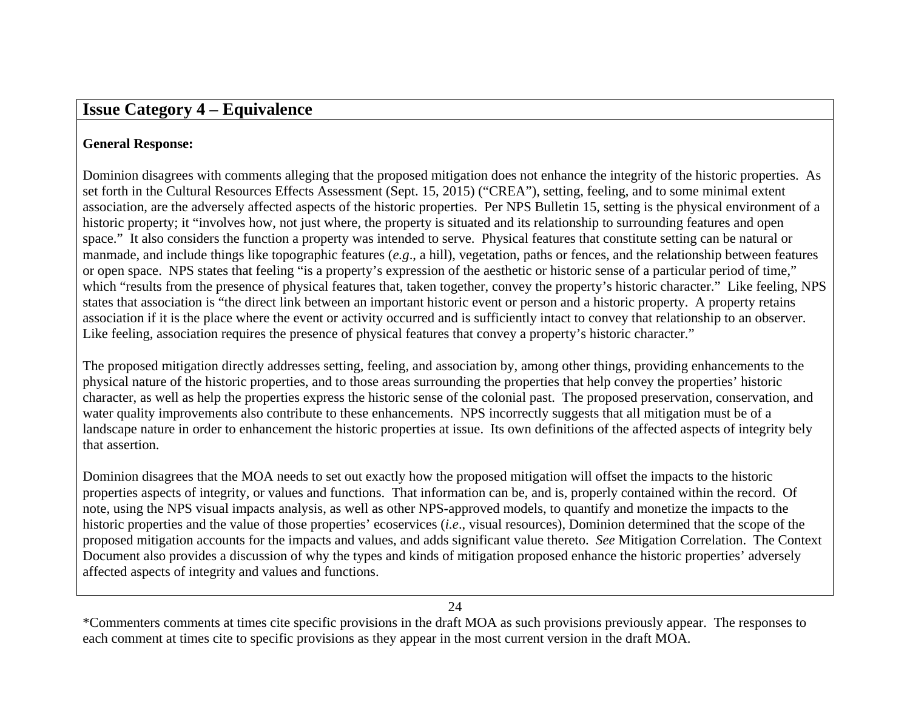## Issue Category 4 – Equivalence

**General Response:**

Dominion disagrees with comments alleging that the proposed mitigation does not enhance the integrity of the historic properties. As set forth in the Cultural Resources Effects Assessment (Sept. 15, 2015) ("CREA"), setting, feeling, and to some minimal extent association, are the adversely affected aspects of the historic properties. Per NPS Bulletin 15, setting is the physical environment of a historic property; it "involves how, not just where, the property is situated and its relationship to surrounding features and open space." It also considers the function a property was intended to serve. Physical features that constitute setting can be natural or manmade, and include things like topographic features (*e.g*., a hill), vegetation, paths or fences, and the relationship between features or open space. NPS states that feeling "is a property's expression of the aesthetic or historic sense of a particular period of time," which "results from the presence of physical features that, taken together, convey the property's historic character." Like feeling, NPS states that association is "the direct link between an important historic event or person and a historic property. A property retains association if it is the place where the event or activity occurred and is sufficiently intact to convey that relationship to an observer. Like feeling, association requires the presence of physical features that convey a property's historic character."

The proposed mitigation directly addresses setting, feeling, and association by, among other things, providing enhancements to the physical nature of the historic properties, and to those areas surrounding the properties that help convey the properties' historic character, as well as help the properties express the historic sense of the colonial past. The proposed preservation, conservation, and water quality improvements also contribute to these enhancements. NPS incorrectly suggests that all mitigation must be of a landscape nature in order to enhancement the historic properties at issue. Its own definitions of the affected aspects of integrity bely that assertion.

Dominion disagrees that the MOA needs to set out exactly how the proposed mitigation will offset the impacts to the historic properties aspects of integrity, or values and functions. That information can be, and is, properly contained within the record. Of note, using the NPS visual impacts analysis, as well as other NPS-approved models, to quantify and monetize the impacts to the historic properties and the value of those properties' ecoservices (*i.e*., visual resources), Dominion determined that the scope of the proposed mitigation accounts for the impacts and values, and adds significant value thereto. *See* Mitigation Correlation. The Context Document also provides a discussion of why the types and kinds of mitigation proposed enhance the historic properties' adversely affected aspects of integrity and values and functions.

*Commenters comments at times cite specific provisions in the draft MOA as such provisions previously appear. The responses to each comment at times cite to specific provisions as they appear in the most current version in the draft MOA.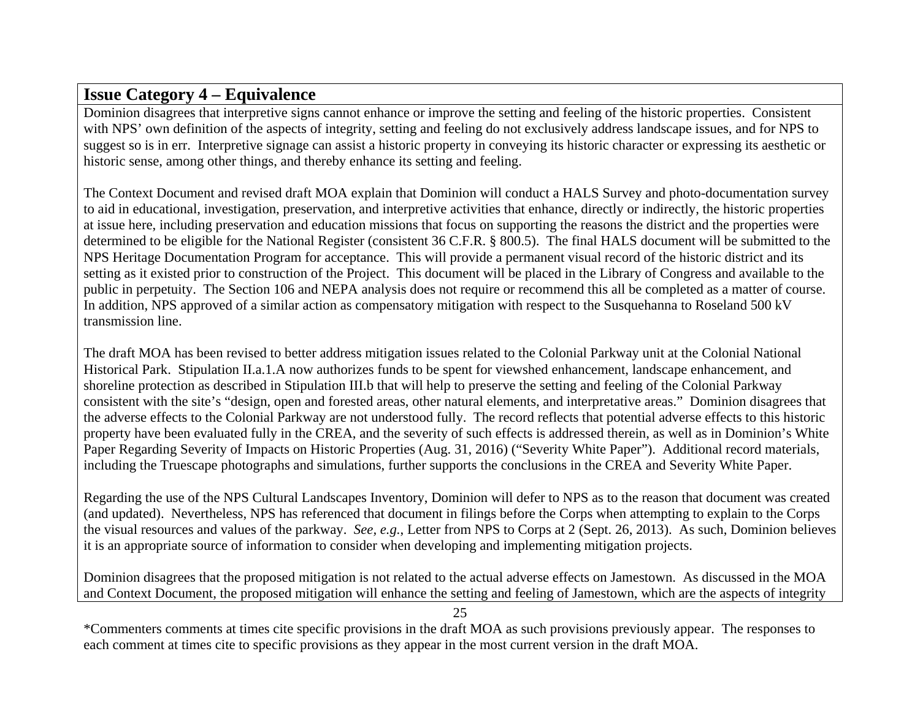## Issue Category 4 – Equivalence

Dominion disagrees that interpretive signs cannot enhance or improve the setting and feeling of the historic properties. Consistent with NPS' own definition of the aspects of integrity, setting and feeling do not exclusively address landscape issues, and for NPS to suggest so is in err. Interpretive signage can assist a historic property in conveying its historic character or expressing its aesthetic or historic sense, among other things, and thereby enhance its setting and feeling.

The Context Document and revised draft MOA explain that Dominion will conduct a HALS Survey and photo-documentation survey to aid in educational, investigation, preservation, and interpretive activities that enhance, directly or indirectly, the historic properties at issue here, including preservation and education missions that focus on supporting the reasons the district and the properties were determined to be eligible for the National Register (consistent 36 C.F.R. § 800.5). The final HALS document will be submitted to the NPS Heritage Documentation Program for acceptance. This will provide a permanent visual record of the historic district and its setting as it existed prior to construction of the Project. This document will be placed in the Library of Congress and available to the public in perpetuity. The Section 106 and NEPA analysis does not require or recommend this all be completed as a matter of course. In addition, NPS approved of a similar action as compensatory mitigation with respect to the Susquehanna to Roseland 500 kV transmission line.

The draft MOA has been revised to better address mitigation issues related to the Colonial Parkway unit at the Colonial National Historical Park. Stipulation II.a.1.A now authorizes funds to be spent for viewshed enhancement, landscape enhancement, and shoreline protection as described in Stipulation III.b that will help to preserve the setting and feeling of the Colonial Parkway consistent with the site's "design, open and forested areas, other natural elements, and interpretative areas." Dominion disagrees that the adverse effects to the Colonial Parkway are not understood fully. The record reflects that potential adverse effects to this historic property have been evaluated fully in the CREA, and the severity of such effects is addressed therein, as well as in Dominion's White Paper Regarding Severity of Impacts on Historic Properties (Aug. 31, 2016) ("Severity White Paper"). Additional record materials, including the Truescape photographs and simulations, further supports the conclusions in the CREA and Severity White Paper.

Regarding the use of the NPS Cultural Landscapes Inventory, Dominion will defer to NPS as to the reason that document was created (and updated). Nevertheless, NPS has referenced that document in filings before the Corps when attempting to explain to the Corps the visual resources and values of the parkway. *See, e.g.*, Letter from NPS to Corps at 2 (Sept. 26, 2013). As such, Dominion believes it is an appropriate source of information to consider when developing and implementing mitigation projects.

Dominion disagrees that the proposed mitigation is not related to the actual adverse effects on Jamestown. As discussed in the MOA and Context Document, the proposed mitigation will enhance the setting and feeling of Jamestown, which are the aspects of integrity

*Commenters comments at times cite specific provisions in the draft MOA as such provisions previously appear. The responses to each comment at times cite to specific provisions as they appear in the most current version in the draft MOA.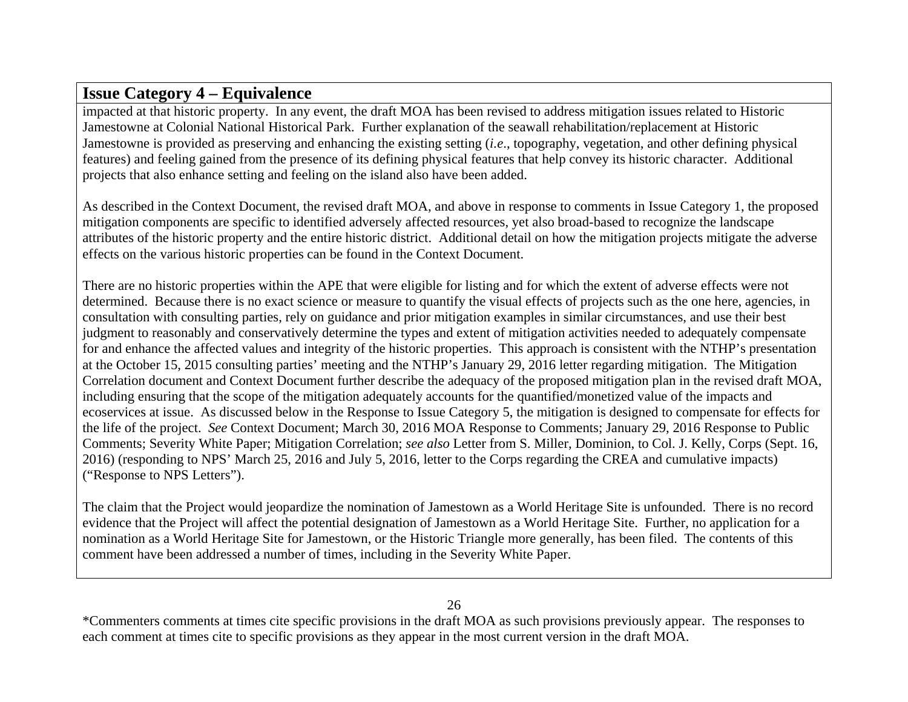## Issue Category 4 – Equivalence

impacted at that historic property. In any event, the draft MOA has been revised to address mitigation issues related to Historic Jamestowne at Colonial National Historical Park. Further explanation of the seawall rehabilitation/replacement at Historic Jamestowne is provided as preserving and enhancing the existing setting (*i.e*., topography, vegetation, and other defining physical features) and feeling gained from the presence of its defining physical features that help convey its historic character. Additional projects that also enhance setting and feeling on the island also have been added.

As described in the Context Document, the revised draft MOA, and above in response to comments in Issue Category 1, the proposed mitigation components are specific to identified adversely affected resources, yet also broad-based to recognize the landscape attributes of the historic property and the entire historic district. Additional detail on how the mitigation projects mitigate the adverse effects on the various historic properties can be found in the Context Document.

There are no historic properties within the APE that were eligible for listing and for which the extent of adverse effects were not determined. Because there is no exact science or measure to quantify the visual effects of projects such as the one here, agencies, in consultation with consulting parties, rely on guidance and prior mitigation examples in similar circumstances, and use their best judgment to reasonably and conservatively determine the types and extent of mitigation activities needed to adequately compensate for and enhance the affected values and integrity of the historic properties. This approach is consistent with the NTHP's presentation at the October 15, 2015 consulting parties' meeting and the NTHP's January 29, 2016 letter regarding mitigation. The Mitigation Correlation document and Context Document further describe the adequacy of the proposed mitigation plan in the revised draft MOA, including ensuring that the scope of the mitigation adequately accounts for the quantified/monetized value of the impacts and ecoservices at issue. As discussed below in the Response to Issue Category 5, the mitigation is designed to compensate for effects for the life of the project. *See* Context Document; March 30, 2016 MOA Response to Comments; January 29, 2016 Response to Public Comments; Severity White Paper; Mitigation Correlation; *see also* Letter from S. Miller, Dominion, to Col. J. Kelly, Corps (Sept. 16, 2016) (responding to NPS' March 25, 2016 and July 5, 2016, letter to the Corps regarding the CREA and cumulative impacts) ("Response to NPS Letters").

The claim that the Project would jeopardize the nomination of Jamestown as a World Heritage Site is unfounded. There is no record evidence that the Project will affect the potential designation of Jamestown as a World Heritage Site. Further, no application for a nomination as a World Heritage Site for Jamestown, or the Historic Triangle more generally, has been filed. The contents of this comment have been addressed a number of times, including in the Severity White Paper.

*Commenters comments at times cite specific provisions in the draft MOA as such provisions previously appear. The responses to each comment at times cite to specific provisions as they appear in the most current version in the draft MOA.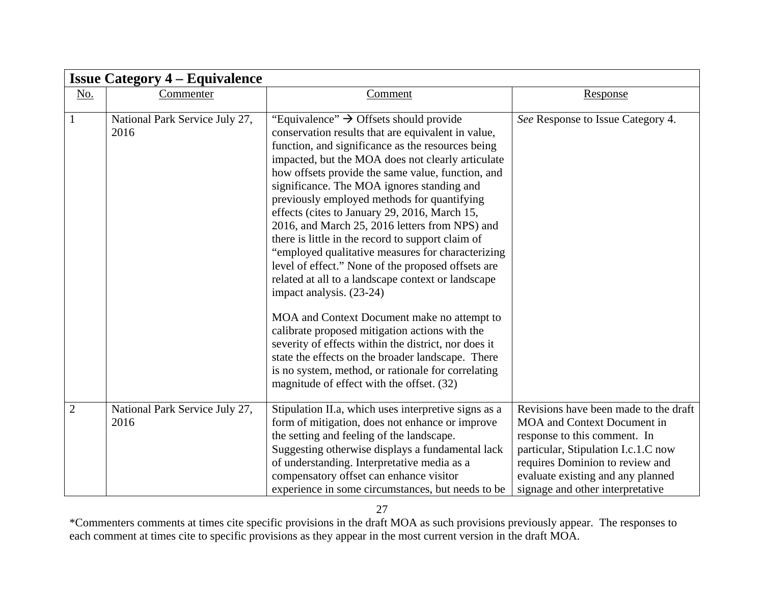| **Issue Category 4 – Equivalence** | | | |
|---|---|---|---|
| No. | Commenter | Comment | Response |
| 1 | National Park Service July 27, 2016 | "Equivalence" → Offsets should provide conservation results that are equivalent in value, function, and significance as the resources being impacted, but the MOA does not clearly articulate how offsets provide the same value, function, and significance. The MOA ignores standing and previously employed methods for quantifying effects (cites to January 29, 2016, March 15, 2016, and March 25, 2016 letters from NPS) and there is little in the record to support claim of "employed qualitative measures for characterizing level of effect." None of the proposed offsets are related at all to a landscape context or landscape impact analysis. (23-24)<br><br>MOA and Context Document make no attempt to calibrate proposed mitigation actions with the severity of effects within the district, nor does it state the effects on the broader landscape. There is no system, method, or rationale for correlating magnitude of effect with the offset. (32) | *See* Response to Issue Category 4. |
| 2 | National Park Service July 27, 2016 | Stipulation II.a, which uses interpretive signs as a form of mitigation, does not enhance or improve the setting and feeling of the landscape. Suggesting otherwise displays a fundamental lack of understanding. Interpretative media as a compensatory offset can enhance visitor experience in some circumstances, but needs to be | Revisions have been made to the draft MOA and Context Document in response to this comment. In particular, Stipulation I.c.1.C now requires Dominion to review and evaluate existing and any planned signage and other interpretative |

*Commenters comments at times cite specific provisions in the draft MOA as such provisions previously appear. The responses to each comment at times cite to specific provisions as they appear in the most current version in the draft MOA.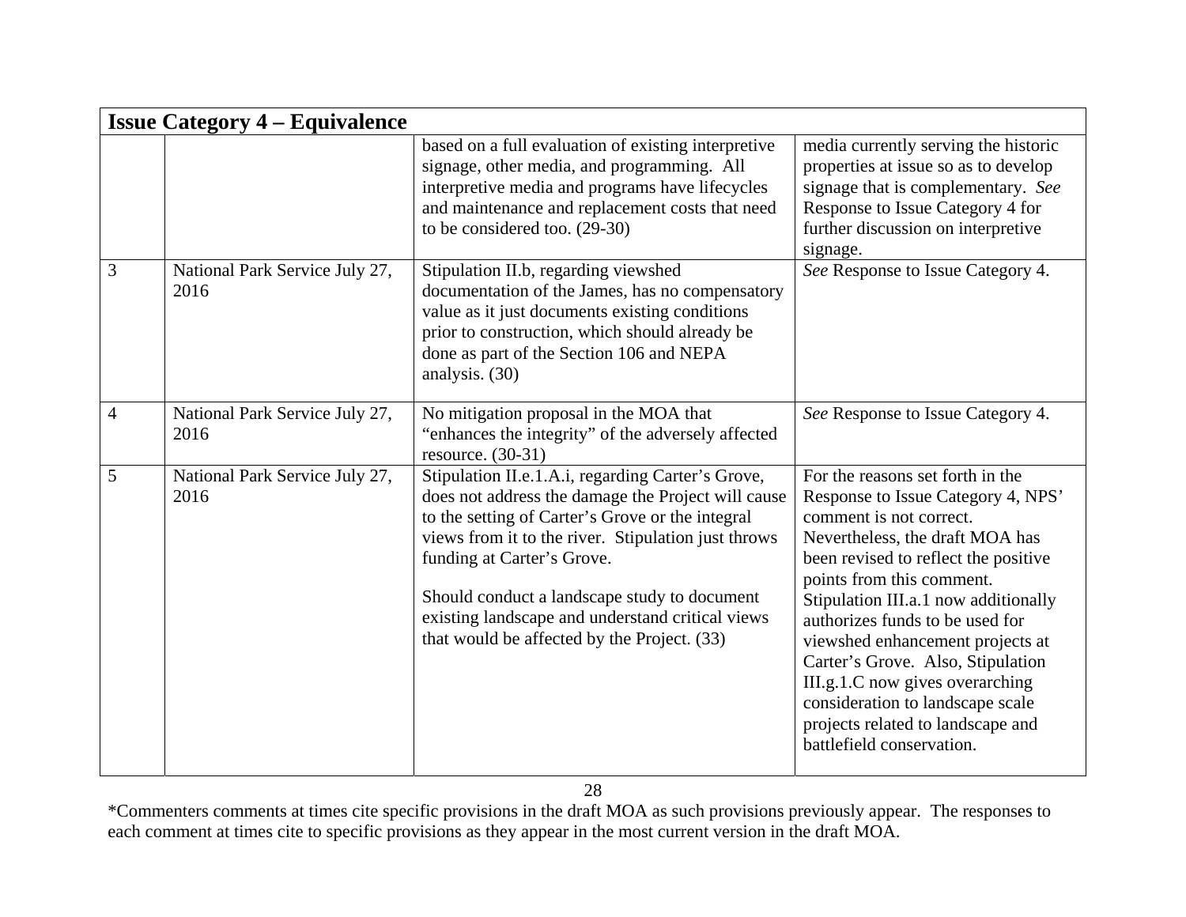| **Issue Category 4 – Equivalence** | | | |
|---|---|---|---|
| | | based on a full evaluation of existing interpretive signage, other media, and programming. All interpretive media and programs have lifecycles and maintenance and replacement costs that need to be considered too. (29-30) | media currently serving the historic properties at issue so as to develop signage that is complementary. *See* Response to Issue Category 4 for further discussion on interpretive signage. |
| 3 | National Park Service July 27, 2016 | Stipulation II.b, regarding viewshed documentation of the James, has no compensatory value as it just documents existing conditions prior to construction, which should already be done as part of the Section 106 and NEPA analysis. (30) | *See* Response to Issue Category 4. |
| 4 | National Park Service July 27, 2016 | No mitigation proposal in the MOA that "enhances the integrity" of the adversely affected resource. (30-31) | *See* Response to Issue Category 4. |
| 5 | National Park Service July 27, 2016 | Stipulation II.e.1.A.i, regarding Carter's Grove, does not address the damage the Project will cause to the setting of Carter's Grove or the integral views from it to the river. Stipulation just throws funding at Carter's Grove.<br><br>Should conduct a landscape study to document existing landscape and understand critical views that would be affected by the Project. (33) | For the reasons set forth in the Response to Issue Category 4, NPS' comment is not correct. Nevertheless, the draft MOA has been revised to reflect the positive points from this comment. Stipulation III.a.1 now additionally authorizes funds to be used for viewshed enhancement projects at Carter's Grove. Also, Stipulation III.g.1.C now gives overarching consideration to landscape scale projects related to landscape and battlefield conservation. |

*Commenters comments at times cite specific provisions in the draft MOA as such provisions previously appear. The responses to each comment at times cite to specific provisions as they appear in the most current version in the draft MOA.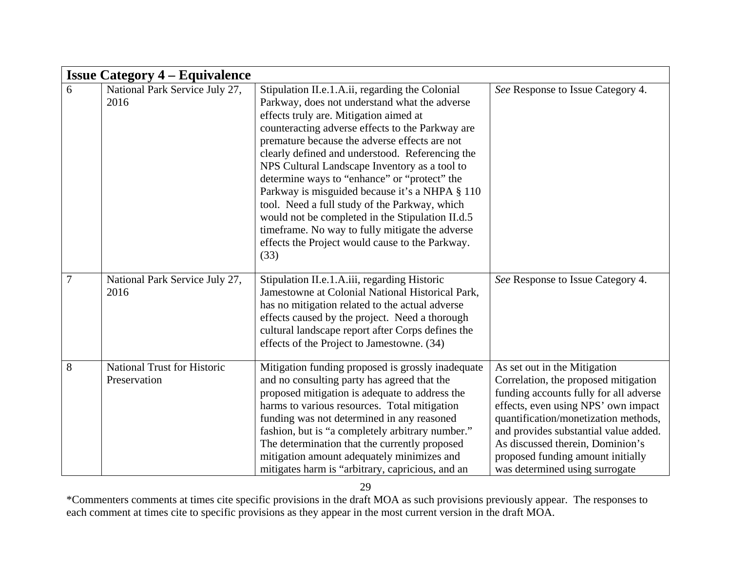| **Issue Category 4 – Equivalence** | | | |
|---|---|---|---|
| 6 | National Park Service July 27, 2016 | Stipulation II.e.1.A.ii, regarding the Colonial Parkway, does not understand what the adverse effects truly are. Mitigation aimed at counteracting adverse effects to the Parkway are premature because the adverse effects are not clearly defined and understood. Referencing the NPS Cultural Landscape Inventory as a tool to determine ways to "enhance" or "protect" the Parkway is misguided because it's a NHPA § 110 tool. Need a full study of the Parkway, which would not be completed in the Stipulation II.d.5 timeframe. No way to fully mitigate the adverse effects the Project would cause to the Parkway. (33) | *See* Response to Issue Category 4. |
| 7 | National Park Service July 27, 2016 | Stipulation II.e.1.A.iii, regarding Historic Jamestowne at Colonial National Historical Park, has no mitigation related to the actual adverse effects caused by the project. Need a thorough cultural landscape report after Corps defines the effects of the Project to Jamestowne. (34) | *See* Response to Issue Category 4. |
| 8 | National Trust for Historic Preservation | Mitigation funding proposed is grossly inadequate and no consulting party has agreed that the proposed mitigation is adequate to address the harms to various resources. Total mitigation funding was not determined in any reasoned fashion, but is "a completely arbitrary number." The determination that the currently proposed mitigation amount adequately minimizes and mitigates harm is "arbitrary, capricious, and an | As set out in the Mitigation Correlation, the proposed mitigation funding accounts fully for all adverse effects, even using NPS' own impact quantification/monetization methods, and provides substantial value added. As discussed therein, Dominion's proposed funding amount initially was determined using surrogate |

*Commenters comments at times cite specific provisions in the draft MOA as such provisions previously appear. The responses to each comment at times cite to specific provisions as they appear in the most current version in the draft MOA.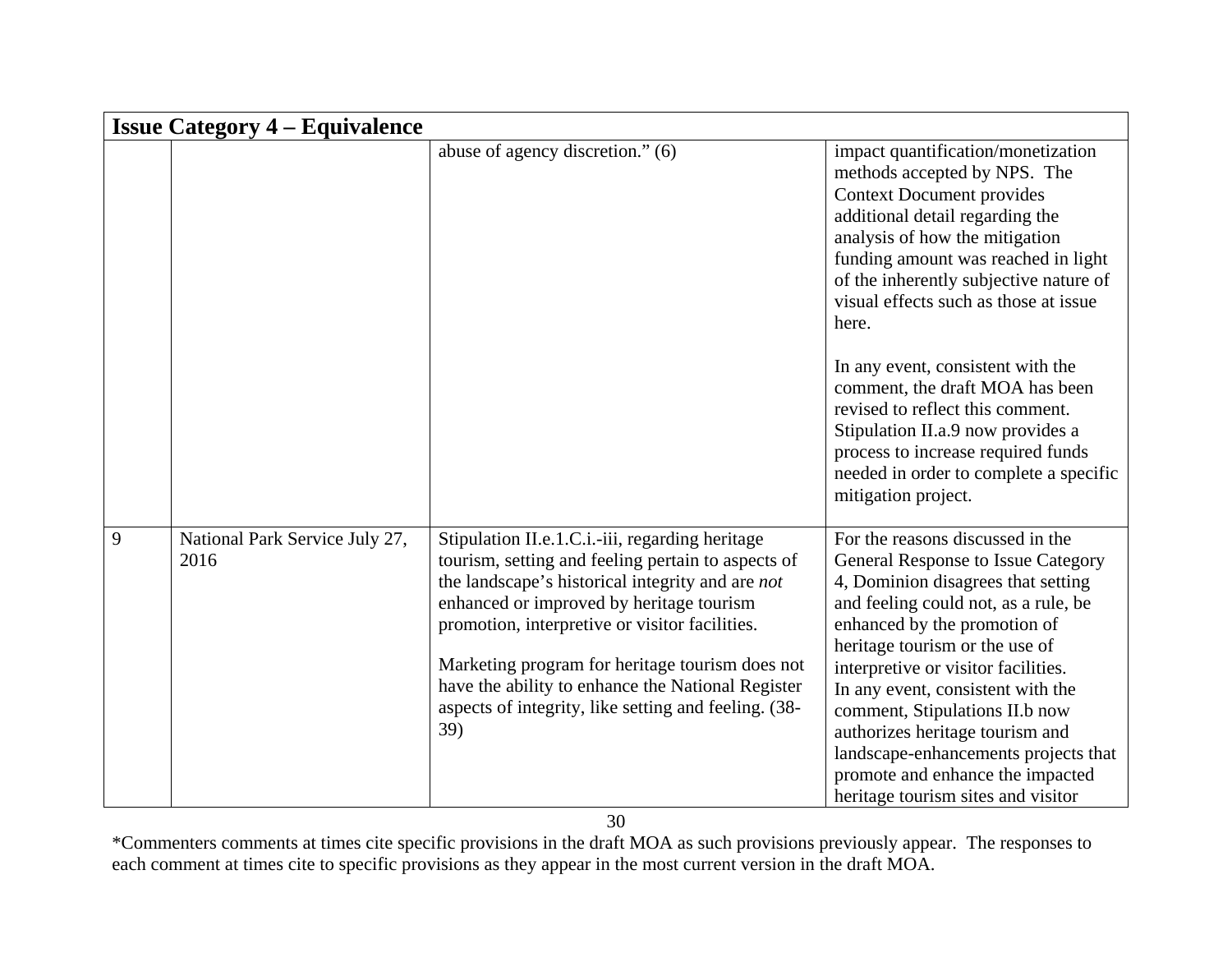## Issue Category 4 – Equivalence

| | | | |
|---|---|---|---|
| | | abuse of agency discretion." (6) | impact quantification/monetization methods accepted by NPS. The Context Document provides additional detail regarding the analysis of how the mitigation funding amount was reached in light of the inherently subjective nature of visual effects such as those at issue here.<br><br>In any event, consistent with the comment, the draft MOA has been revised to reflect this comment. Stipulation II.a.9 now provides a process to increase required funds needed in order to complete a specific mitigation project. |
| 9 | National Park Service July 27, 2016 | Stipulation II.e.1.C.i.-iii, regarding heritage tourism, setting and feeling pertain to aspects of the landscape's historical integrity and are *not* enhanced or improved by heritage tourism promotion, interpretive or visitor facilities.<br><br>Marketing program for heritage tourism does not have the ability to enhance the National Register aspects of integrity, like setting and feeling. (38-39) | For the reasons discussed in the General Response to Issue Category 4, Dominion disagrees that setting and feeling could not, as a rule, be enhanced by the promotion of heritage tourism or the use of interpretive or visitor facilities.<br>In any event, consistent with the comment, Stipulations II.b now authorizes heritage tourism and landscape-enhancements projects that promote and enhance the impacted heritage tourism sites and visitor |

*Commenters comments at times cite specific provisions in the draft MOA as such provisions previously appear. The responses to each comment at times cite to specific provisions as they appear in the most current version in the draft MOA.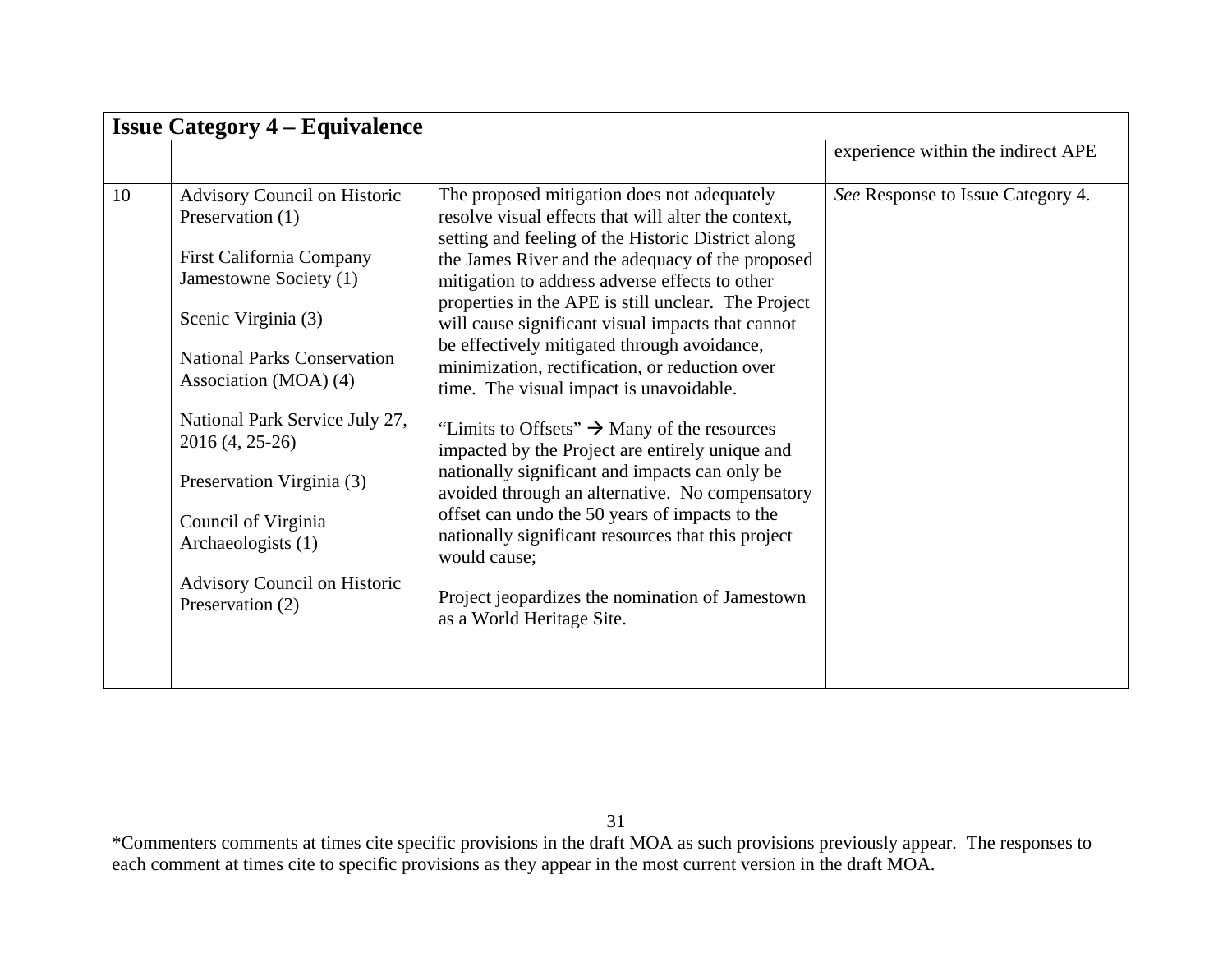| Issue Category 4 – Equivalence | | | |
|---|---|---|---|
| | | | experience within the indirect APE |
| 10 | Advisory Council on Historic Preservation (1)<br><br>First California Company Jamestowne Society (1)<br><br>Scenic Virginia (3)<br><br>National Parks Conservation Association (MOA) (4)<br><br>National Park Service July 27, 2016 (4, 25-26)<br><br>Preservation Virginia (3)<br><br>Council of Virginia Archaeologists (1)<br><br>Advisory Council on Historic Preservation (2) | The proposed mitigation does not adequately resolve visual effects that will alter the context, setting and feeling of the Historic District along the James River and the adequacy of the proposed mitigation to address adverse effects to other properties in the APE is still unclear. The Project will cause significant visual impacts that cannot be effectively mitigated through avoidance, minimization, rectification, or reduction over time. The visual impact is unavoidable.<br><br>"Limits to Offsets" → Many of the resources impacted by the Project are entirely unique and nationally significant and impacts can only be avoided through an alternative. No compensatory offset can undo the 50 years of impacts to the nationally significant resources that this project would cause;<br><br>Project jeopardizes the nomination of Jamestown as a World Heritage Site. | *See* Response to Issue Category 4. |

*Commenters comments at times cite specific provisions in the draft MOA as such provisions previously appear. The responses to each comment at times cite to specific provisions as they appear in the most current version in the draft MOA.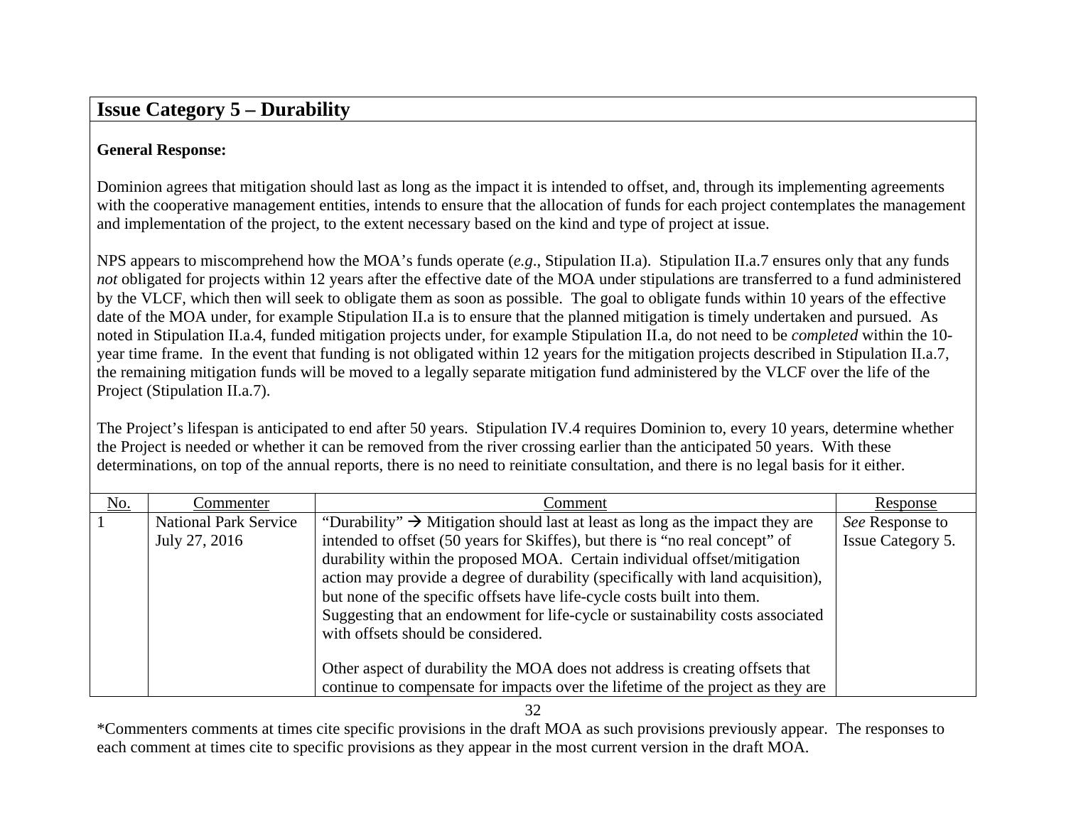## Issue Category 5 – Durability

**General Response:**

Dominion agrees that mitigation should last as long as the impact it is intended to offset, and, through its implementing agreements with the cooperative management entities, intends to ensure that the allocation of funds for each project contemplates the management and implementation of the project, to the extent necessary based on the kind and type of project at issue.

NPS appears to miscomprehend how the MOA's funds operate (*e.g*., Stipulation II.a). Stipulation II.a.7 ensures only that any funds *not* obligated for projects within 12 years after the effective date of the MOA under stipulations are transferred to a fund administered by the VLCF, which then will seek to obligate them as soon as possible. The goal to obligate funds within 10 years of the effective date of the MOA under, for example Stipulation II.a is to ensure that the planned mitigation is timely undertaken and pursued. As noted in Stipulation II.a.4, funded mitigation projects under, for example Stipulation II.a, do not need to be *completed* within the 10-year time frame. In the event that funding is not obligated within 12 years for the mitigation projects described in Stipulation II.a.7, the remaining mitigation funds will be moved to a legally separate mitigation fund administered by the VLCF over the life of the Project (Stipulation II.a.7).

The Project's lifespan is anticipated to end after 50 years. Stipulation IV.4 requires Dominion to, every 10 years, determine whether the Project is needed or whether it can be removed from the river crossing earlier than the anticipated 50 years. With these determinations, on top of the annual reports, there is no need to reinitiate consultation, and there is no legal basis for it either.

| No. | Commenter | Comment | Response |
|---|---|---|---|
| 1 | National Park Service July 27, 2016 | "Durability" → Mitigation should last at least as long as the impact they are intended to offset (50 years for Skiffes), but there is "no real concept" of durability within the proposed MOA. Certain individual offset/mitigation action may provide a degree of durability (specifically with land acquisition), but none of the specific offsets have life-cycle costs built into them. Suggesting that an endowment for life-cycle or sustainability costs associated with offsets should be considered.<br><br>Other aspect of durability the MOA does not address is creating offsets that continue to compensate for impacts over the lifetime of the project as they are | *See* Response to Issue Category 5. |

*Commenters comments at times cite specific provisions in the draft MOA as such provisions previously appear. The responses to each comment at times cite to specific provisions as they appear in the most current version in the draft MOA.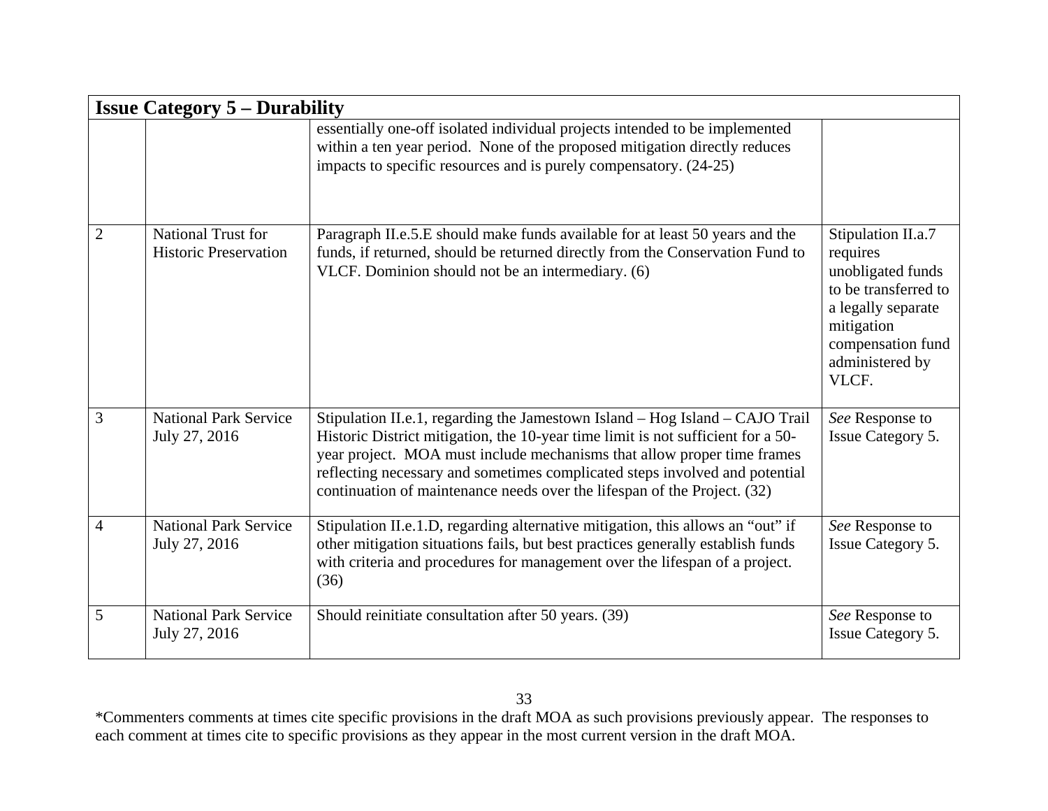| Issue Category 5 – Durability | | | |
|---|---|---|---|
| | | essentially one-off isolated individual projects intended to be implemented within a ten year period. None of the proposed mitigation directly reduces impacts to specific resources and is purely compensatory. (24-25) | |
| 2 | National Trust for Historic Preservation | Paragraph II.e.5.E should make funds available for at least 50 years and the funds, if returned, should be returned directly from the Conservation Fund to VLCF. Dominion should not be an intermediary. (6) | Stipulation II.a.7 requires unobligated funds to be transferred to a legally separate mitigation compensation fund administered by VLCF. |
| 3 | National Park Service July 27, 2016 | Stipulation II.e.1, regarding the Jamestown Island – Hog Island – CAJO Trail Historic District mitigation, the 10-year time limit is not sufficient for a 50-year project. MOA must include mechanisms that allow proper time frames reflecting necessary and sometimes complicated steps involved and potential continuation of maintenance needs over the lifespan of the Project. (32) | *See* Response to Issue Category 5. |
| 4 | National Park Service July 27, 2016 | Stipulation II.e.1.D, regarding alternative mitigation, this allows an "out" if other mitigation situations fails, but best practices generally establish funds with criteria and procedures for management over the lifespan of a project. (36) | *See* Response to Issue Category 5. |
| 5 | National Park Service July 27, 2016 | Should reinitiate consultation after 50 years. (39) | *See* Response to Issue Category 5. |

*Commenters comments at times cite specific provisions in the draft MOA as such provisions previously appear. The responses to each comment at times cite to specific provisions as they appear in the most current version in the draft MOA.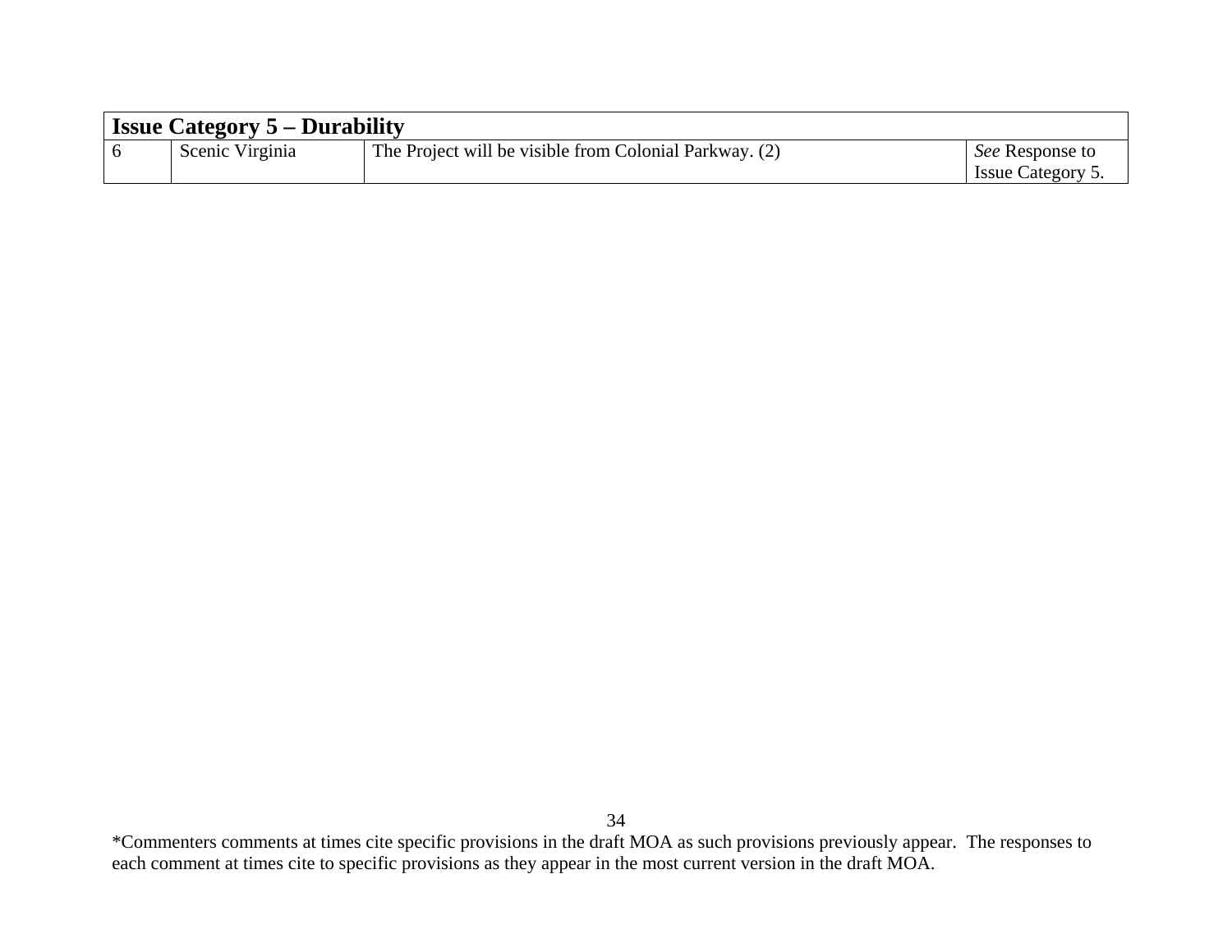| **Issue Category 5 – Durability** | | | |
|---|---|---|---|
| 6 | Scenic Virginia | The Project will be visible from Colonial Parkway. (2) | *See* Response to Issue Category 5. |

*Commenters comments at times cite specific provisions in the draft MOA as such provisions previously appear. The responses to each comment at times cite to specific provisions as they appear in the most current version in the draft MOA.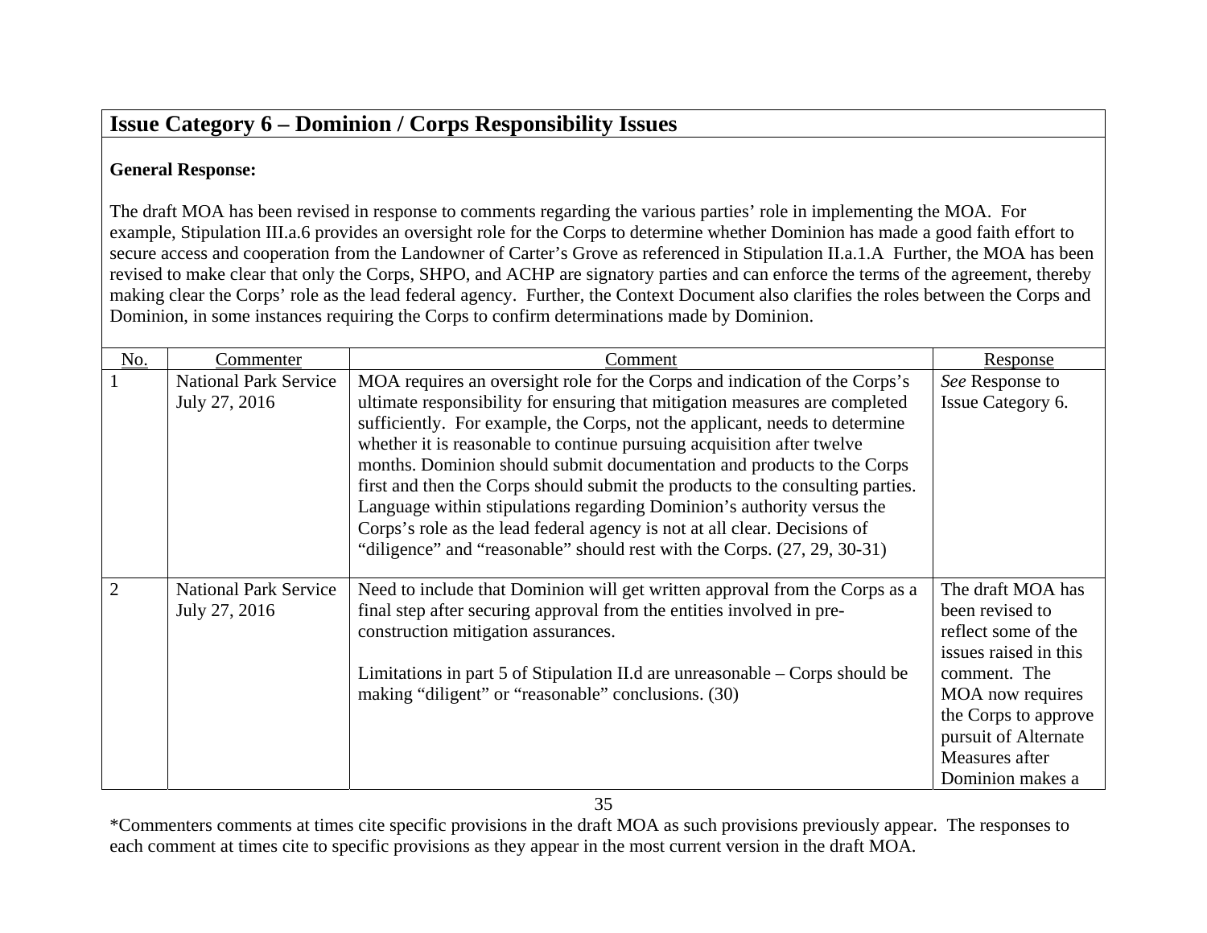## Issue Category 6 – Dominion / Corps Responsibility Issues

**General Response:**

The draft MOA has been revised in response to comments regarding the various parties' role in implementing the MOA. For example, Stipulation III.a.6 provides an oversight role for the Corps to determine whether Dominion has made a good faith effort to secure access and cooperation from the Landowner of Carter's Grove as referenced in Stipulation II.a.1.A Further, the MOA has been revised to make clear that only the Corps, SHPO, and ACHP are signatory parties and can enforce the terms of the agreement, thereby making clear the Corps' role as the lead federal agency. Further, the Context Document also clarifies the roles between the Corps and Dominion, in some instances requiring the Corps to confirm determinations made by Dominion.

| No. | Commenter | Comment | Response |
|---|---|---|---|
| 1 | National Park Service July 27, 2016 | MOA requires an oversight role for the Corps and indication of the Corps's ultimate responsibility for ensuring that mitigation measures are completed sufficiently. For example, the Corps, not the applicant, needs to determine whether it is reasonable to continue pursuing acquisition after twelve months. Dominion should submit documentation and products to the Corps first and then the Corps should submit the products to the consulting parties. Language within stipulations regarding Dominion's authority versus the Corps's role as the lead federal agency is not at all clear. Decisions of "diligence" and "reasonable" should rest with the Corps. (27, 29, 30-31) | *See* Response to Issue Category 6. |
| 2 | National Park Service July 27, 2016 | Need to include that Dominion will get written approval from the Corps as a final step after securing approval from the entities involved in pre-construction mitigation assurances.<br><br>Limitations in part 5 of Stipulation II.d are unreasonable – Corps should be making "diligent" or "reasonable" conclusions. (30) | The draft MOA has been revised to reflect some of the issues raised in this comment. The MOA now requires the Corps to approve pursuit of Alternate Measures after Dominion makes a |

*Commenters comments at times cite specific provisions in the draft MOA as such provisions previously appear. The responses to each comment at times cite to specific provisions as they appear in the most current version in the draft MOA.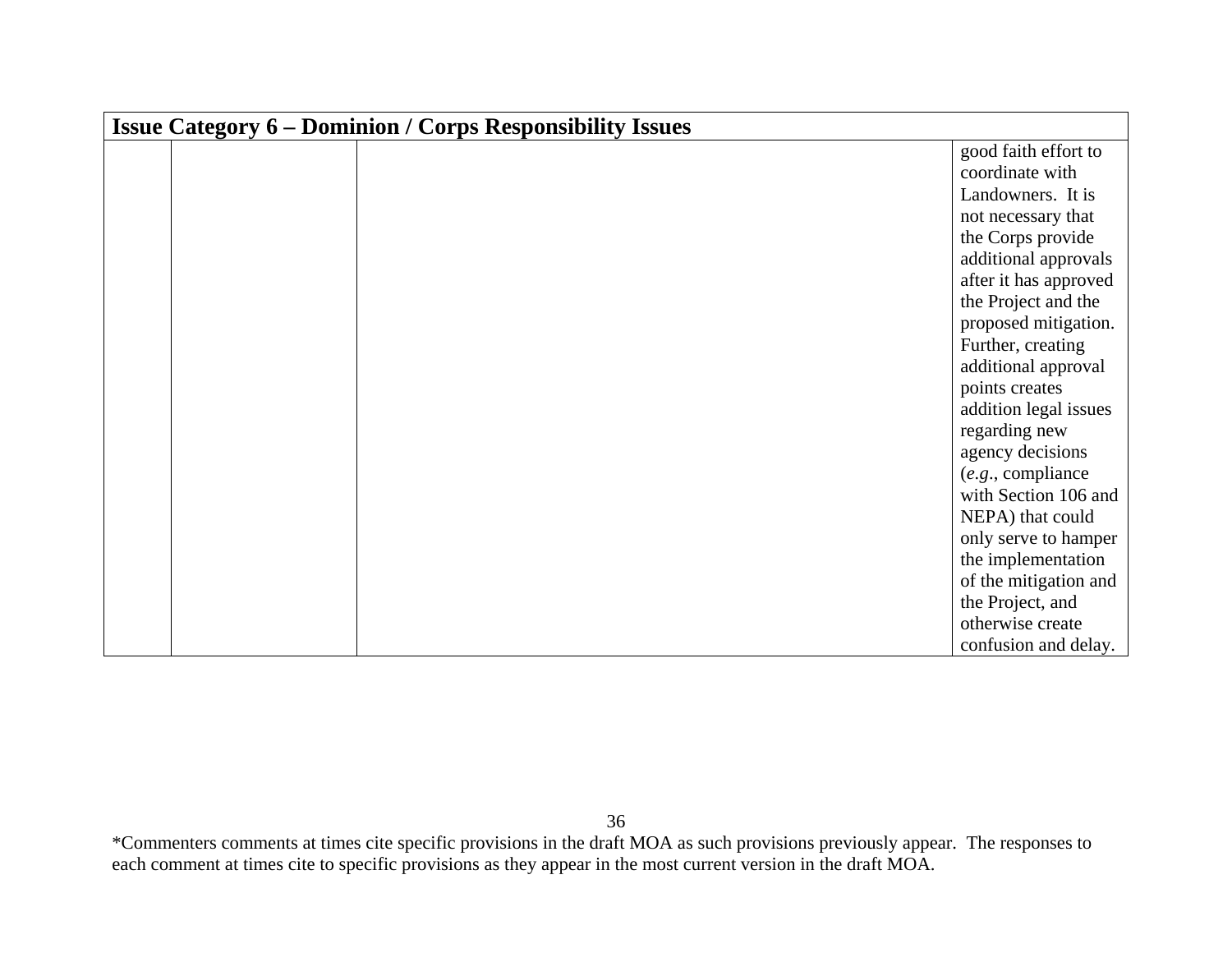| Issue Category 6 – Dominion / Corps Responsibility Issues | | | |
|---|---|---|---|
| | | | good faith effort to coordinate with Landowners. It is not necessary that the Corps provide additional approvals after it has approved the Project and the proposed mitigation. Further, creating additional approval points creates addition legal issues regarding new agency decisions (*e.g.*, compliance with Section 106 and NEPA) that could only serve to hamper the implementation of the mitigation and the Project, and otherwise create confusion and delay. |

*Commenters comments at times cite specific provisions in the draft MOA as such provisions previously appear. The responses to each comment at times cite to specific provisions as they appear in the most current version in the draft MOA.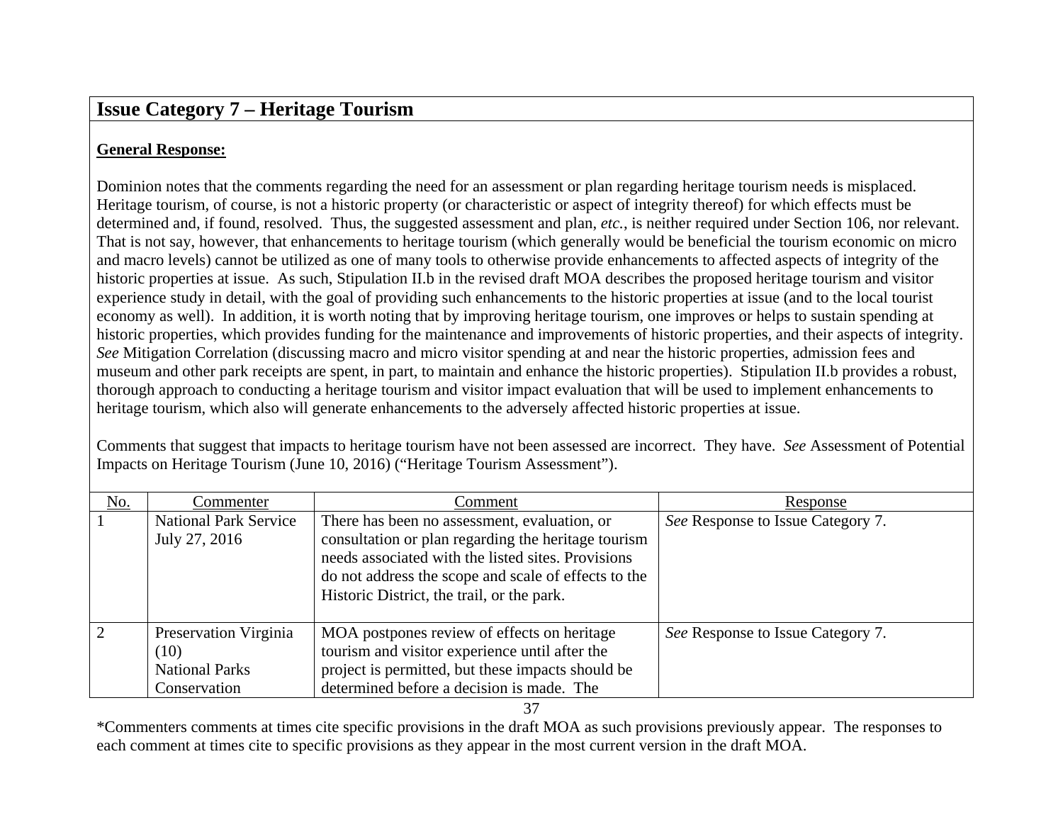## Issue Category 7 – Heritage Tourism

**General Response:**

Dominion notes that the comments regarding the need for an assessment or plan regarding heritage tourism needs is misplaced. Heritage tourism, of course, is not a historic property (or characteristic or aspect of integrity thereof) for which effects must be determined and, if found, resolved. Thus, the suggested assessment and plan, *etc.*, is neither required under Section 106, nor relevant. That is not say, however, that enhancements to heritage tourism (which generally would be beneficial the tourism economic on micro and macro levels) cannot be utilized as one of many tools to otherwise provide enhancements to affected aspects of integrity of the historic properties at issue. As such, Stipulation II.b in the revised draft MOA describes the proposed heritage tourism and visitor experience study in detail, with the goal of providing such enhancements to the historic properties at issue (and to the local tourist economy as well). In addition, it is worth noting that by improving heritage tourism, one improves or helps to sustain spending at historic properties, which provides funding for the maintenance and improvements of historic properties, and their aspects of integrity. *See* Mitigation Correlation (discussing macro and micro visitor spending at and near the historic properties, admission fees and museum and other park receipts are spent, in part, to maintain and enhance the historic properties). Stipulation II.b provides a robust, thorough approach to conducting a heritage tourism and visitor impact evaluation that will be used to implement enhancements to heritage tourism, which also will generate enhancements to the adversely affected historic properties at issue.

Comments that suggest that impacts to heritage tourism have not been assessed are incorrect. They have. *See* Assessment of Potential Impacts on Heritage Tourism (June 10, 2016) ("Heritage Tourism Assessment").

| No. | Commenter | Comment | Response |
|---|---|---|---|
| 1 | National Park Service July 27, 2016 | There has been no assessment, evaluation, or consultation or plan regarding the heritage tourism needs associated with the listed sites. Provisions do not address the scope and scale of effects to the Historic District, the trail, or the park. | *See* Response to Issue Category 7. |
| 2 | Preservation Virginia (10) National Parks Conservation | MOA postpones review of effects on heritage tourism and visitor experience until after the project is permitted, but these impacts should be determined before a decision is made. The | *See* Response to Issue Category 7. |

*Commenters comments at times cite specific provisions in the draft MOA as such provisions previously appear. The responses to each comment at times cite to specific provisions as they appear in the most current version in the draft MOA.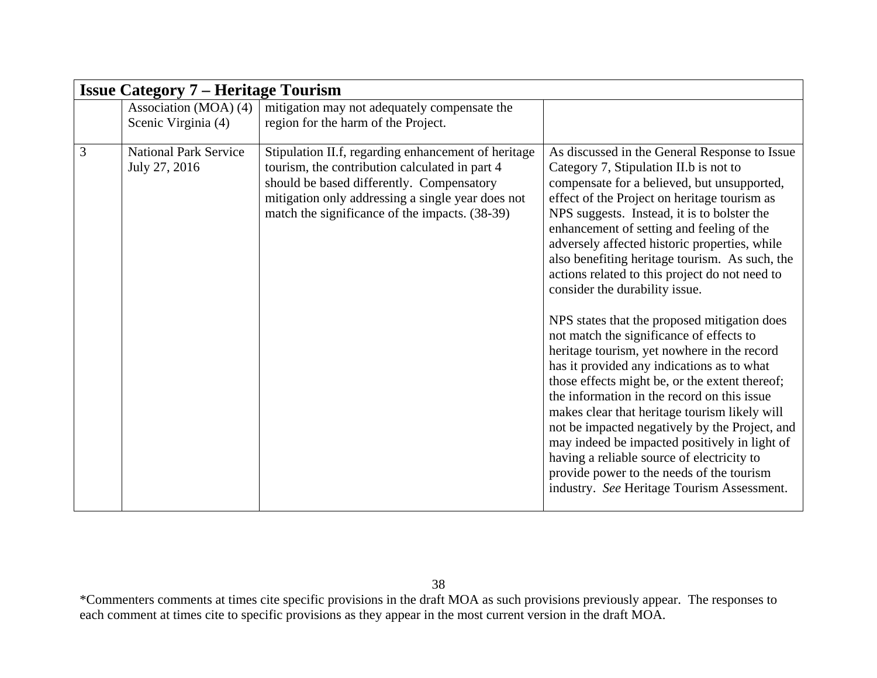| Issue Category 7 – Heritage Tourism | | | |
|---|---|---|---|
| | Association (MOA) (4) Scenic Virginia (4) | mitigation may not adequately compensate the region for the harm of the Project. | |
| 3 | National Park Service July 27, 2016 | Stipulation II.f, regarding enhancement of heritage tourism, the contribution calculated in part 4 should be based differently. Compensatory mitigation only addressing a single year does not match the significance of the impacts. (38-39) | As discussed in the General Response to Issue Category 7, Stipulation II.b is not to compensate for a believed, but unsupported, effect of the Project on heritage tourism as NPS suggests. Instead, it is to bolster the enhancement of setting and feeling of the adversely affected historic properties, while also benefiting heritage tourism. As such, the actions related to this project do not need to consider the durability issue.<br><br>NPS states that the proposed mitigation does not match the significance of effects to heritage tourism, yet nowhere in the record has it provided any indications as to what those effects might be, or the extent thereof; the information in the record on this issue makes clear that heritage tourism likely will not be impacted negatively by the Project, and may indeed be impacted positively in light of having a reliable source of electricity to provide power to the needs of the tourism industry. *See* Heritage Tourism Assessment. |

*Commenters comments at times cite specific provisions in the draft MOA as such provisions previously appear. The responses to each comment at times cite to specific provisions as they appear in the most current version in the draft MOA.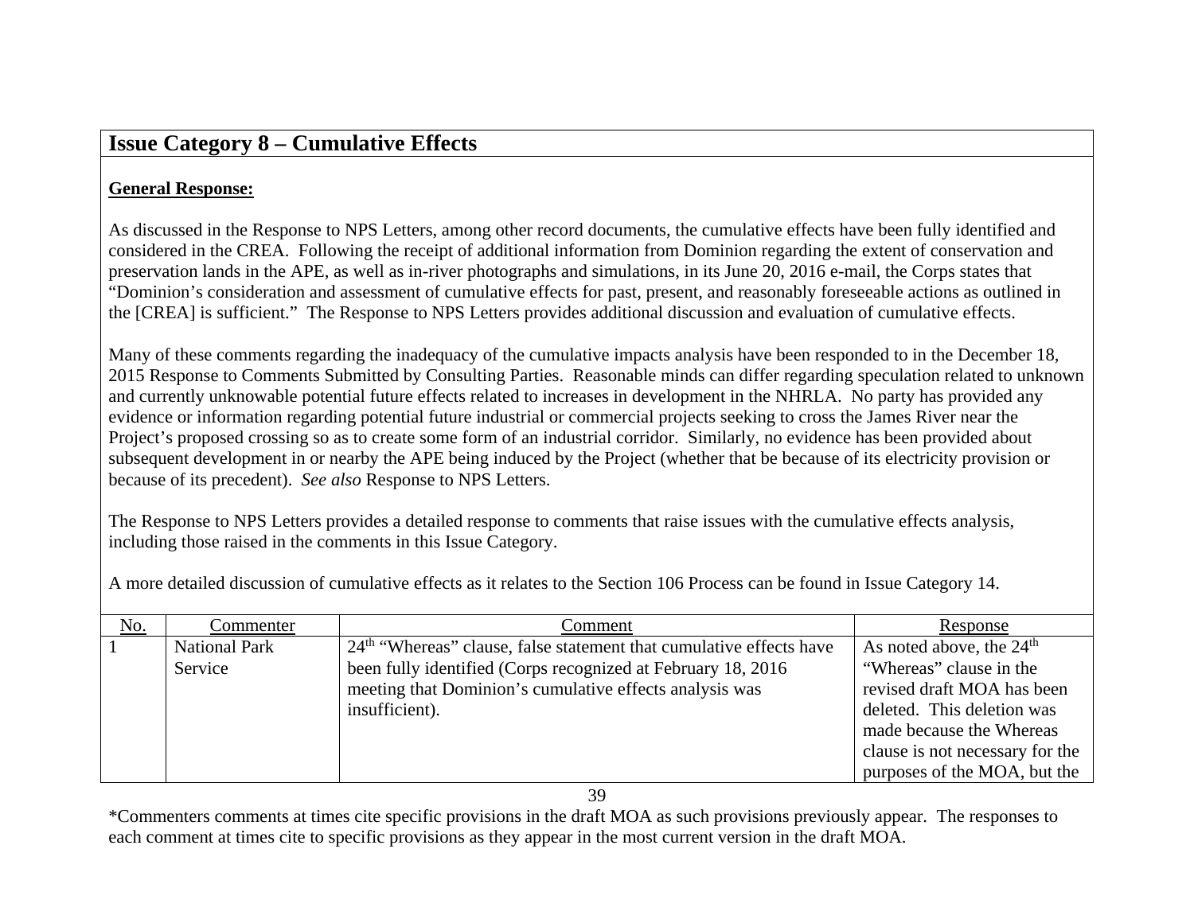## Issue Category 8 – Cumulative Effects

**General Response:**

As discussed in the Response to NPS Letters, among other record documents, the cumulative effects have been fully identified and considered in the CREA. Following the receipt of additional information from Dominion regarding the extent of conservation and preservation lands in the APE, as well as in-river photographs and simulations, in its June 20, 2016 e-mail, the Corps states that "Dominion's consideration and assessment of cumulative effects for past, present, and reasonably foreseeable actions as outlined in the [CREA] is sufficient." The Response to NPS Letters provides additional discussion and evaluation of cumulative effects.

Many of these comments regarding the inadequacy of the cumulative impacts analysis have been responded to in the December 18, 2015 Response to Comments Submitted by Consulting Parties. Reasonable minds can differ regarding speculation related to unknown and currently unknowable potential future effects related to increases in development in the NHRLA. No party has provided any evidence or information regarding potential future industrial or commercial projects seeking to cross the James River near the Project's proposed crossing so as to create some form of an industrial corridor. Similarly, no evidence has been provided about subsequent development in or nearby the APE being induced by the Project (whether that be because of its electricity provision or because of its precedent). *See also* Response to NPS Letters.

The Response to NPS Letters provides a detailed response to comments that raise issues with the cumulative effects analysis, including those raised in the comments in this Issue Category.

A more detailed discussion of cumulative effects as it relates to the Section 106 Process can be found in Issue Category 14.

| No. | Commenter | Comment | Response |
|---|---|---|---|
| 1 | National Park Service | 24th "Whereas" clause, false statement that cumulative effects have been fully identified (Corps recognized at February 18, 2016 meeting that Dominion's cumulative effects analysis was insufficient). | As noted above, the 24th "Whereas" clause in the revised draft MOA has been deleted. This deletion was made because the Whereas clause is not necessary for the purposes of the MOA, but the |

*Commenters comments at times cite specific provisions in the draft MOA as such provisions previously appear. The responses to each comment at times cite to specific provisions as they appear in the most current version in the draft MOA.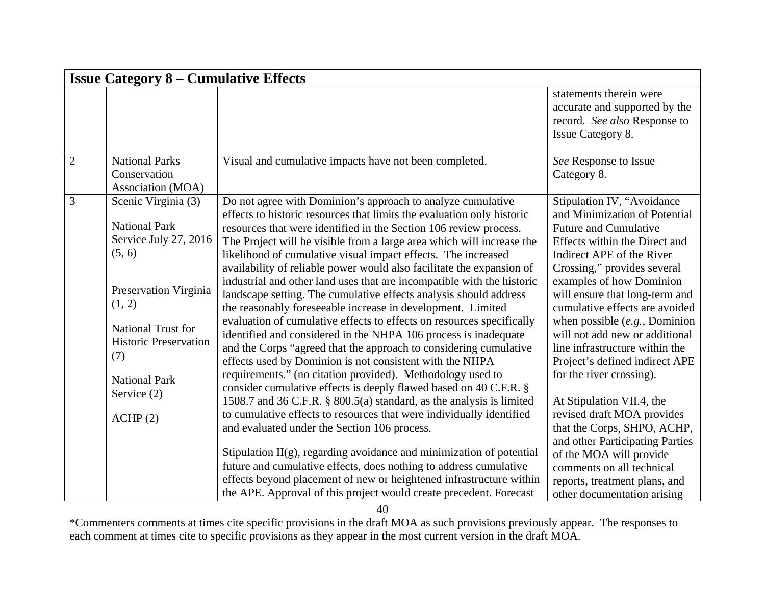| Issue Category 8 – Cumulative Effects | | | |
|---|---|---|---|
| | | | statements therein were accurate and supported by the record. *See also* Response to Issue Category 8. |
| 2 | National Parks Conservation Association (MOA) | Visual and cumulative impacts have not been completed. | *See* Response to Issue Category 8. |
| 3 | Scenic Virginia (3)<br><br>National Park Service July 27, 2016 (5, 6)<br><br>Preservation Virginia (1, 2)<br><br>National Trust for Historic Preservation (7)<br><br>National Park Service (2)<br><br>ACHP (2) | Do not agree with Dominion's approach to analyze cumulative effects to historic resources that limits the evaluation only historic resources that were identified in the Section 106 review process. The Project will be visible from a large area which will increase the likelihood of cumulative visual impact effects. The increased availability of reliable power would also facilitate the expansion of industrial and other land uses that are incompatible with the historic landscape setting. The cumulative effects analysis should address the reasonably foreseeable increase in development. Limited evaluation of cumulative effects to effects on resources specifically identified and considered in the NHPA 106 process is inadequate and the Corps "agreed that the approach to considering cumulative effects used by Dominion is not consistent with the NHPA requirements." (no citation provided). Methodology used to consider cumulative effects is deeply flawed based on 40 C.F.R. § 1508.7 and 36 C.F.R. § 800.5(a) standard, as the analysis is limited to cumulative effects to resources that were individually identified and evaluated under the Section 106 process.<br><br>Stipulation II(g), regarding avoidance and minimization of potential future and cumulative effects, does nothing to address cumulative effects beyond placement of new or heightened infrastructure within the APE. Approval of this project would create precedent. Forecast | Stipulation IV, "Avoidance and Minimization of Potential Future and Cumulative Effects within the Direct and Indirect APE of the River Crossing," provides several examples of how Dominion will ensure that long-term and cumulative effects are avoided when possible (*e.g.*, Dominion will not add new or additional line infrastructure within the Project's defined indirect APE for the river crossing).<br><br>At Stipulation VII.4, the revised draft MOA provides that the Corps, SHPO, ACHP, and other Participating Parties of the MOA will provide comments on all technical reports, treatment plans, and other documentation arising |

*Commenters comments at times cite specific provisions in the draft MOA as such provisions previously appear. The responses to each comment at times cite to specific provisions as they appear in the most current version in the draft MOA.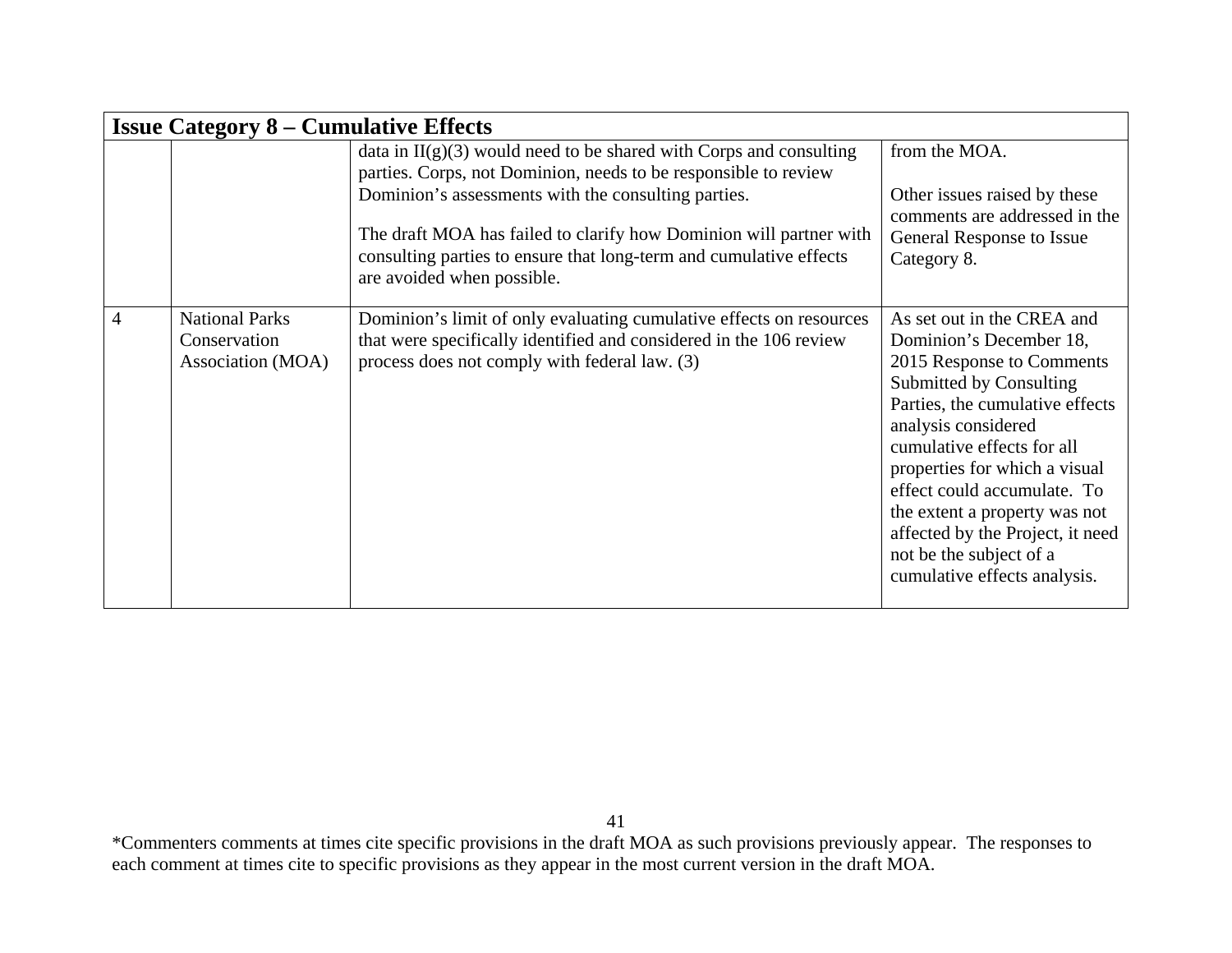| Issue Category 8 – Cumulative Effects | | | |
|---|---|---|---|
| | | data in II(g)(3) would need to be shared with Corps and consulting parties. Corps, not Dominion, needs to be responsible to review Dominion's assessments with the consulting parties.<br><br>The draft MOA has failed to clarify how Dominion will partner with consulting parties to ensure that long-term and cumulative effects are avoided when possible. | from the MOA.<br><br>Other issues raised by these comments are addressed in the General Response to Issue Category 8. |
| 4 | National Parks Conservation Association (MOA) | Dominion's limit of only evaluating cumulative effects on resources that were specifically identified and considered in the 106 review process does not comply with federal law. (3) | As set out in the CREA and Dominion's December 18, 2015 Response to Comments Submitted by Consulting Parties, the cumulative effects analysis considered cumulative effects for all properties for which a visual effect could accumulate. To the extent a property was not affected by the Project, it need not be the subject of a cumulative effects analysis. |

*Commenters comments at times cite specific provisions in the draft MOA as such provisions previously appear. The responses to each comment at times cite to specific provisions as they appear in the most current version in the draft MOA.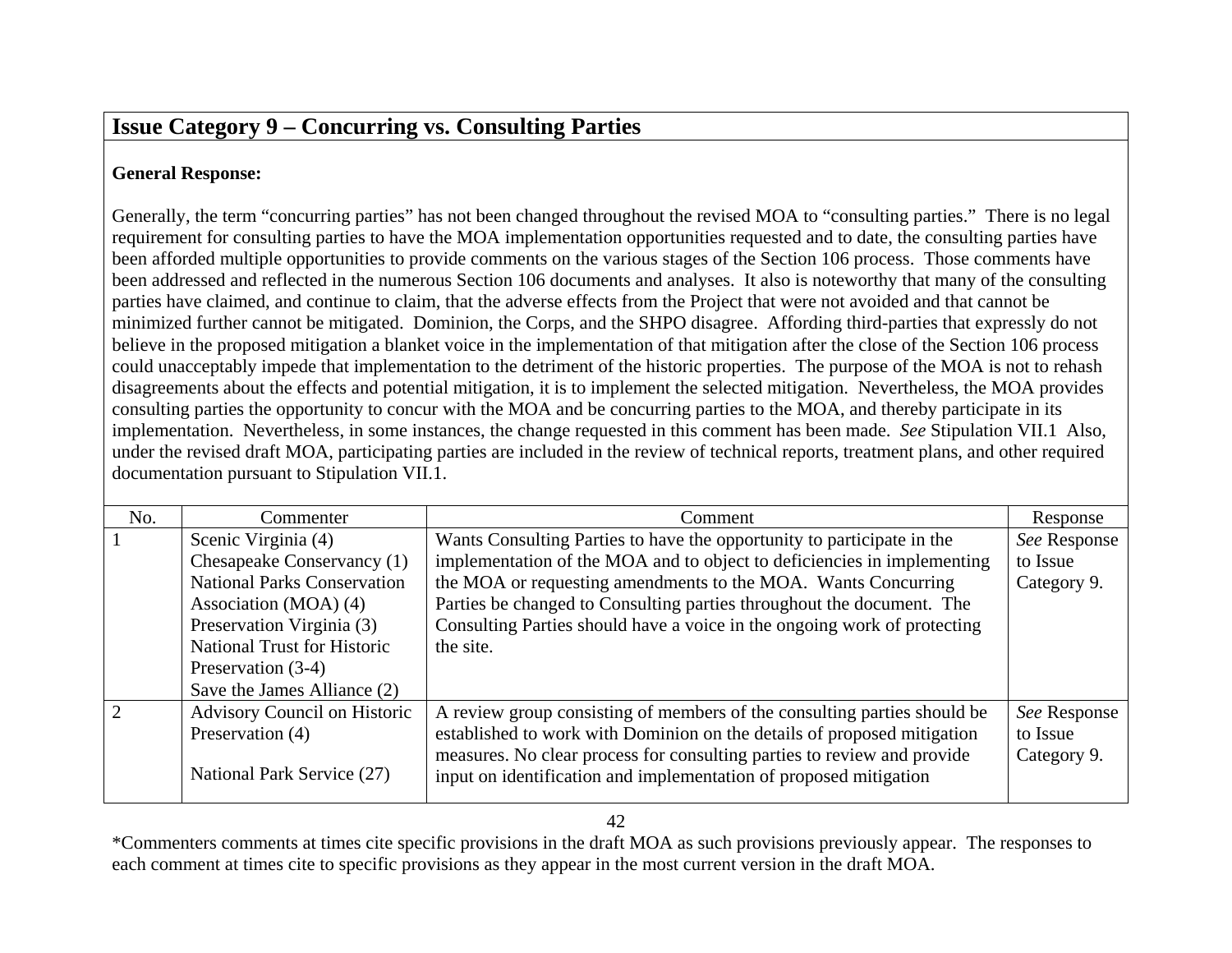## Issue Category 9 – Concurring vs. Consulting Parties

**General Response:**

Generally, the term "concurring parties" has not been changed throughout the revised MOA to "consulting parties." There is no legal requirement for consulting parties to have the MOA implementation opportunities requested and to date, the consulting parties have been afforded multiple opportunities to provide comments on the various stages of the Section 106 process. Those comments have been addressed and reflected in the numerous Section 106 documents and analyses. It also is noteworthy that many of the consulting parties have claimed, and continue to claim, that the adverse effects from the Project that were not avoided and that cannot be minimized further cannot be mitigated. Dominion, the Corps, and the SHPO disagree. Affording third-parties that expressly do not believe in the proposed mitigation a blanket voice in the implementation of that mitigation after the close of the Section 106 process could unacceptably impede that implementation to the detriment of the historic properties. The purpose of the MOA is not to rehash disagreements about the effects and potential mitigation, it is to implement the selected mitigation. Nevertheless, the MOA provides consulting parties the opportunity to concur with the MOA and be concurring parties to the MOA, and thereby participate in its implementation. Nevertheless, in some instances, the change requested in this comment has been made. *See* Stipulation VII.1 Also, under the revised draft MOA, participating parties are included in the review of technical reports, treatment plans, and other required documentation pursuant to Stipulation VII.1.

| No. | Commenter | Comment | Response |
|---|---|---|---|
| 1 | Scenic Virginia (4)<br>Chesapeake Conservancy (1)<br>National Parks Conservation Association (MOA) (4)<br>Preservation Virginia (3)<br>National Trust for Historic Preservation (3-4)<br>Save the James Alliance (2) | Wants Consulting Parties to have the opportunity to participate in the implementation of the MOA and to object to deficiencies in implementing the MOA or requesting amendments to the MOA. Wants Concurring Parties be changed to Consulting parties throughout the document. The Consulting Parties should have a voice in the ongoing work of protecting the site. | *See* Response to Issue Category 9. |
| 2 | Advisory Council on Historic Preservation (4)<br><br>National Park Service (27) | A review group consisting of members of the consulting parties should be established to work with Dominion on the details of proposed mitigation measures. No clear process for consulting parties to review and provide input on identification and implementation of proposed mitigation | *See* Response to Issue Category 9. |

*Commenters comments at times cite specific provisions in the draft MOA as such provisions previously appear. The responses to each comment at times cite to specific provisions as they appear in the most current version in the draft MOA.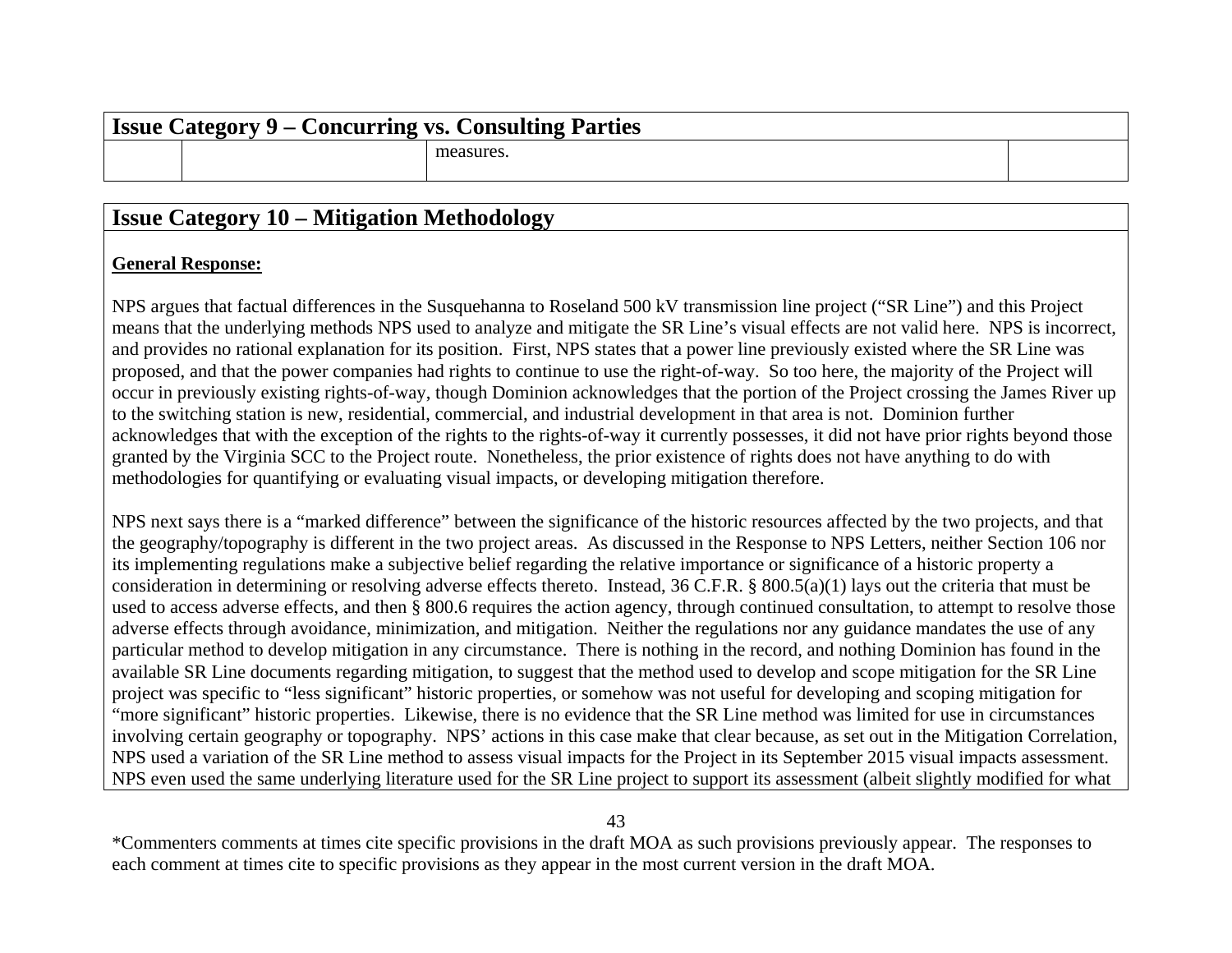| Issue Category 9 – Concurring vs. Consulting Parties | | | |
|---|---|---|---|
| | | measures. | |

## Issue Category 10 – Mitigation Methodology

**General Response:**

NPS argues that factual differences in the Susquehanna to Roseland 500 kV transmission line project (“SR Line”) and this Project means that the underlying methods NPS used to analyze and mitigate the SR Line’s visual effects are not valid here. NPS is incorrect, and provides no rational explanation for its position. First, NPS states that a power line previously existed where the SR Line was proposed, and that the power companies had rights to continue to use the right-of-way. So too here, the majority of the Project will occur in previously existing rights-of-way, though Dominion acknowledges that the portion of the Project crossing the James River up to the switching station is new, residential, commercial, and industrial development in that area is not. Dominion further acknowledges that with the exception of the rights to the rights-of-way it currently possesses, it did not have prior rights beyond those granted by the Virginia SCC to the Project route. Nonetheless, the prior existence of rights does not have anything to do with methodologies for quantifying or evaluating visual impacts, or developing mitigation therefore.

NPS next says there is a “marked difference” between the significance of the historic resources affected by the two projects, and that the geography/topography is different in the two project areas. As discussed in the Response to NPS Letters, neither Section 106 nor its implementing regulations make a subjective belief regarding the relative importance or significance of a historic property a consideration in determining or resolving adverse effects thereto. Instead, 36 C.F.R. § 800.5(a)(1) lays out the criteria that must be used to access adverse effects, and then § 800.6 requires the action agency, through continued consultation, to attempt to resolve those adverse effects through avoidance, minimization, and mitigation. Neither the regulations nor any guidance mandates the use of any particular method to develop mitigation in any circumstance. There is nothing in the record, and nothing Dominion has found in the available SR Line documents regarding mitigation, to suggest that the method used to develop and scope mitigation for the SR Line project was specific to “less significant” historic properties, or somehow was not useful for developing and scoping mitigation for “more significant” historic properties. Likewise, there is no evidence that the SR Line method was limited for use in circumstances involving certain geography or topography. NPS’ actions in this case make that clear because, as set out in the Mitigation Correlation, NPS used a variation of the SR Line method to assess visual impacts for the Project in its September 2015 visual impacts assessment. NPS even used the same underlying literature used for the SR Line project to support its assessment (albeit slightly modified for what

*Commenters comments at times cite specific provisions in the draft MOA as such provisions previously appear. The responses to each comment at times cite to specific provisions as they appear in the most current version in the draft MOA.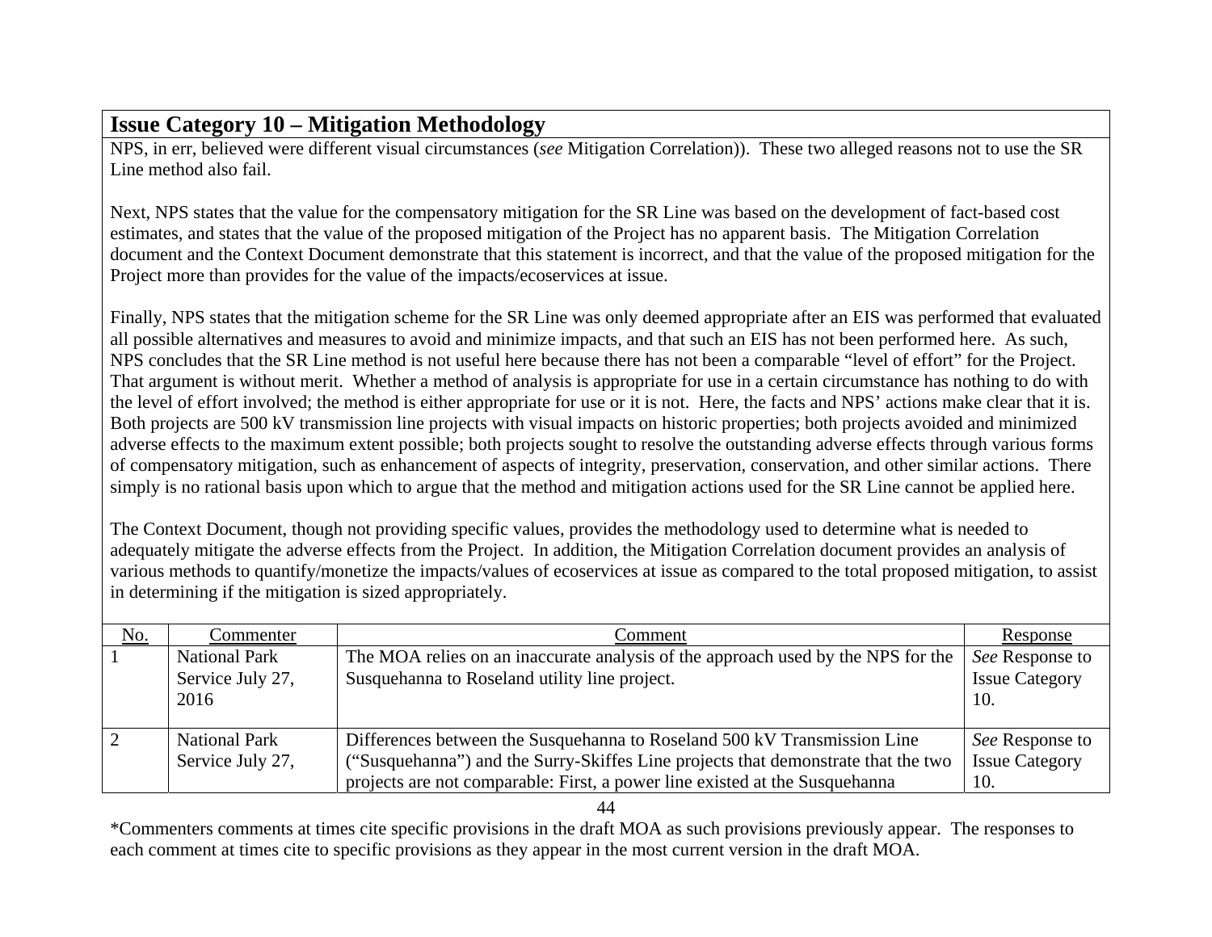## Issue Category 10 – Mitigation Methodology

NPS, in err, believed were different visual circumstances (*see* Mitigation Correlation)). These two alleged reasons not to use the SR Line method also fail.

Next, NPS states that the value for the compensatory mitigation for the SR Line was based on the development of fact-based cost estimates, and states that the value of the proposed mitigation of the Project has no apparent basis. The Mitigation Correlation document and the Context Document demonstrate that this statement is incorrect, and that the value of the proposed mitigation for the Project more than provides for the value of the impacts/ecoservices at issue.

Finally, NPS states that the mitigation scheme for the SR Line was only deemed appropriate after an EIS was performed that evaluated all possible alternatives and measures to avoid and minimize impacts, and that such an EIS has not been performed here. As such, NPS concludes that the SR Line method is not useful here because there has not been a comparable "level of effort" for the Project. That argument is without merit. Whether a method of analysis is appropriate for use in a certain circumstance has nothing to do with the level of effort involved; the method is either appropriate for use or it is not. Here, the facts and NPS' actions make clear that it is. Both projects are 500 kV transmission line projects with visual impacts on historic properties; both projects avoided and minimized adverse effects to the maximum extent possible; both projects sought to resolve the outstanding adverse effects through various forms of compensatory mitigation, such as enhancement of aspects of integrity, preservation, conservation, and other similar actions. There simply is no rational basis upon which to argue that the method and mitigation actions used for the SR Line cannot be applied here.

The Context Document, though not providing specific values, provides the methodology used to determine what is needed to adequately mitigate the adverse effects from the Project. In addition, the Mitigation Correlation document provides an analysis of various methods to quantify/monetize the impacts/values of ecoservices at issue as compared to the total proposed mitigation, to assist in determining if the mitigation is sized appropriately.

| No. | Commenter | Comment | Response |
|---|---|---|---|
| 1 | National Park Service July 27, 2016 | The MOA relies on an inaccurate analysis of the approach used by the NPS for the Susquehanna to Roseland utility line project. | *See* Response to Issue Category 10. |
| 2 | National Park Service July 27, | Differences between the Susquehanna to Roseland 500 kV Transmission Line ("Susquehanna") and the Surry-Skiffes Line projects that demonstrate that the two projects are not comparable: First, a power line existed at the Susquehanna | *See* Response to Issue Category 10. |

*Commenters comments at times cite specific provisions in the draft MOA as such provisions previously appear. The responses to each comment at times cite to specific provisions as they appear in the most current version in the draft MOA.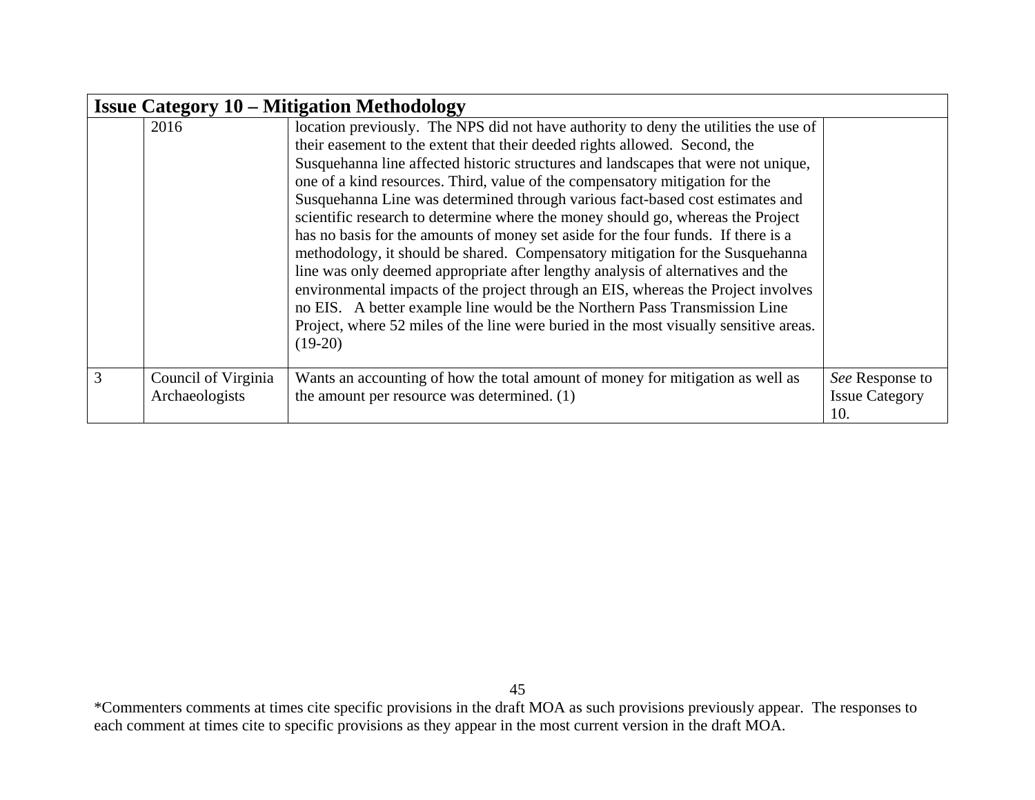| Issue Category 10 – Mitigation Methodology | | | |
|---|---|---|---|
| | 2016 | location previously. The NPS did not have authority to deny the utilities the use of their easement to the extent that their deeded rights allowed. Second, the Susquehanna line affected historic structures and landscapes that were not unique, one of a kind resources. Third, value of the compensatory mitigation for the Susquehanna Line was determined through various fact-based cost estimates and scientific research to determine where the money should go, whereas the Project has no basis for the amounts of money set aside for the four funds. If there is a methodology, it should be shared. Compensatory mitigation for the Susquehanna line was only deemed appropriate after lengthy analysis of alternatives and the environmental impacts of the project through an EIS, whereas the Project involves no EIS. A better example line would be the Northern Pass Transmission Line Project, where 52 miles of the line were buried in the most visually sensitive areas. (19-20) | |
| 3 | Council of Virginia Archaeologists | Wants an accounting of how the total amount of money for mitigation as well as the amount per resource was determined. (1) | *See* Response to Issue Category 10. |

*Commenters comments at times cite specific provisions in the draft MOA as such provisions previously appear. The responses to each comment at times cite to specific provisions as they appear in the most current version in the draft MOA.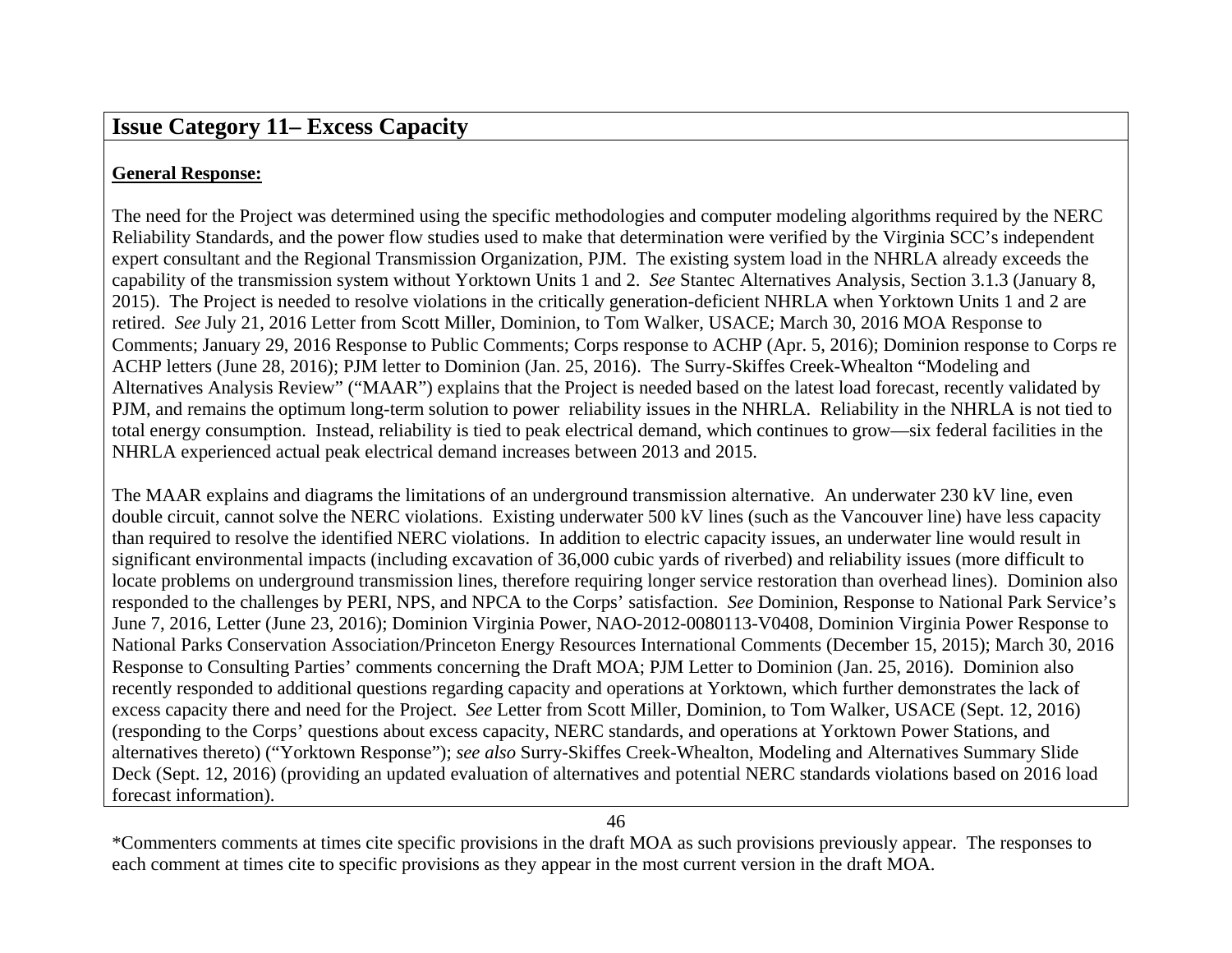## Issue Category 11– Excess Capacity

**General Response:**

The need for the Project was determined using the specific methodologies and computer modeling algorithms required by the NERC Reliability Standards, and the power flow studies used to make that determination were verified by the Virginia SCC's independent expert consultant and the Regional Transmission Organization, PJM. The existing system load in the NHRLA already exceeds the capability of the transmission system without Yorktown Units 1 and 2. *See* Stantec Alternatives Analysis, Section 3.1.3 (January 8, 2015). The Project is needed to resolve violations in the critically generation-deficient NHRLA when Yorktown Units 1 and 2 are retired. *See* July 21, 2016 Letter from Scott Miller, Dominion, to Tom Walker, USACE; March 30, 2016 MOA Response to Comments; January 29, 2016 Response to Public Comments; Corps response to ACHP (Apr. 5, 2016); Dominion response to Corps re ACHP letters (June 28, 2016); PJM letter to Dominion (Jan. 25, 2016). The Surry-Skiffes Creek-Whealton "Modeling and Alternatives Analysis Review" ("MAAR") explains that the Project is needed based on the latest load forecast, recently validated by PJM, and remains the optimum long-term solution to power reliability issues in the NHRLA. Reliability in the NHRLA is not tied to total energy consumption. Instead, reliability is tied to peak electrical demand, which continues to grow—six federal facilities in the NHRLA experienced actual peak electrical demand increases between 2013 and 2015.

The MAAR explains and diagrams the limitations of an underground transmission alternative. An underwater 230 kV line, even double circuit, cannot solve the NERC violations. Existing underwater 500 kV lines (such as the Vancouver line) have less capacity than required to resolve the identified NERC violations. In addition to electric capacity issues, an underwater line would result in significant environmental impacts (including excavation of 36,000 cubic yards of riverbed) and reliability issues (more difficult to locate problems on underground transmission lines, therefore requiring longer service restoration than overhead lines). Dominion also responded to the challenges by PERI, NPS, and NPCA to the Corps' satisfaction. *See* Dominion, Response to National Park Service's June 7, 2016, Letter (June 23, 2016); Dominion Virginia Power, NAO-2012-0080113-V0408, Dominion Virginia Power Response to National Parks Conservation Association/Princeton Energy Resources International Comments (December 15, 2015); March 30, 2016 Response to Consulting Parties' comments concerning the Draft MOA; PJM Letter to Dominion (Jan. 25, 2016). Dominion also recently responded to additional questions regarding capacity and operations at Yorktown, which further demonstrates the lack of excess capacity there and need for the Project. *See* Letter from Scott Miller, Dominion, to Tom Walker, USACE (Sept. 12, 2016) (responding to the Corps' questions about excess capacity, NERC standards, and operations at Yorktown Power Stations, and alternatives thereto) ("Yorktown Response"); *see also* Surry-Skiffes Creek-Whealton, Modeling and Alternatives Summary Slide Deck (Sept. 12, 2016) (providing an updated evaluation of alternatives and potential NERC standards violations based on 2016 load forecast information).

*Commenters comments at times cite specific provisions in the draft MOA as such provisions previously appear. The responses to each comment at times cite to specific provisions as they appear in the most current version in the draft MOA.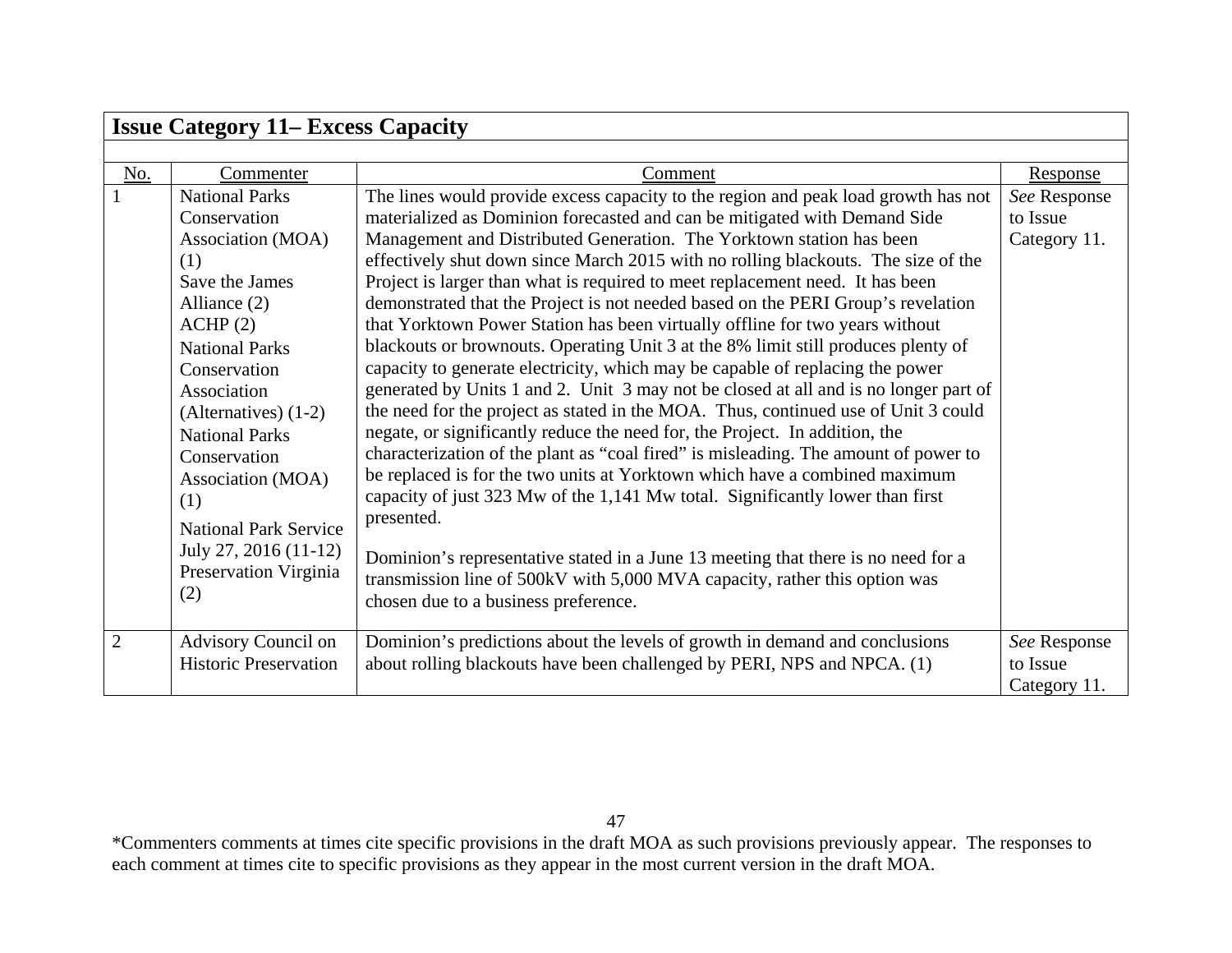**Issue Category 11– Excess Capacity**

| No. | Commenter | Comment | Response |
|---|---|---|---|
| 1 | National Parks Conservation Association (MOA) (1)<br>Save the James Alliance (2)<br>ACHP (2)<br>National Parks Conservation Association (Alternatives) (1-2)<br>National Parks Conservation Association (MOA) (1)<br>National Park Service July 27, 2016 (11-12)<br>Preservation Virginia (2) | The lines would provide excess capacity to the region and peak load growth has not materialized as Dominion forecasted and can be mitigated with Demand Side Management and Distributed Generation. The Yorktown station has been effectively shut down since March 2015 with no rolling blackouts. The size of the Project is larger than what is required to meet replacement need. It has been demonstrated that the Project is not needed based on the PERI Group's revelation that Yorktown Power Station has been virtually offline for two years without blackouts or brownouts. Operating Unit 3 at the 8% limit still produces plenty of capacity to generate electricity, which may be capable of replacing the power generated by Units 1 and 2. Unit 3 may not be closed at all and is no longer part of the need for the project as stated in the MOA. Thus, continued use of Unit 3 could negate, or significantly reduce the need for, the Project. In addition, the characterization of the plant as "coal fired" is misleading. The amount of power to be replaced is for the two units at Yorktown which have a combined maximum capacity of just 323 Mw of the 1,141 Mw total. Significantly lower than first presented.<br><br>Dominion's representative stated in a June 13 meeting that there is no need for a transmission line of 500kV with 5,000 MVA capacity, rather this option was chosen due to a business preference. | *See* Response to Issue Category 11. |
| 2 | Advisory Council on Historic Preservation | Dominion's predictions about the levels of growth in demand and conclusions about rolling blackouts have been challenged by PERI, NPS and NPCA. (1) | *See* Response to Issue Category 11. |

*Commenters comments at times cite specific provisions in the draft MOA as such provisions previously appear. The responses to each comment at times cite to specific provisions as they appear in the most current version in the draft MOA.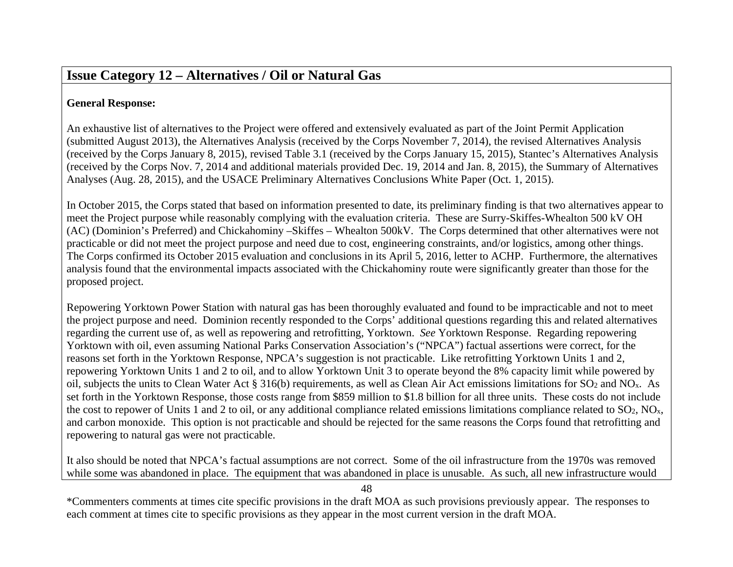## Issue Category 12 – Alternatives / Oil or Natural Gas

**General Response:**

An exhaustive list of alternatives to the Project were offered and extensively evaluated as part of the Joint Permit Application (submitted August 2013), the Alternatives Analysis (received by the Corps November 7, 2014), the revised Alternatives Analysis (received by the Corps January 8, 2015), revised Table 3.1 (received by the Corps January 15, 2015), Stantec's Alternatives Analysis (received by the Corps Nov. 7, 2014 and additional materials provided Dec. 19, 2014 and Jan. 8, 2015), the Summary of Alternatives Analyses (Aug. 28, 2015), and the USACE Preliminary Alternatives Conclusions White Paper (Oct. 1, 2015).

In October 2015, the Corps stated that based on information presented to date, its preliminary finding is that two alternatives appear to meet the Project purpose while reasonably complying with the evaluation criteria. These are Surry-Skiffes-Whealton 500 kV OH (AC) (Dominion's Preferred) and Chickahominy –Skiffes – Whealton 500kV. The Corps determined that other alternatives were not practicable or did not meet the project purpose and need due to cost, engineering constraints, and/or logistics, among other things. The Corps confirmed its October 2015 evaluation and conclusions in its April 5, 2016, letter to ACHP. Furthermore, the alternatives analysis found that the environmental impacts associated with the Chickahominy route were significantly greater than those for the proposed project.

Repowering Yorktown Power Station with natural gas has been thoroughly evaluated and found to be impracticable and not to meet the project purpose and need. Dominion recently responded to the Corps' additional questions regarding this and related alternatives regarding the current use of, as well as repowering and retrofitting, Yorktown. *See* Yorktown Response. Regarding repowering Yorktown with oil, even assuming National Parks Conservation Association's ("NPCA") factual assertions were correct, for the reasons set forth in the Yorktown Response, NPCA's suggestion is not practicable. Like retrofitting Yorktown Units 1 and 2, repowering Yorktown Units 1 and 2 to oil, and to allow Yorktown Unit 3 to operate beyond the 8% capacity limit while powered by oil, subjects the units to Clean Water Act § 316(b) requirements, as well as Clean Air Act emissions limitations for $SO_2$ and $NO_x$. As set forth in the Yorktown Response, those costs range from \$859 million to \$1.8 billion for all three units. These costs do not include the cost to repower of Units 1 and 2 to oil, or any additional compliance related emissions limitations compliance related to $SO_2$, $NO_x$, and carbon monoxide. This option is not practicable and should be rejected for the same reasons the Corps found that retrofitting and repowering to natural gas were not practicable.

It also should be noted that NPCA's factual assumptions are not correct. Some of the oil infrastructure from the 1970s was removed while some was abandoned in place. The equipment that was abandoned in place is unusable. As such, all new infrastructure would

\*Commenters comments at times cite specific provisions in the draft MOA as such provisions previously appear. The responses to each comment at times cite to specific provisions as they appear in the most current version in the draft MOA.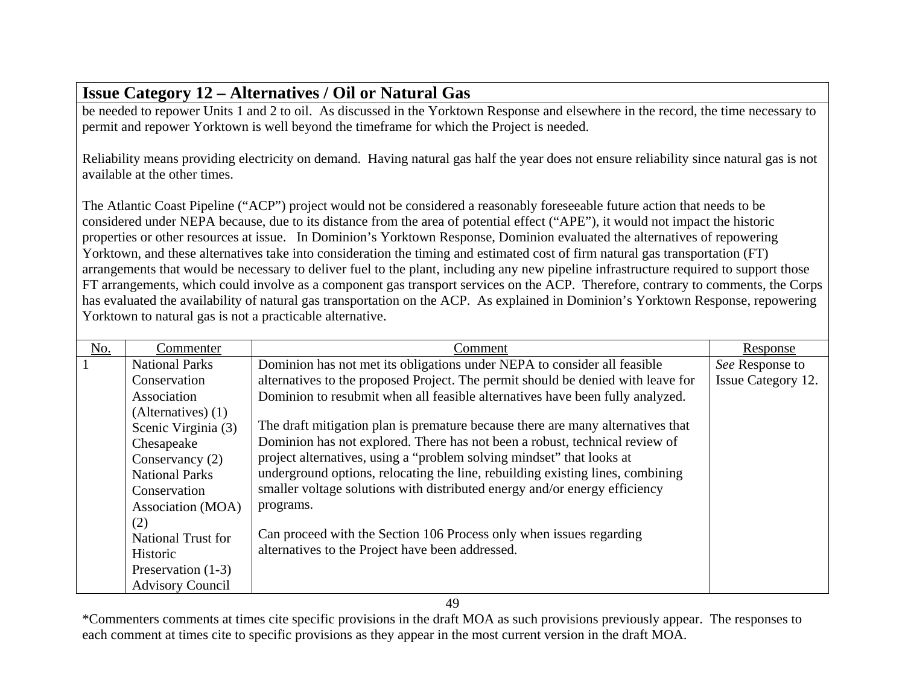## Issue Category 12 – Alternatives / Oil or Natural Gas

be needed to repower Units 1 and 2 to oil. As discussed in the Yorktown Response and elsewhere in the record, the time necessary to permit and repower Yorktown is well beyond the timeframe for which the Project is needed.

Reliability means providing electricity on demand. Having natural gas half the year does not ensure reliability since natural gas is not available at the other times.

The Atlantic Coast Pipeline ("ACP") project would not be considered a reasonably foreseeable future action that needs to be considered under NEPA because, due to its distance from the area of potential effect ("APE"), it would not impact the historic properties or other resources at issue. In Dominion's Yorktown Response, Dominion evaluated the alternatives of repowering Yorktown, and these alternatives take into consideration the timing and estimated cost of firm natural gas transportation (FT) arrangements that would be necessary to deliver fuel to the plant, including any new pipeline infrastructure required to support those FT arrangements, which could involve as a component gas transport services on the ACP. Therefore, contrary to comments, the Corps has evaluated the availability of natural gas transportation on the ACP. As explained in Dominion's Yorktown Response, repowering Yorktown to natural gas is not a practicable alternative.

| No. | Commenter | Comment | Response |
|---|---|---|---|
| 1 | National Parks Conservation Association (Alternatives) (1)<br>Scenic Virginia (3)<br>Chesapeake Conservancy (2)<br>National Parks Conservation Association (MOA) (2)<br>National Trust for Historic Preservation (1-3)<br>Advisory Council | Dominion has not met its obligations under NEPA to consider all feasible alternatives to the proposed Project. The permit should be denied with leave for Dominion to resubmit when all feasible alternatives have been fully analyzed.<br><br>The draft mitigation plan is premature because there are many alternatives that Dominion has not explored. There has not been a robust, technical review of project alternatives, using a "problem solving mindset" that looks at underground options, relocating the line, rebuilding existing lines, combining smaller voltage solutions with distributed energy and/or energy efficiency programs.<br><br>Can proceed with the Section 106 Process only when issues regarding alternatives to the Project have been addressed. | *See* Response to Issue Category 12. |

*Commenters comments at times cite specific provisions in the draft MOA as such provisions previously appear. The responses to each comment at times cite to specific provisions as they appear in the most current version in the draft MOA.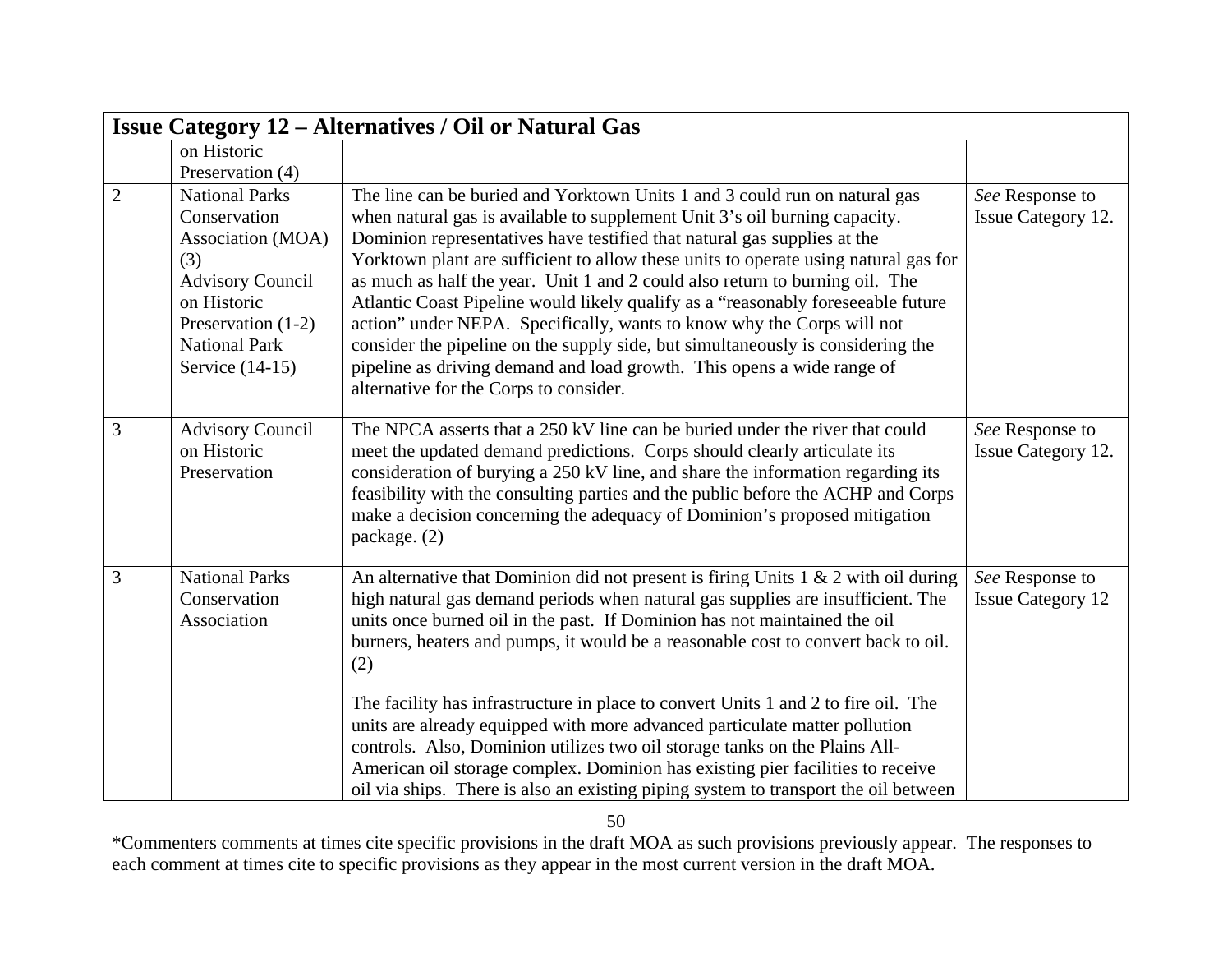| Issue Category 12 – Alternatives / Oil or Natural Gas | | | |
|---|---|---|---|
| | on Historic Preservation (4) | | |
| 2 | National Parks Conservation Association (MOA) (3)<br>Advisory Council on Historic Preservation (1-2)<br>National Park Service (14-15) | The line can be buried and Yorktown Units 1 and 3 could run on natural gas when natural gas is available to supplement Unit 3's oil burning capacity. Dominion representatives have testified that natural gas supplies at the Yorktown plant are sufficient to allow these units to operate using natural gas for as much as half the year. Unit 1 and 2 could also return to burning oil. The Atlantic Coast Pipeline would likely qualify as a "reasonably foreseeable future action" under NEPA. Specifically, wants to know why the Corps will not consider the pipeline on the supply side, but simultaneously is considering the pipeline as driving demand and load growth. This opens a wide range of alternative for the Corps to consider. | *See* Response to Issue Category 12. |
| 3 | Advisory Council on Historic Preservation | The NPCA asserts that a 250 kV line can be buried under the river that could meet the updated demand predictions. Corps should clearly articulate its consideration of burying a 250 kV line, and share the information regarding its feasibility with the consulting parties and the public before the ACHP and Corps make a decision concerning the adequacy of Dominion's proposed mitigation package. (2) | *See* Response to Issue Category 12. |
| 3 | National Parks Conservation Association | An alternative that Dominion did not present is firing Units 1 & 2 with oil during high natural gas demand periods when natural gas supplies are insufficient. The units once burned oil in the past. If Dominion has not maintained the oil burners, heaters and pumps, it would be a reasonable cost to convert back to oil. (2)<br><br>The facility has infrastructure in place to convert Units 1 and 2 to fire oil. The units are already equipped with more advanced particulate matter pollution controls. Also, Dominion utilizes two oil storage tanks on the Plains All-American oil storage complex. Dominion has existing pier facilities to receive oil via ships. There is also an existing piping system to transport the oil between | *See* Response to Issue Category 12 |

*Commenters comments at times cite specific provisions in the draft MOA as such provisions previously appear. The responses to each comment at times cite to specific provisions as they appear in the most current version in the draft MOA.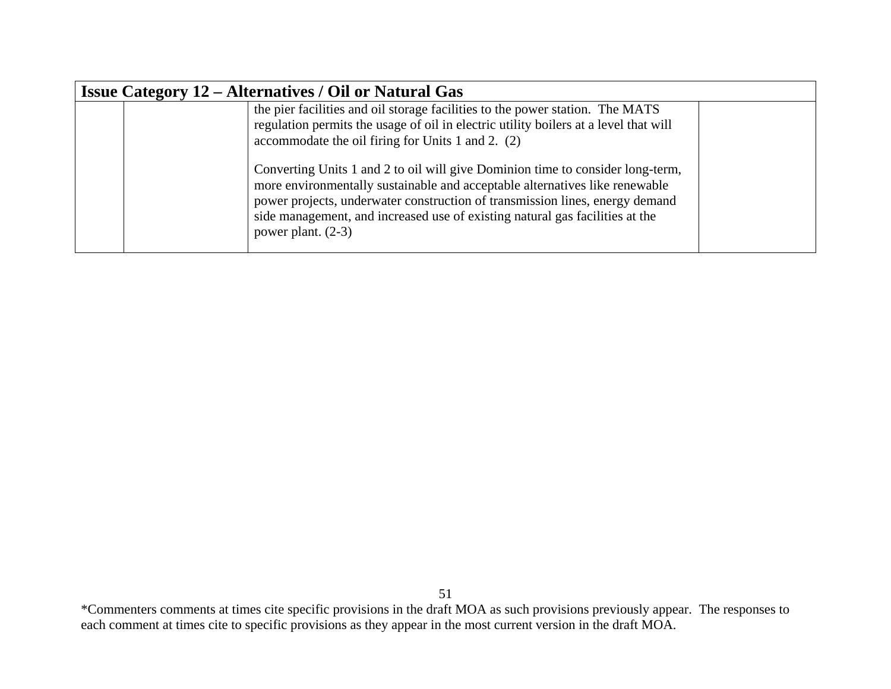| Issue Category 12 – Alternatives / Oil or Natural Gas | | | |
| --- | --- | --- | --- |
| | | the pier facilities and oil storage facilities to the power station. The MATS regulation permits the usage of oil in electric utility boilers at a level that will accommodate the oil firing for Units 1 and 2. (2)<br><br>Converting Units 1 and 2 to oil will give Dominion time to consider long-term, more environmentally sustainable and acceptable alternatives like renewable power projects, underwater construction of transmission lines, energy demand side management, and increased use of existing natural gas facilities at the power plant. (2-3) | |

*Commenters comments at times cite specific provisions in the draft MOA as such provisions previously appear. The responses to each comment at times cite to specific provisions as they appear in the most current version in the draft MOA.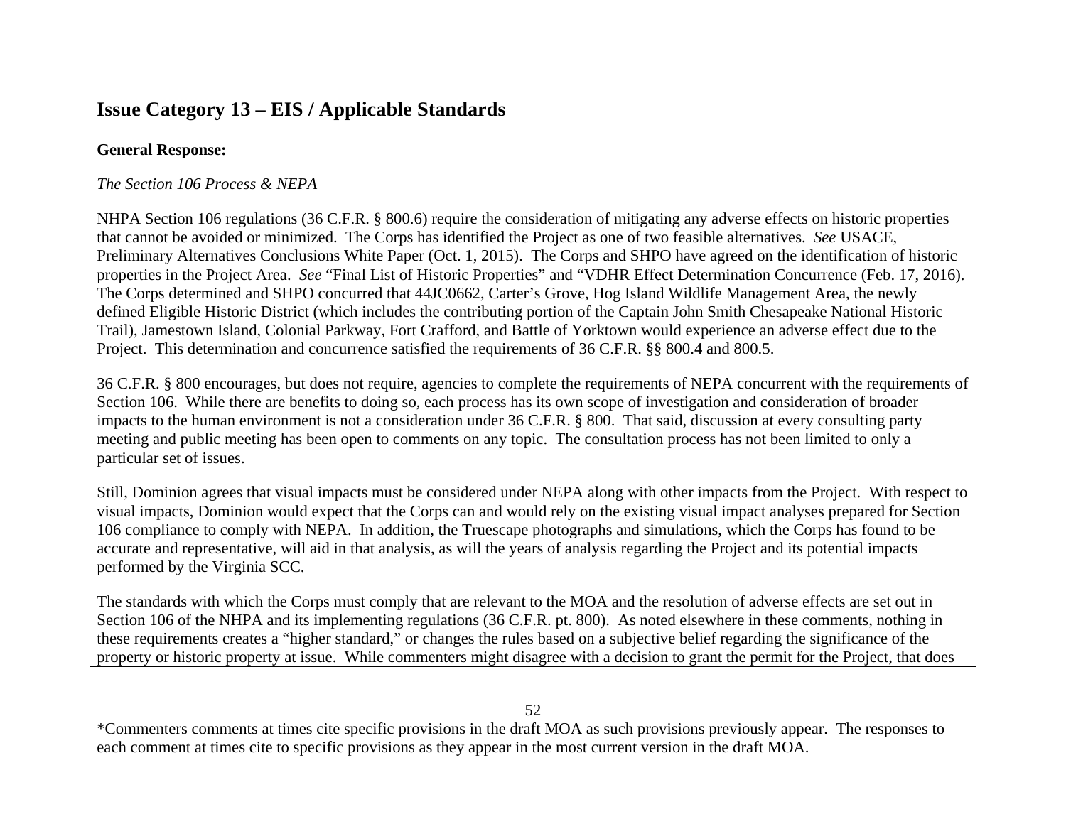## Issue Category 13 – EIS / Applicable Standards

**General Response:**

*The Section 106 Process & NEPA*

NHPA Section 106 regulations (36 C.F.R. § 800.6) require the consideration of mitigating any adverse effects on historic properties that cannot be avoided or minimized. The Corps has identified the Project as one of two feasible alternatives. *See* USACE, Preliminary Alternatives Conclusions White Paper (Oct. 1, 2015). The Corps and SHPO have agreed on the identification of historic properties in the Project Area. *See* "Final List of Historic Properties" and "VDHR Effect Determination Concurrence (Feb. 17, 2016). The Corps determined and SHPO concurred that 44JC0662, Carter's Grove, Hog Island Wildlife Management Area, the newly defined Eligible Historic District (which includes the contributing portion of the Captain John Smith Chesapeake National Historic Trail), Jamestown Island, Colonial Parkway, Fort Crafford, and Battle of Yorktown would experience an adverse effect due to the Project. This determination and concurrence satisfied the requirements of 36 C.F.R. §§ 800.4 and 800.5.

36 C.F.R. § 800 encourages, but does not require, agencies to complete the requirements of NEPA concurrent with the requirements of Section 106. While there are benefits to doing so, each process has its own scope of investigation and consideration of broader impacts to the human environment is not a consideration under 36 C.F.R. § 800. That said, discussion at every consulting party meeting and public meeting has been open to comments on any topic. The consultation process has not been limited to only a particular set of issues.

Still, Dominion agrees that visual impacts must be considered under NEPA along with other impacts from the Project. With respect to visual impacts, Dominion would expect that the Corps can and would rely on the existing visual impact analyses prepared for Section 106 compliance to comply with NEPA. In addition, the Truescape photographs and simulations, which the Corps has found to be accurate and representative, will aid in that analysis, as will the years of analysis regarding the Project and its potential impacts performed by the Virginia SCC.

The standards with which the Corps must comply that are relevant to the MOA and the resolution of adverse effects are set out in Section 106 of the NHPA and its implementing regulations (36 C.F.R. pt. 800). As noted elsewhere in these comments, nothing in these requirements creates a "higher standard," or changes the rules based on a subjective belief regarding the significance of the property or historic property at issue. While commenters might disagree with a decision to grant the permit for the Project, that does

*Commenters comments at times cite specific provisions in the draft MOA as such provisions previously appear. The responses to each comment at times cite to specific provisions as they appear in the most current version in the draft MOA.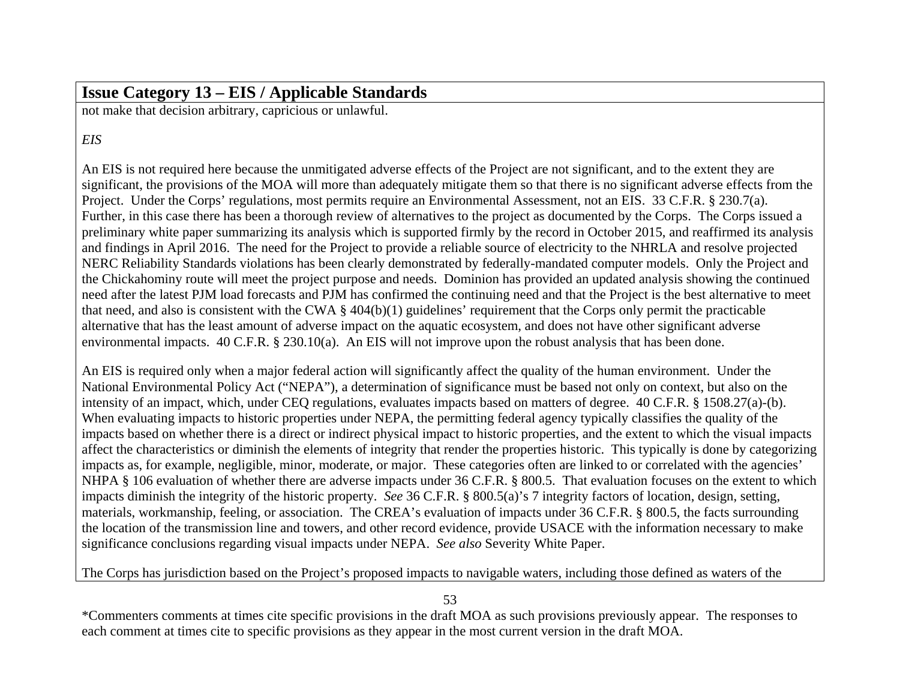## Issue Category 13 – EIS / Applicable Standards

not make that decision arbitrary, capricious or unlawful.

*EIS*

An EIS is not required here because the unmitigated adverse effects of the Project are not significant, and to the extent they are significant, the provisions of the MOA will more than adequately mitigate them so that there is no significant adverse effects from the Project. Under the Corps' regulations, most permits require an Environmental Assessment, not an EIS. 33 C.F.R. § 230.7(a). Further, in this case there has been a thorough review of alternatives to the project as documented by the Corps. The Corps issued a preliminary white paper summarizing its analysis which is supported firmly by the record in October 2015, and reaffirmed its analysis and findings in April 2016. The need for the Project to provide a reliable source of electricity to the NHRLA and resolve projected NERC Reliability Standards violations has been clearly demonstrated by federally-mandated computer models. Only the Project and the Chickahominy route will meet the project purpose and needs. Dominion has provided an updated analysis showing the continued need after the latest PJM load forecasts and PJM has confirmed the continuing need and that the Project is the best alternative to meet that need, and also is consistent with the CWA § 404(b)(1) guidelines' requirement that the Corps only permit the practicable alternative that has the least amount of adverse impact on the aquatic ecosystem, and does not have other significant adverse environmental impacts. 40 C.F.R. § 230.10(a). An EIS will not improve upon the robust analysis that has been done.

An EIS is required only when a major federal action will significantly affect the quality of the human environment. Under the National Environmental Policy Act ("NEPA"), a determination of significance must be based not only on context, but also on the intensity of an impact, which, under CEQ regulations, evaluates impacts based on matters of degree. 40 C.F.R. § 1508.27(a)-(b). When evaluating impacts to historic properties under NEPA, the permitting federal agency typically classifies the quality of the impacts based on whether there is a direct or indirect physical impact to historic properties, and the extent to which the visual impacts affect the characteristics or diminish the elements of integrity that render the properties historic. This typically is done by categorizing impacts as, for example, negligible, minor, moderate, or major. These categories often are linked to or correlated with the agencies' NHPA § 106 evaluation of whether there are adverse impacts under 36 C.F.R. § 800.5. That evaluation focuses on the extent to which impacts diminish the integrity of the historic property. *See* 36 C.F.R. § 800.5(a)'s 7 integrity factors of location, design, setting, materials, workmanship, feeling, or association. The CREA's evaluation of impacts under 36 C.F.R. § 800.5, the facts surrounding the location of the transmission line and towers, and other record evidence, provide USACE with the information necessary to make significance conclusions regarding visual impacts under NEPA. *See also* Severity White Paper.

The Corps has jurisdiction based on the Project's proposed impacts to navigable waters, including those defined as waters of the

*Commenters comments at times cite specific provisions in the draft MOA as such provisions previously appear. The responses to each comment at times cite to specific provisions as they appear in the most current version in the draft MOA.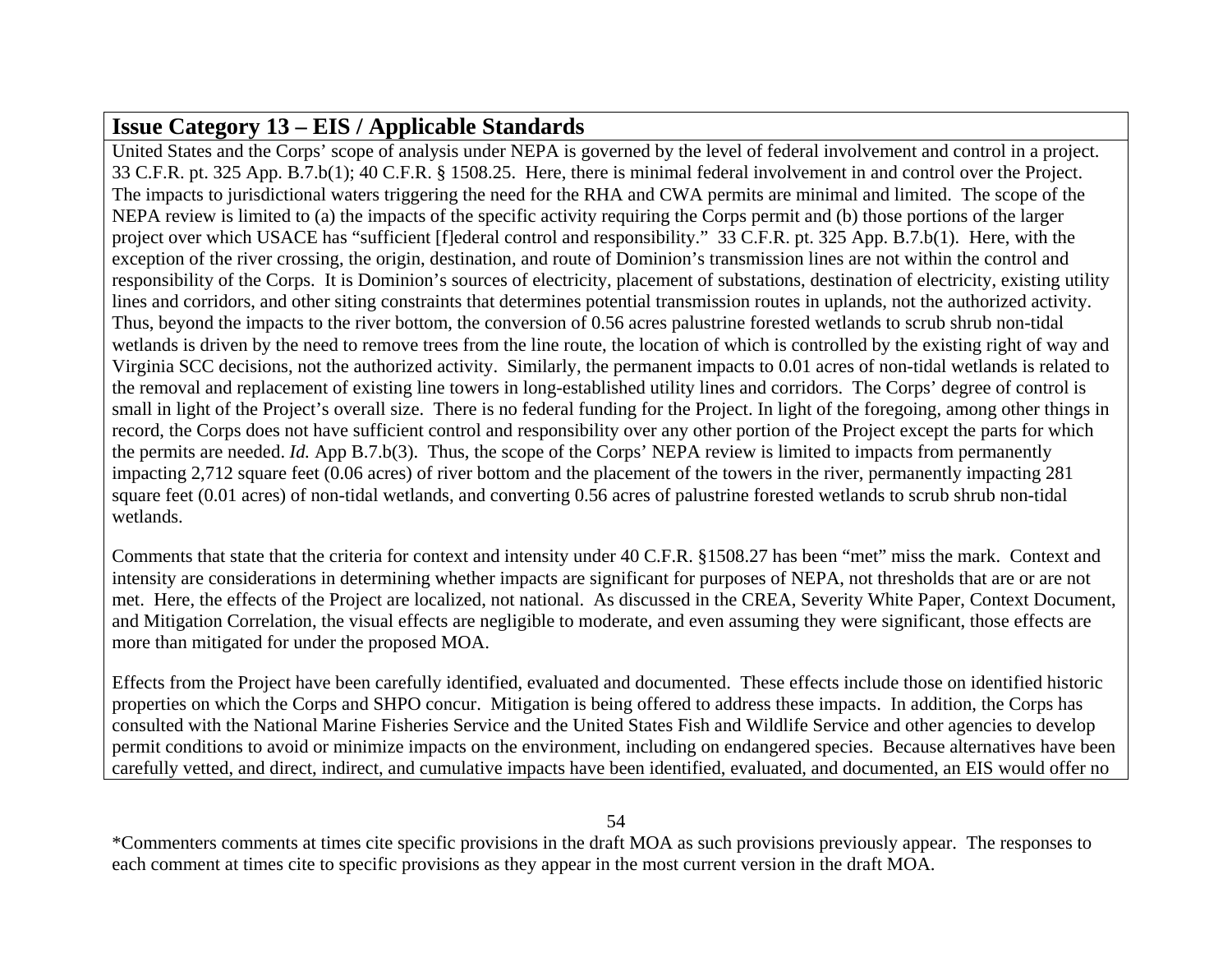## Issue Category 13 – EIS / Applicable Standards

United States and the Corps' scope of analysis under NEPA is governed by the level of federal involvement and control in a project. 33 C.F.R. pt. 325 App. B.7.b(1); 40 C.F.R. § 1508.25. Here, there is minimal federal involvement in and control over the Project. The impacts to jurisdictional waters triggering the need for the RHA and CWA permits are minimal and limited. The scope of the NEPA review is limited to (a) the impacts of the specific activity requiring the Corps permit and (b) those portions of the larger project over which USACE has "sufficient [f]ederal control and responsibility." 33 C.F.R. pt. 325 App. B.7.b(1). Here, with the exception of the river crossing, the origin, destination, and route of Dominion's transmission lines are not within the control and responsibility of the Corps. It is Dominion's sources of electricity, placement of substations, destination of electricity, existing utility lines and corridors, and other siting constraints that determines potential transmission routes in uplands, not the authorized activity. Thus, beyond the impacts to the river bottom, the conversion of 0.56 acres palustrine forested wetlands to scrub shrub non-tidal wetlands is driven by the need to remove trees from the line route, the location of which is controlled by the existing right of way and Virginia SCC decisions, not the authorized activity. Similarly, the permanent impacts to 0.01 acres of non-tidal wetlands is related to the removal and replacement of existing line towers in long-established utility lines and corridors. The Corps' degree of control is small in light of the Project's overall size. There is no federal funding for the Project. In light of the foregoing, among other things in record, the Corps does not have sufficient control and responsibility over any other portion of the Project except the parts for which the permits are needed. *Id.* App B.7.b(3). Thus, the scope of the Corps' NEPA review is limited to impacts from permanently impacting 2,712 square feet (0.06 acres) of river bottom and the placement of the towers in the river, permanently impacting 281 square feet (0.01 acres) of non-tidal wetlands, and converting 0.56 acres of palustrine forested wetlands to scrub shrub non-tidal wetlands.

Comments that state that the criteria for context and intensity under 40 C.F.R. §1508.27 has been "met" miss the mark. Context and intensity are considerations in determining whether impacts are significant for purposes of NEPA, not thresholds that are or are not met. Here, the effects of the Project are localized, not national. As discussed in the CREA, Severity White Paper, Context Document, and Mitigation Correlation, the visual effects are negligible to moderate, and even assuming they were significant, those effects are more than mitigated for under the proposed MOA.

Effects from the Project have been carefully identified, evaluated and documented. These effects include those on identified historic properties on which the Corps and SHPO concur. Mitigation is being offered to address these impacts. In addition, the Corps has consulted with the National Marine Fisheries Service and the United States Fish and Wildlife Service and other agencies to develop permit conditions to avoid or minimize impacts on the environment, including on endangered species. Because alternatives have been carefully vetted, and direct, indirect, and cumulative impacts have been identified, evaluated, and documented, an EIS would offer no

*Commenters comments at times cite specific provisions in the draft MOA as such provisions previously appear. The responses to each comment at times cite to specific provisions as they appear in the most current version in the draft MOA.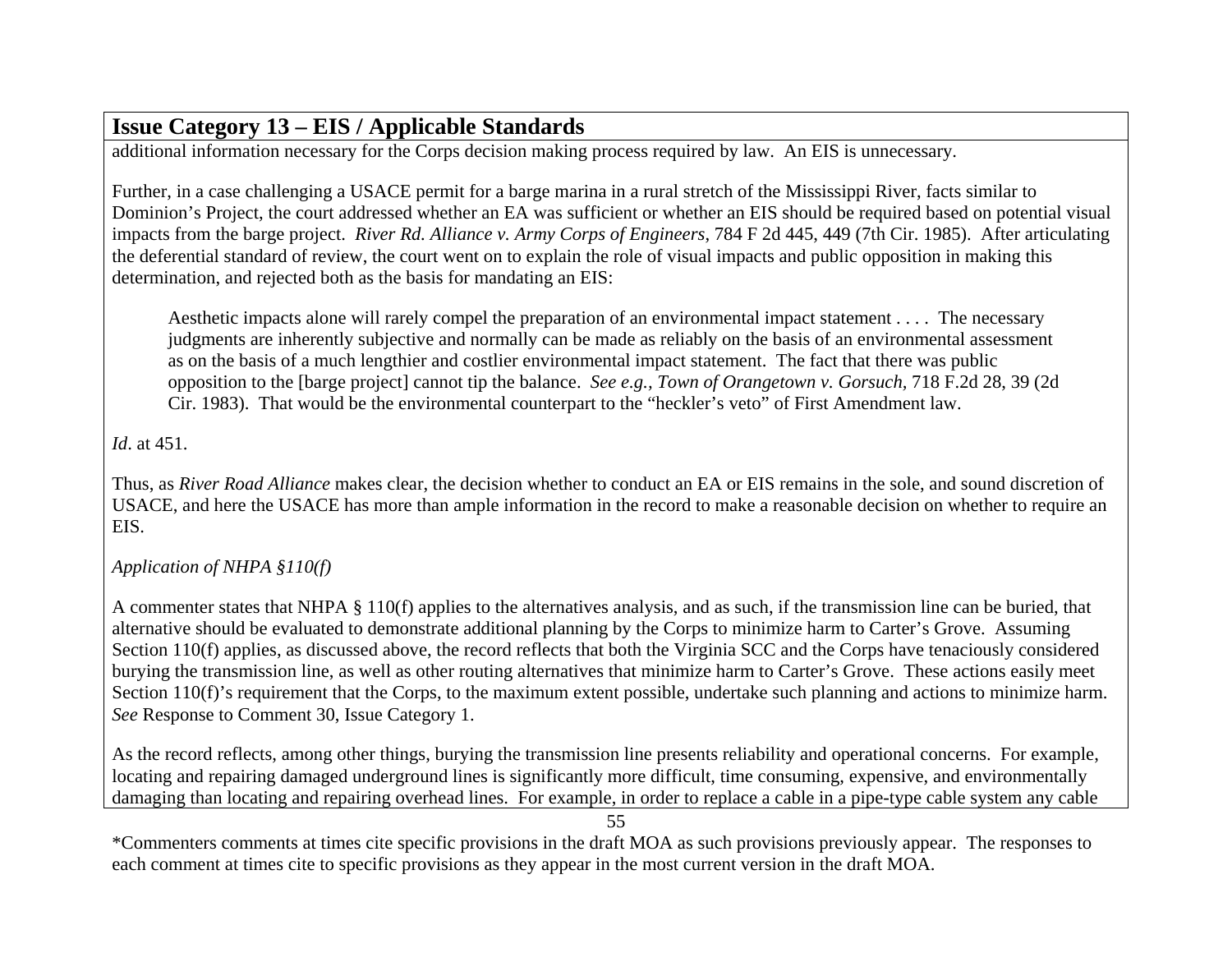## Issue Category 13 – EIS / Applicable Standards

additional information necessary for the Corps decision making process required by law. An EIS is unnecessary.

Further, in a case challenging a USACE permit for a barge marina in a rural stretch of the Mississippi River, facts similar to Dominion's Project, the court addressed whether an EA was sufficient or whether an EIS should be required based on potential visual impacts from the barge project. *River Rd. Alliance v. Army Corps of Engineers*, 784 F 2d 445, 449 (7th Cir. 1985). After articulating the deferential standard of review, the court went on to explain the role of visual impacts and public opposition in making this determination, and rejected both as the basis for mandating an EIS:

> Aesthetic impacts alone will rarely compel the preparation of an environmental impact statement . . . . The necessary judgments are inherently subjective and normally can be made as reliably on the basis of an environmental assessment as on the basis of a much lengthier and costlier environmental impact statement. The fact that there was public opposition to the [barge project] cannot tip the balance. *See e.g., Town of Orangetown v. Gorsuch*, 718 F.2d 28, 39 (2d Cir. 1983). That would be the environmental counterpart to the "heckler's veto" of First Amendment law.

*Id*. at 451.

Thus, as *River Road Alliance* makes clear, the decision whether to conduct an EA or EIS remains in the sole, and sound discretion of USACE, and here the USACE has more than ample information in the record to make a reasonable decision on whether to require an EIS.

*Application of NHPA §110(f)*

A commenter states that NHPA § 110(f) applies to the alternatives analysis, and as such, if the transmission line can be buried, that alternative should be evaluated to demonstrate additional planning by the Corps to minimize harm to Carter's Grove. Assuming Section 110(f) applies, as discussed above, the record reflects that both the Virginia SCC and the Corps have tenaciously considered burying the transmission line, as well as other routing alternatives that minimize harm to Carter's Grove. These actions easily meet Section 110(f)'s requirement that the Corps, to the maximum extent possible, undertake such planning and actions to minimize harm. *See* Response to Comment 30, Issue Category 1.

As the record reflects, among other things, burying the transmission line presents reliability and operational concerns. For example, locating and repairing damaged underground lines is significantly more difficult, time consuming, expensive, and environmentally damaging than locating and repairing overhead lines. For example, in order to replace a cable in a pipe-type cable system any cable

*Commenters comments at times cite specific provisions in the draft MOA as such provisions previously appear. The responses to each comment at times cite to specific provisions as they appear in the most current version in the draft MOA.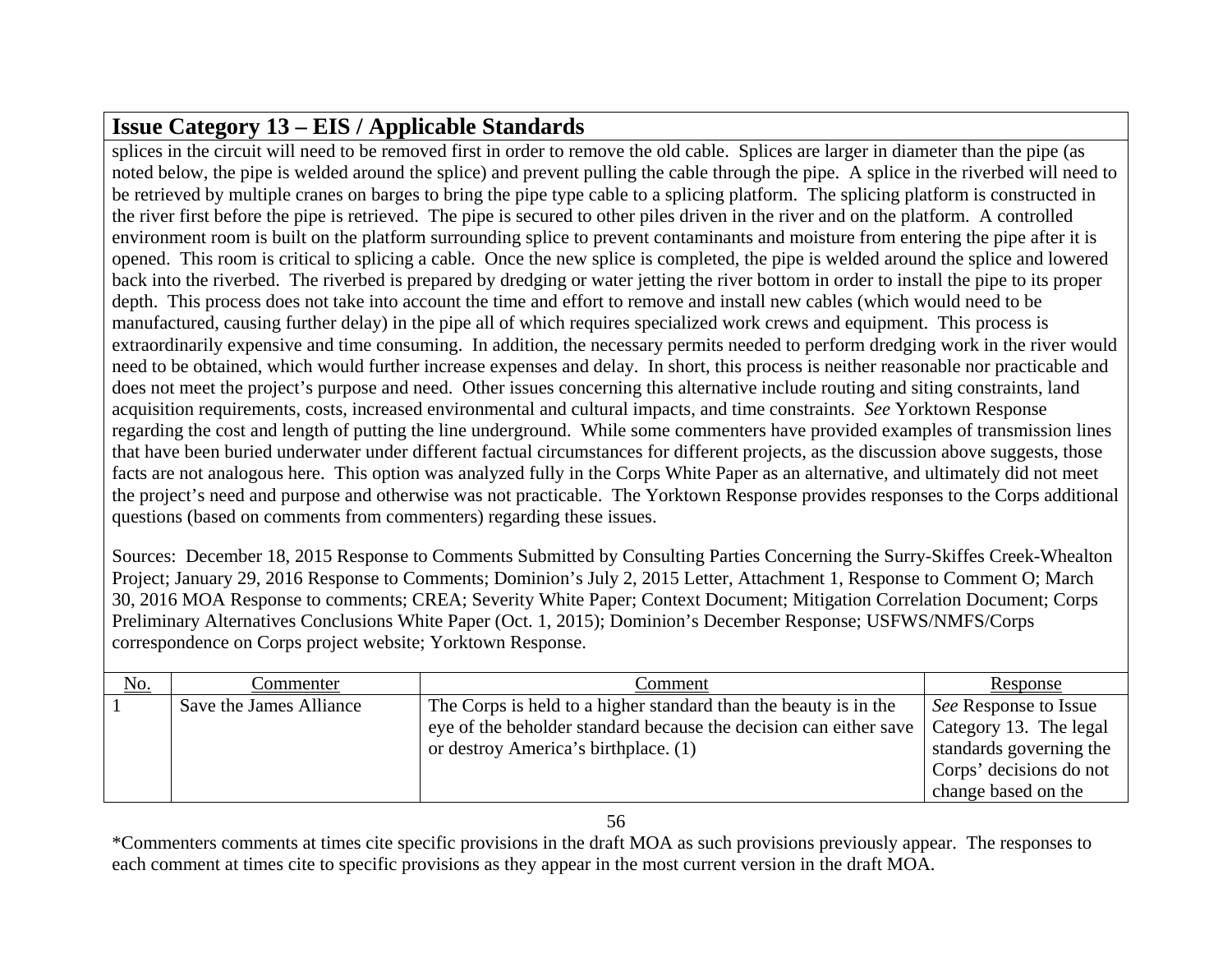## Issue Category 13 – EIS / Applicable Standards

splices in the circuit will need to be removed first in order to remove the old cable. Splices are larger in diameter than the pipe (as noted below, the pipe is welded around the splice) and prevent pulling the cable through the pipe. A splice in the riverbed will need to be retrieved by multiple cranes on barges to bring the pipe type cable to a splicing platform. The splicing platform is constructed in the river first before the pipe is retrieved. The pipe is secured to other piles driven in the river and on the platform. A controlled environment room is built on the platform surrounding splice to prevent contaminants and moisture from entering the pipe after it is opened. This room is critical to splicing a cable. Once the new splice is completed, the pipe is welded around the splice and lowered back into the riverbed. The riverbed is prepared by dredging or water jetting the river bottom in order to install the pipe to its proper depth. This process does not take into account the time and effort to remove and install new cables (which would need to be manufactured, causing further delay) in the pipe all of which requires specialized work crews and equipment. This process is extraordinarily expensive and time consuming. In addition, the necessary permits needed to perform dredging work in the river would need to be obtained, which would further increase expenses and delay. In short, this process is neither reasonable nor practicable and does not meet the project's purpose and need. Other issues concerning this alternative include routing and siting constraints, land acquisition requirements, costs, increased environmental and cultural impacts, and time constraints. *See* Yorktown Response regarding the cost and length of putting the line underground. While some commenters have provided examples of transmission lines that have been buried underwater under different factual circumstances for different projects, as the discussion above suggests, those facts are not analogous here. This option was analyzed fully in the Corps White Paper as an alternative, and ultimately did not meet the project's need and purpose and otherwise was not practicable. The Yorktown Response provides responses to the Corps additional questions (based on comments from commenters) regarding these issues.

Sources: December 18, 2015 Response to Comments Submitted by Consulting Parties Concerning the Surry-Skiffes Creek-Whealton Project; January 29, 2016 Response to Comments; Dominion's July 2, 2015 Letter, Attachment 1, Response to Comment O; March 30, 2016 MOA Response to comments; CREA; Severity White Paper; Context Document; Mitigation Correlation Document; Corps Preliminary Alternatives Conclusions White Paper (Oct. 1, 2015); Dominion's December Response; USFWS/NMFS/Corps correspondence on Corps project website; Yorktown Response.

| No. | Commenter | Comment | Response |
|---|---|---|---|
| 1 | Save the James Alliance | The Corps is held to a higher standard than the beauty is in the eye of the beholder standard because the decision can either save or destroy America's birthplace. (1) | *See* Response to Issue Category 13. The legal standards governing the Corps' decisions do not change based on the |

*Commenters comments at times cite specific provisions in the draft MOA as such provisions previously appear. The responses to each comment at times cite to specific provisions as they appear in the most current version in the draft MOA.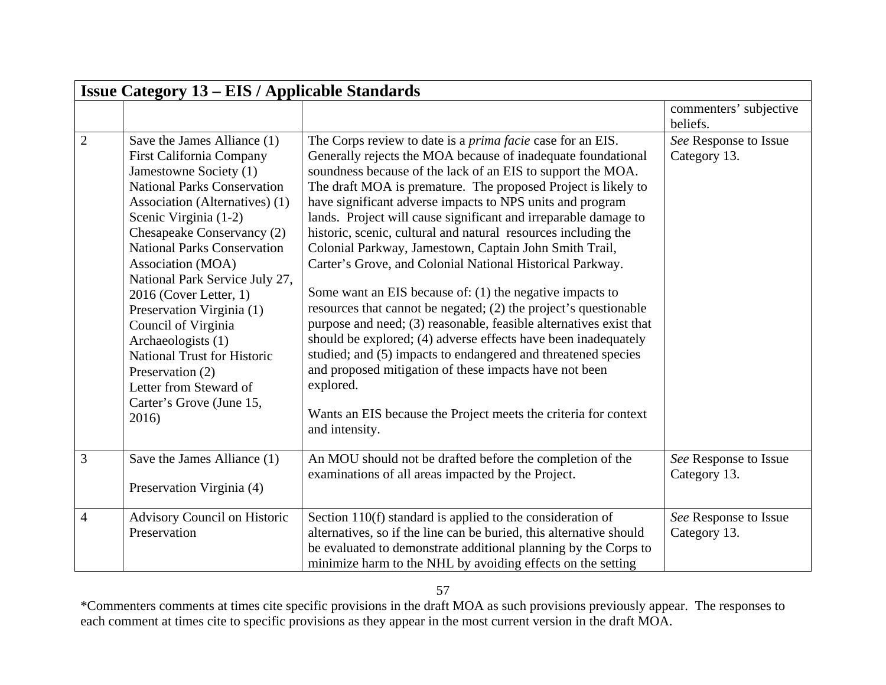| Issue Category 13 – EIS / Applicable Standards | | | |
|---|---|---|---|
| | | | commenters' subjective beliefs. |
| 2 | Save the James Alliance (1) First California Company Jamestowne Society (1) National Parks Conservation Association (Alternatives) (1) Scenic Virginia (1-2) Chesapeake Conservancy (2) National Parks Conservation Association (MOA) National Park Service July 27, 2016 (Cover Letter, 1) Preservation Virginia (1) Council of Virginia Archaeologists (1) National Trust for Historic Preservation (2) Letter from Steward of Carter's Grove (June 15, 2016) | The Corps review to date is a *prima facie* case for an EIS. Generally rejects the MOA because of inadequate foundational soundness because of the lack of an EIS to support the MOA. The draft MOA is premature. The proposed Project is likely to have significant adverse impacts to NPS units and program lands. Project will cause significant and irreparable damage to historic, scenic, cultural and natural resources including the Colonial Parkway, Jamestown, Captain John Smith Trail, Carter's Grove, and Colonial National Historical Parkway.<br><br>Some want an EIS because of: (1) the negative impacts to resources that cannot be negated; (2) the project's questionable purpose and need; (3) reasonable, feasible alternatives exist that should be explored; (4) adverse effects have been inadequately studied; and (5) impacts to endangered and threatened species and proposed mitigation of these impacts have not been explored.<br><br>Wants an EIS because the Project meets the criteria for context and intensity. | *See* Response to Issue Category 13. |
| 3 | Save the James Alliance (1)<br><br>Preservation Virginia (4) | An MOU should not be drafted before the completion of the examinations of all areas impacted by the Project. | *See* Response to Issue Category 13. |
| 4 | Advisory Council on Historic Preservation | Section 110(f) standard is applied to the consideration of alternatives, so if the line can be buried, this alternative should be evaluated to demonstrate additional planning by the Corps to minimize harm to the NHL by avoiding effects on the setting | *See* Response to Issue Category 13. |

*Commenters comments at times cite specific provisions in the draft MOA as such provisions previously appear. The responses to each comment at times cite to specific provisions as they appear in the most current version in the draft MOA.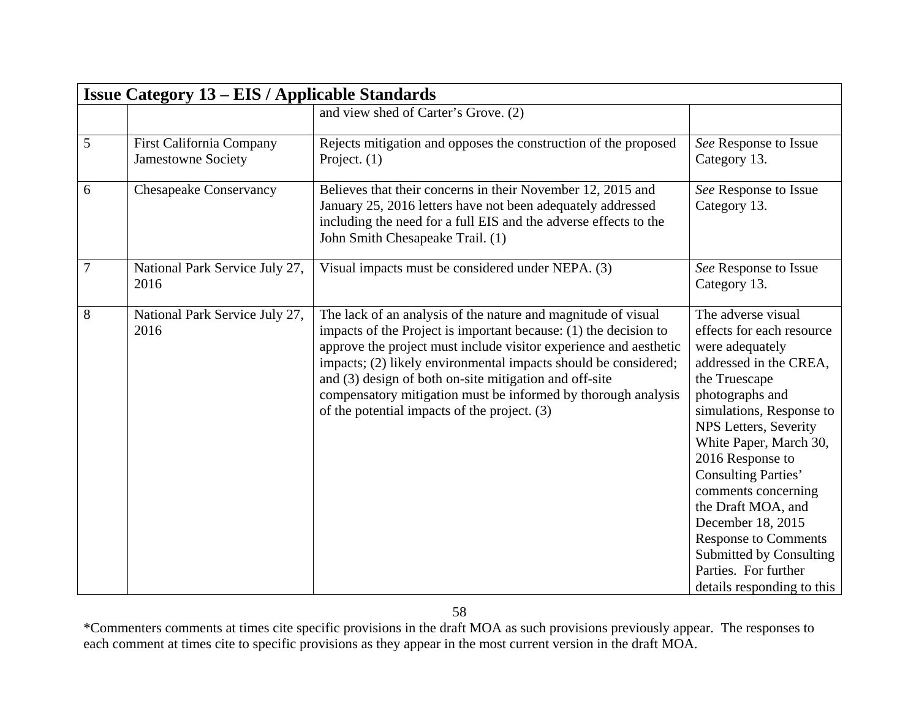| Issue Category 13 – EIS / Applicable Standards | | | |
|---|---|---|---|
| | | and view shed of Carter's Grove. (2) | |
| 5 | First California Company Jamestowne Society | Rejects mitigation and opposes the construction of the proposed Project. (1) | *See* Response to Issue Category 13. |
| 6 | Chesapeake Conservancy | Believes that their concerns in their November 12, 2015 and January 25, 2016 letters have not been adequately addressed including the need for a full EIS and the adverse effects to the John Smith Chesapeake Trail. (1) | *See* Response to Issue Category 13. |
| 7 | National Park Service July 27, 2016 | Visual impacts must be considered under NEPA. (3) | *See* Response to Issue Category 13. |
| 8 | National Park Service July 27, 2016 | The lack of an analysis of the nature and magnitude of visual impacts of the Project is important because: (1) the decision to approve the project must include visitor experience and aesthetic impacts; (2) likely environmental impacts should be considered; and (3) design of both on-site mitigation and off-site compensatory mitigation must be informed by thorough analysis of the potential impacts of the project. (3) | The adverse visual effects for each resource were adequately addressed in the CREA, the Truescape photographs and simulations, Response to NPS Letters, Severity White Paper, March 30, 2016 Response to Consulting Parties' comments concerning the Draft MOA, and December 18, 2015 Response to Comments Submitted by Consulting Parties. For further details responding to this |

*Commenters comments at times cite specific provisions in the draft MOA as such provisions previously appear. The responses to each comment at times cite to specific provisions as they appear in the most current version in the draft MOA.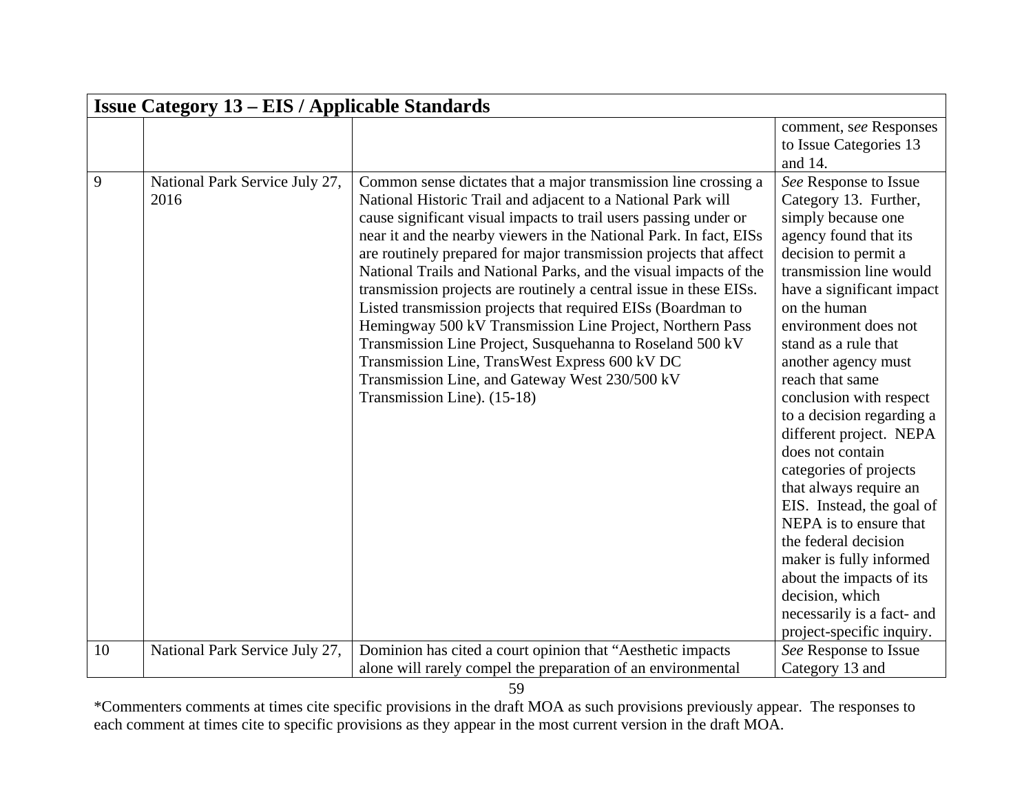| Issue Category 13 – EIS / Applicable Standards | | | |
|---|---|---|---|
| | | | comment, *see* Responses to Issue Categories 13 and 14. |
| 9 | National Park Service July 27, 2016 | Common sense dictates that a major transmission line crossing a National Historic Trail and adjacent to a National Park will cause significant visual impacts to trail users passing under or near it and the nearby viewers in the National Park. In fact, EISs are routinely prepared for major transmission projects that affect National Trails and National Parks, and the visual impacts of the transmission projects are routinely a central issue in these EISs. Listed transmission projects that required EISs (Boardman to Hemingway 500 kV Transmission Line Project, Northern Pass Transmission Line Project, Susquehanna to Roseland 500 kV Transmission Line, TransWest Express 600 kV DC Transmission Line, and Gateway West 230/500 kV Transmission Line). (15-18) | *See* Response to Issue Category 13. Further, simply because one agency found that its decision to permit a transmission line would have a significant impact on the human environment does not stand as a rule that another agency must reach that same conclusion with respect to a decision regarding a different project. NEPA does not contain categories of projects that always require an EIS. Instead, the goal of NEPA is to ensure that the federal decision maker is fully informed about the impacts of its decision, which necessarily is a fact- and project-specific inquiry. |
| 10 | National Park Service July 27, | Dominion has cited a court opinion that "Aesthetic impacts alone will rarely compel the preparation of an environmental | *See* Response to Issue Category 13 and |

*Commenters comments at times cite specific provisions in the draft MOA as such provisions previously appear. The responses to each comment at times cite to specific provisions as they appear in the most current version in the draft MOA.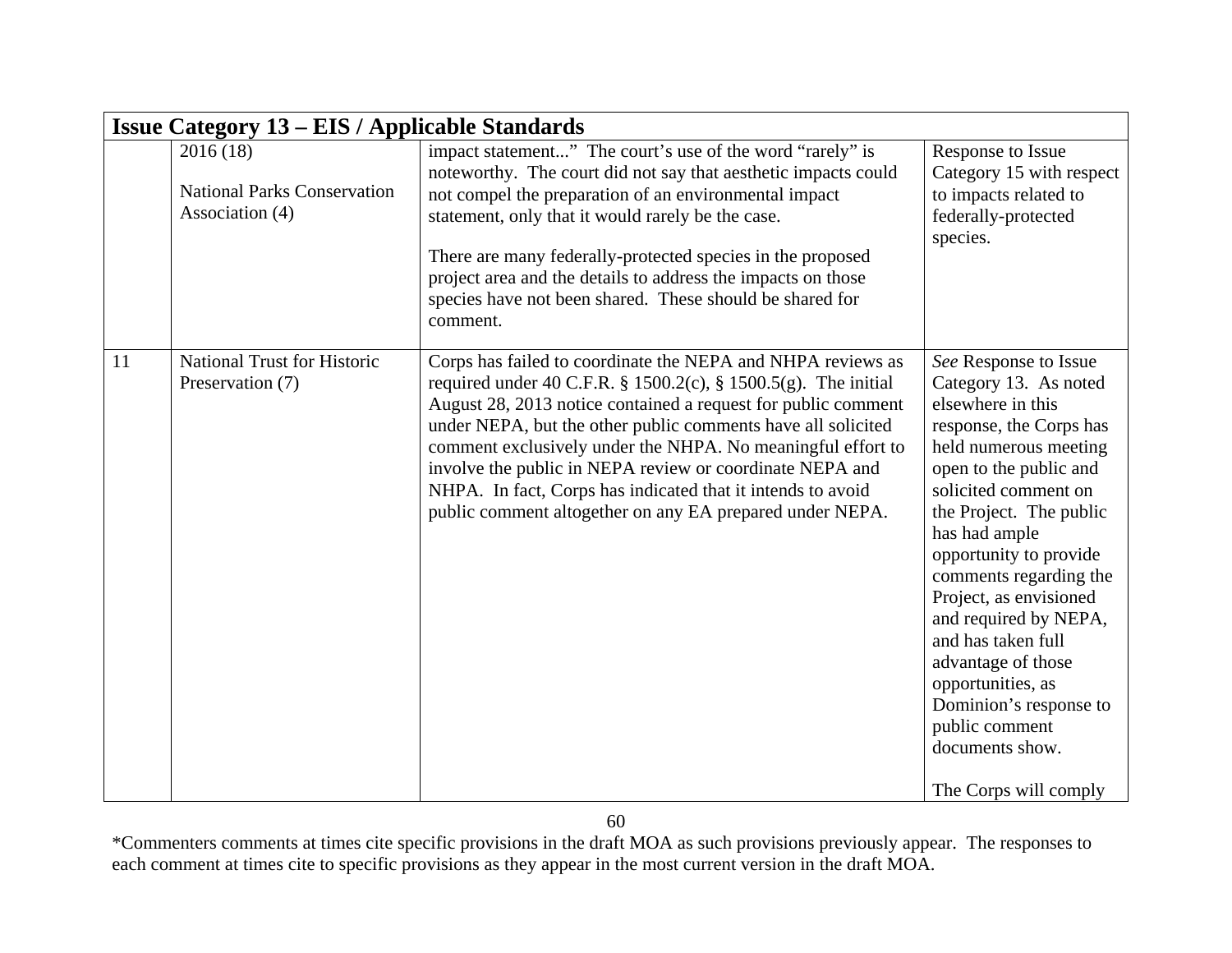| Issue Category 13 – EIS / Applicable Standards | | | |
|---|---|---|---|
| | 2016 (18)<br><br>National Parks Conservation Association (4) | impact statement..." The court's use of the word "rarely" is noteworthy. The court did not say that aesthetic impacts could not compel the preparation of an environmental impact statement, only that it would rarely be the case.<br><br>There are many federally-protected species in the proposed project area and the details to address the impacts on those species have not been shared. These should be shared for comment. | Response to Issue Category 15 with respect to impacts related to federally-protected species. |
| 11 | National Trust for Historic Preservation (7) | Corps has failed to coordinate the NEPA and NHPA reviews as required under 40 C.F.R. § 1500.2(c), § 1500.5(g). The initial August 28, 2013 notice contained a request for public comment under NEPA, but the other public comments have all solicited comment exclusively under the NHPA. No meaningful effort to involve the public in NEPA review or coordinate NEPA and NHPA. In fact, Corps has indicated that it intends to avoid public comment altogether on any EA prepared under NEPA. | *See* Response to Issue Category 13. As noted elsewhere in this response, the Corps has held numerous meeting open to the public and solicited comment on the Project. The public has had ample opportunity to provide comments regarding the Project, as envisioned and required by NEPA, and has taken full advantage of those opportunities, as Dominion's response to public comment documents show.<br><br>The Corps will comply |

*Commenters comments at times cite specific provisions in the draft MOA as such provisions previously appear. The responses to each comment at times cite to specific provisions as they appear in the most current version in the draft MOA.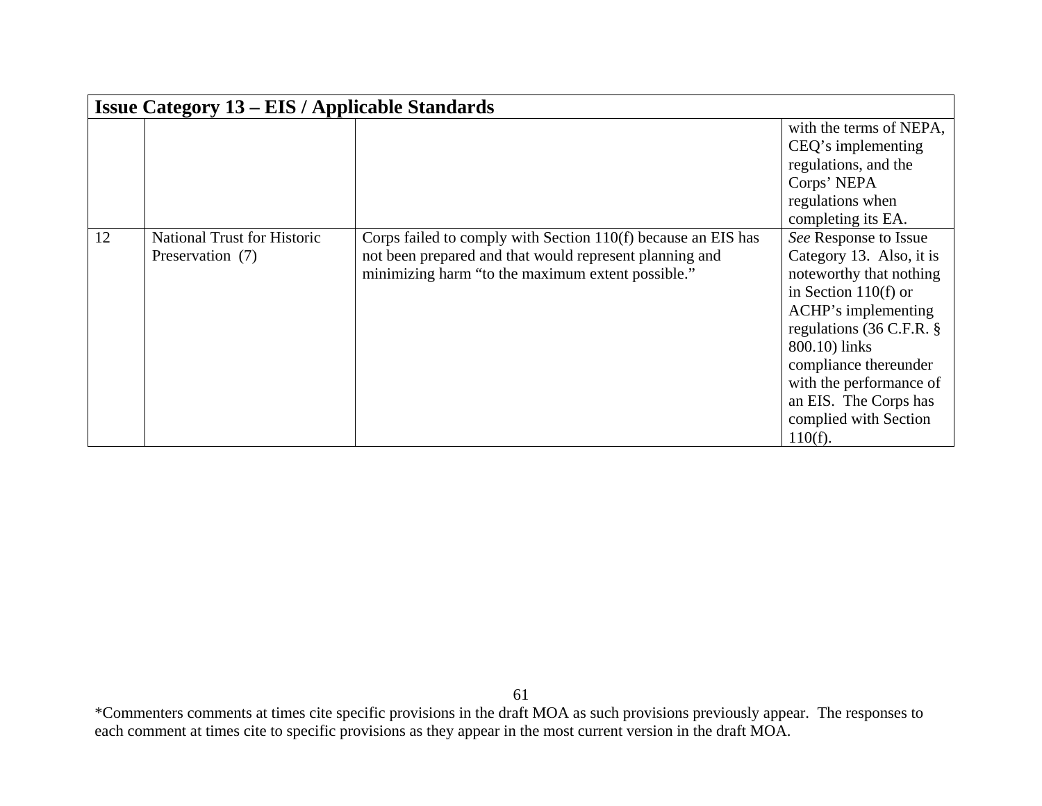| Issue Category 13 – EIS / Applicable Standards | | | |
|---|---|---|---|
| | | | with the terms of NEPA, CEQ's implementing regulations, and the Corps' NEPA regulations when completing its EA. |
| 12 | National Trust for Historic Preservation (7) | Corps failed to comply with Section 110(f) because an EIS has not been prepared and that would represent planning and minimizing harm "to the maximum extent possible." | *See* Response to Issue Category 13. Also, it is noteworthy that nothing in Section 110(f) or ACHP's implementing regulations (36 C.F.R. § 800.10) links compliance thereunder with the performance of an EIS. The Corps has complied with Section 110(f). |

*Commenters comments at times cite specific provisions in the draft MOA as such provisions previously appear. The responses to each comment at times cite to specific provisions as they appear in the most current version in the draft MOA.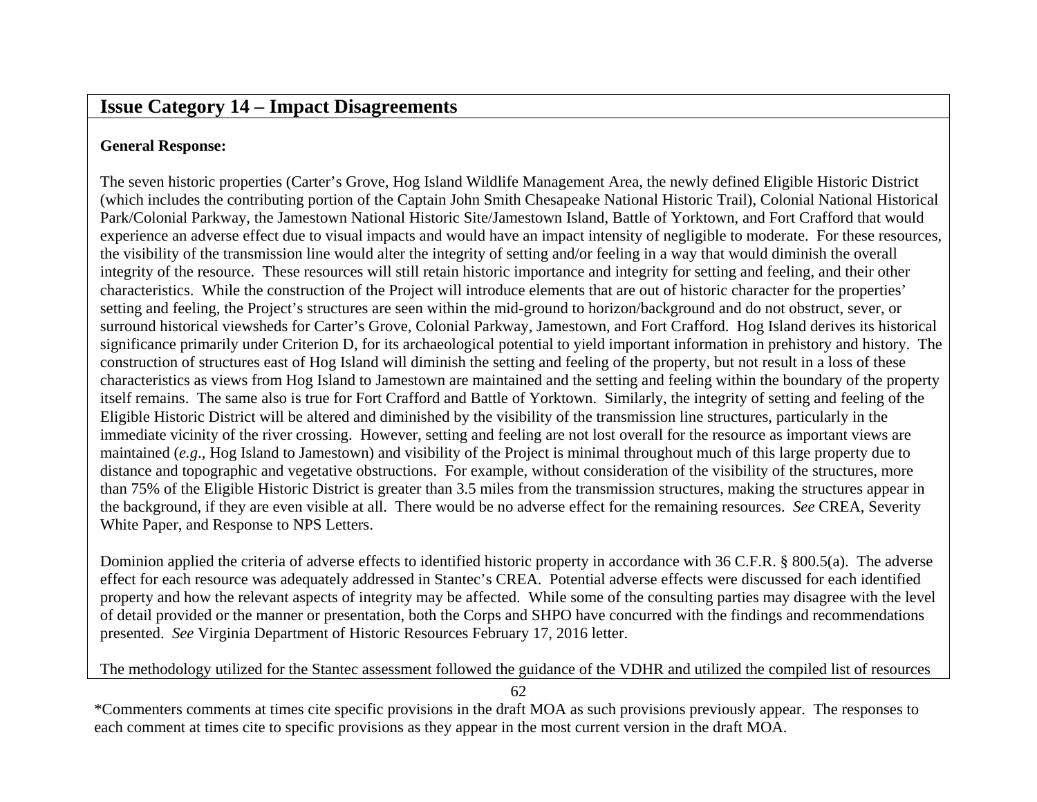## Issue Category 14 – Impact Disagreements

**General Response:**

The seven historic properties (Carter's Grove, Hog Island Wildlife Management Area, the newly defined Eligible Historic District (which includes the contributing portion of the Captain John Smith Chesapeake National Historic Trail), Colonial National Historical Park/Colonial Parkway, the Jamestown National Historic Site/Jamestown Island, Battle of Yorktown, and Fort Crafford that would experience an adverse effect due to visual impacts and would have an impact intensity of negligible to moderate. For these resources, the visibility of the transmission line would alter the integrity of setting and/or feeling in a way that would diminish the overall integrity of the resource. These resources will still retain historic importance and integrity for setting and feeling, and their other characteristics. While the construction of the Project will introduce elements that are out of historic character for the properties' setting and feeling, the Project's structures are seen within the mid-ground to horizon/background and do not obstruct, sever, or surround historical viewsheds for Carter's Grove, Colonial Parkway, Jamestown, and Fort Crafford. Hog Island derives its historical significance primarily under Criterion D, for its archaeological potential to yield important information in prehistory and history. The construction of structures east of Hog Island will diminish the setting and feeling of the property, but not result in a loss of these characteristics as views from Hog Island to Jamestown are maintained and the setting and feeling within the boundary of the property itself remains. The same also is true for Fort Crafford and Battle of Yorktown. Similarly, the integrity of setting and feeling of the Eligible Historic District will be altered and diminished by the visibility of the transmission line structures, particularly in the immediate vicinity of the river crossing. However, setting and feeling are not lost overall for the resource as important views are maintained (*e.g.*, Hog Island to Jamestown) and visibility of the Project is minimal throughout much of this large property due to distance and topographic and vegetative obstructions. For example, without consideration of the visibility of the structures, more than 75% of the Eligible Historic District is greater than 3.5 miles from the transmission structures, making the structures appear in the background, if they are even visible at all. There would be no adverse effect for the remaining resources. *See* CREA, Severity White Paper, and Response to NPS Letters.

Dominion applied the criteria of adverse effects to identified historic property in accordance with 36 C.F.R. § 800.5(a). The adverse effect for each resource was adequately addressed in Stantec's CREA. Potential adverse effects were discussed for each identified property and how the relevant aspects of integrity may be affected. While some of the consulting parties may disagree with the level of detail provided or the manner or presentation, both the Corps and SHPO have concurred with the findings and recommendations presented. *See* Virginia Department of Historic Resources February 17, 2016 letter.

The methodology utilized for the Stantec assessment followed the guidance of the VDHR and utilized the compiled list of resources

*Commenters comments at times cite specific provisions in the draft MOA as such provisions previously appear. The responses to each comment at times cite to specific provisions as they appear in the most current version in the draft MOA.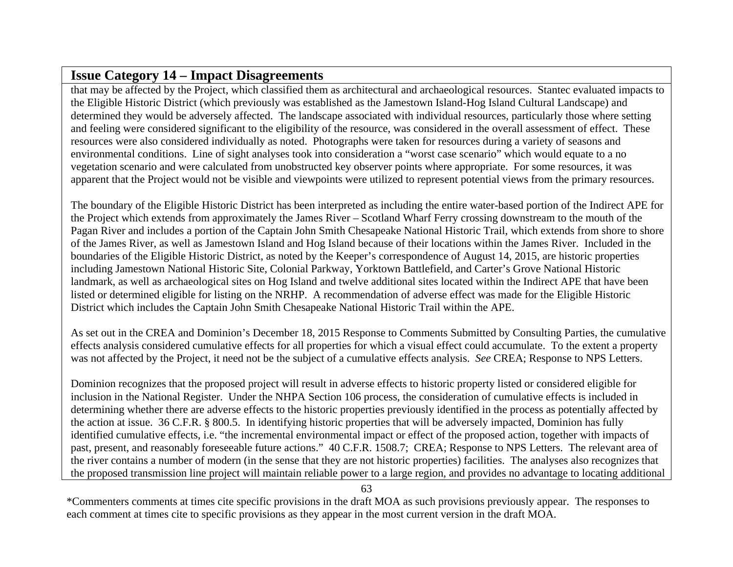## Issue Category 14 – Impact Disagreements

that may be affected by the Project, which classified them as architectural and archaeological resources. Stantec evaluated impacts to the Eligible Historic District (which previously was established as the Jamestown Island-Hog Island Cultural Landscape) and determined they would be adversely affected. The landscape associated with individual resources, particularly those where setting and feeling were considered significant to the eligibility of the resource, was considered in the overall assessment of effect. These resources were also considered individually as noted. Photographs were taken for resources during a variety of seasons and environmental conditions. Line of sight analyses took into consideration a "worst case scenario" which would equate to a no vegetation scenario and were calculated from unobstructed key observer points where appropriate. For some resources, it was apparent that the Project would not be visible and viewpoints were utilized to represent potential views from the primary resources.

The boundary of the Eligible Historic District has been interpreted as including the entire water-based portion of the Indirect APE for the Project which extends from approximately the James River – Scotland Wharf Ferry crossing downstream to the mouth of the Pagan River and includes a portion of the Captain John Smith Chesapeake National Historic Trail, which extends from shore to shore of the James River, as well as Jamestown Island and Hog Island because of their locations within the James River. Included in the boundaries of the Eligible Historic District, as noted by the Keeper's correspondence of August 14, 2015, are historic properties including Jamestown National Historic Site, Colonial Parkway, Yorktown Battlefield, and Carter's Grove National Historic landmark, as well as archaeological sites on Hog Island and twelve additional sites located within the Indirect APE that have been listed or determined eligible for listing on the NRHP. A recommendation of adverse effect was made for the Eligible Historic District which includes the Captain John Smith Chesapeake National Historic Trail within the APE.

As set out in the CREA and Dominion's December 18, 2015 Response to Comments Submitted by Consulting Parties, the cumulative effects analysis considered cumulative effects for all properties for which a visual effect could accumulate. To the extent a property was not affected by the Project, it need not be the subject of a cumulative effects analysis. *See* CREA; Response to NPS Letters.

Dominion recognizes that the proposed project will result in adverse effects to historic property listed or considered eligible for inclusion in the National Register. Under the NHPA Section 106 process, the consideration of cumulative effects is included in determining whether there are adverse effects to the historic properties previously identified in the process as potentially affected by the action at issue. 36 C.F.R. § 800.5. In identifying historic properties that will be adversely impacted, Dominion has fully identified cumulative effects, i.e. "the incremental environmental impact or effect of the proposed action, together with impacts of past, present, and reasonably foreseeable future actions." 40 C.F.R. 1508.7; CREA; Response to NPS Letters. The relevant area of the river contains a number of modern (in the sense that they are not historic properties) facilities. The analyses also recognizes that the proposed transmission line project will maintain reliable power to a large region, and provides no advantage to locating additional

*Commenters comments at times cite specific provisions in the draft MOA as such provisions previously appear. The responses to each comment at times cite to specific provisions as they appear in the most current version in the draft MOA.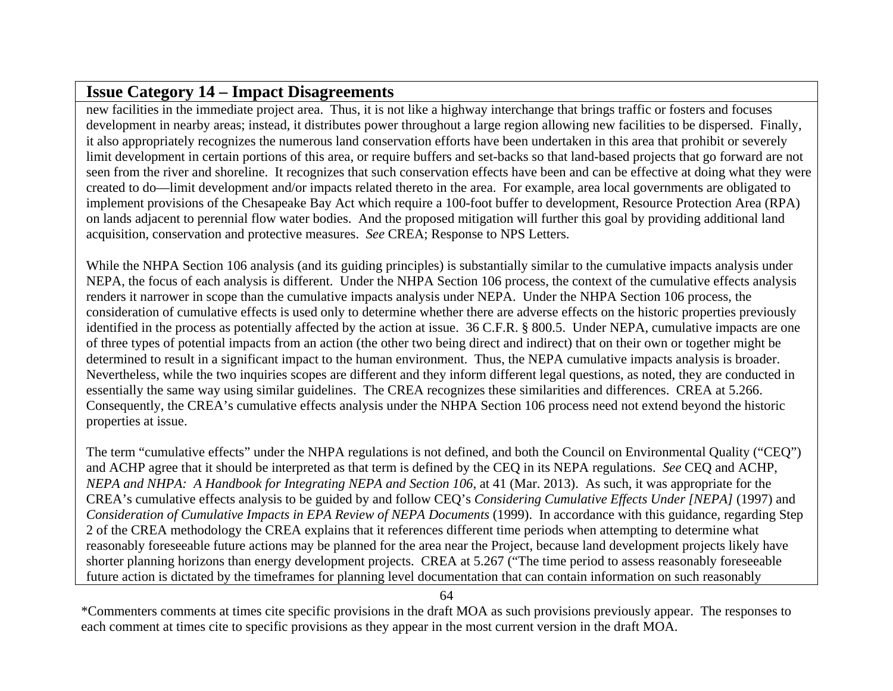## Issue Category 14 – Impact Disagreements

new facilities in the immediate project area. Thus, it is not like a highway interchange that brings traffic or fosters and focuses development in nearby areas; instead, it distributes power throughout a large region allowing new facilities to be dispersed. Finally, it also appropriately recognizes the numerous land conservation efforts have been undertaken in this area that prohibit or severely limit development in certain portions of this area, or require buffers and set-backs so that land-based projects that go forward are not seen from the river and shoreline. It recognizes that such conservation effects have been and can be effective at doing what they were created to do—limit development and/or impacts related thereto in the area. For example, area local governments are obligated to implement provisions of the Chesapeake Bay Act which require a 100-foot buffer to development, Resource Protection Area (RPA) on lands adjacent to perennial flow water bodies. And the proposed mitigation will further this goal by providing additional land acquisition, conservation and protective measures. *See* CREA; Response to NPS Letters.

While the NHPA Section 106 analysis (and its guiding principles) is substantially similar to the cumulative impacts analysis under NEPA, the focus of each analysis is different. Under the NHPA Section 106 process, the context of the cumulative effects analysis renders it narrower in scope than the cumulative impacts analysis under NEPA. Under the NHPA Section 106 process, the consideration of cumulative effects is used only to determine whether there are adverse effects on the historic properties previously identified in the process as potentially affected by the action at issue. 36 C.F.R. § 800.5. Under NEPA, cumulative impacts are one of three types of potential impacts from an action (the other two being direct and indirect) that on their own or together might be determined to result in a significant impact to the human environment. Thus, the NEPA cumulative impacts analysis is broader. Nevertheless, while the two inquiries scopes are different and they inform different legal questions, as noted, they are conducted in essentially the same way using similar guidelines. The CREA recognizes these similarities and differences. CREA at 5.266. Consequently, the CREA's cumulative effects analysis under the NHPA Section 106 process need not extend beyond the historic properties at issue.

The term "cumulative effects" under the NHPA regulations is not defined, and both the Council on Environmental Quality ("CEQ") and ACHP agree that it should be interpreted as that term is defined by the CEQ in its NEPA regulations. *See* CEQ and ACHP, *NEPA and NHPA: A Handbook for Integrating NEPA and Section 106*, at 41 (Mar. 2013). As such, it was appropriate for the CREA's cumulative effects analysis to be guided by and follow CEQ's *Considering Cumulative Effects Under [NEPA]* (1997) and *Consideration of Cumulative Impacts in EPA Review of NEPA Documents* (1999). In accordance with this guidance, regarding Step 2 of the CREA methodology the CREA explains that it references different time periods when attempting to determine what reasonably foreseeable future actions may be planned for the area near the Project, because land development projects likely have shorter planning horizons than energy development projects. CREA at 5.267 ("The time period to assess reasonably foreseeable future action is dictated by the timeframes for planning level documentation that can contain information on such reasonably

*Commenters comments at times cite specific provisions in the draft MOA as such provisions previously appear. The responses to each comment at times cite to specific provisions as they appear in the most current version in the draft MOA.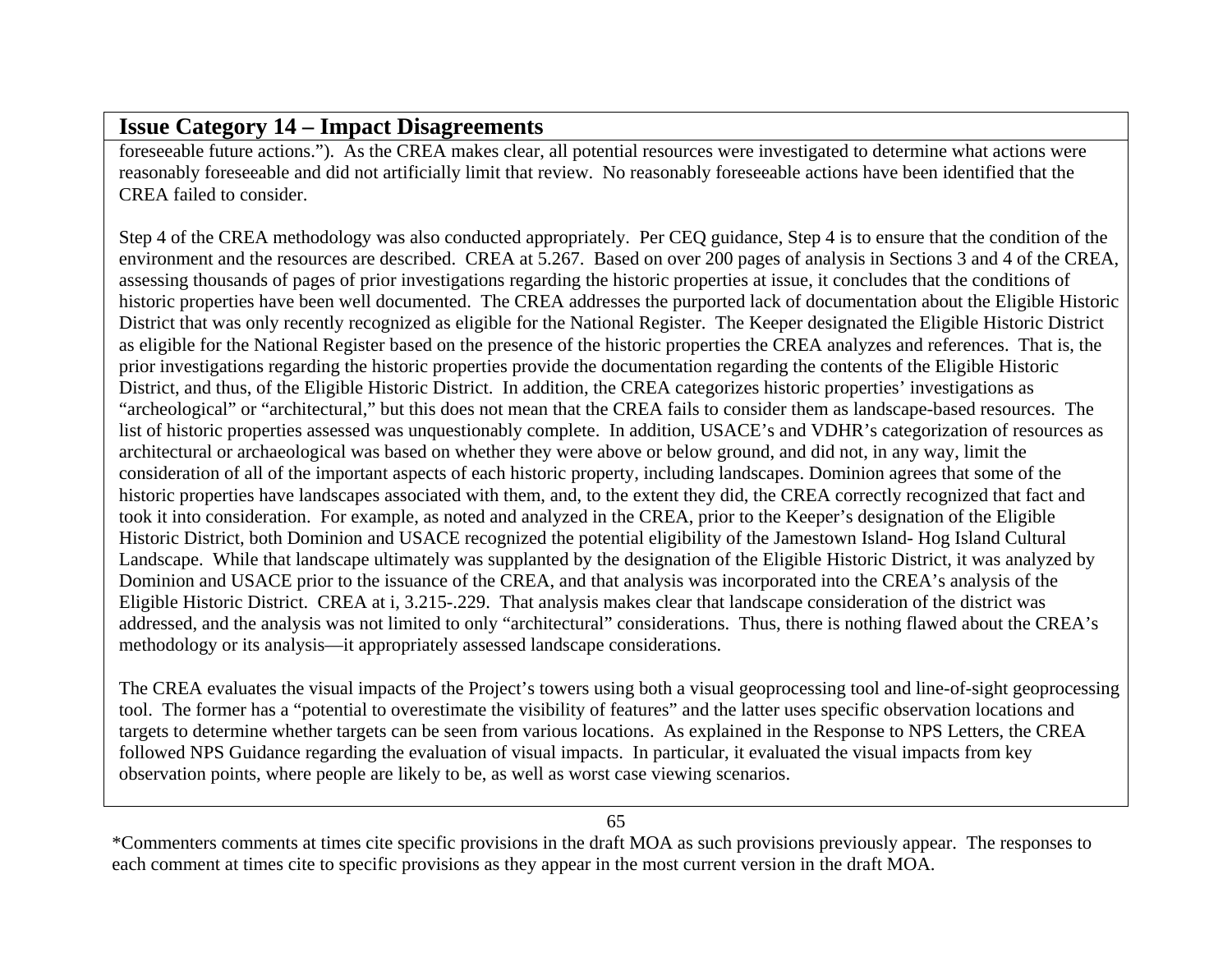## Issue Category 14 – Impact Disagreements

foreseeable future actions.”). As the CREA makes clear, all potential resources were investigated to determine what actions were reasonably foreseeable and did not artificially limit that review. No reasonably foreseeable actions have been identified that the CREA failed to consider.

Step 4 of the CREA methodology was also conducted appropriately. Per CEQ guidance, Step 4 is to ensure that the condition of the environment and the resources are described. CREA at 5.267. Based on over 200 pages of analysis in Sections 3 and 4 of the CREA, assessing thousands of pages of prior investigations regarding the historic properties at issue, it concludes that the conditions of historic properties have been well documented. The CREA addresses the purported lack of documentation about the Eligible Historic District that was only recently recognized as eligible for the National Register. The Keeper designated the Eligible Historic District as eligible for the National Register based on the presence of the historic properties the CREA analyzes and references. That is, the prior investigations regarding the historic properties provide the documentation regarding the contents of the Eligible Historic District, and thus, of the Eligible Historic District. In addition, the CREA categorizes historic properties’ investigations as “archeological” or “architectural,” but this does not mean that the CREA fails to consider them as landscape-based resources. The list of historic properties assessed was unquestionably complete. In addition, USACE’s and VDHR’s categorization of resources as architectural or archaeological was based on whether they were above or below ground, and did not, in any way, limit the consideration of all of the important aspects of each historic property, including landscapes. Dominion agrees that some of the historic properties have landscapes associated with them, and, to the extent they did, the CREA correctly recognized that fact and took it into consideration. For example, as noted and analyzed in the CREA, prior to the Keeper’s designation of the Eligible Historic District, both Dominion and USACE recognized the potential eligibility of the Jamestown Island- Hog Island Cultural Landscape. While that landscape ultimately was supplanted by the designation of the Eligible Historic District, it was analyzed by Dominion and USACE prior to the issuance of the CREA, and that analysis was incorporated into the CREA’s analysis of the Eligible Historic District. CREA at i, 3.215-.229. That analysis makes clear that landscape consideration of the district was addressed, and the analysis was not limited to only “architectural” considerations. Thus, there is nothing flawed about the CREA’s methodology or its analysis—it appropriately assessed landscape considerations.

The CREA evaluates the visual impacts of the Project’s towers using both a visual geoprocessing tool and line-of-sight geoprocessing tool. The former has a “potential to overestimate the visibility of features” and the latter uses specific observation locations and targets to determine whether targets can be seen from various locations. As explained in the Response to NPS Letters, the CREA followed NPS Guidance regarding the evaluation of visual impacts. In particular, it evaluated the visual impacts from key observation points, where people are likely to be, as well as worst case viewing scenarios.

*Commenters comments at times cite specific provisions in the draft MOA as such provisions previously appear. The responses to each comment at times cite to specific provisions as they appear in the most current version in the draft MOA.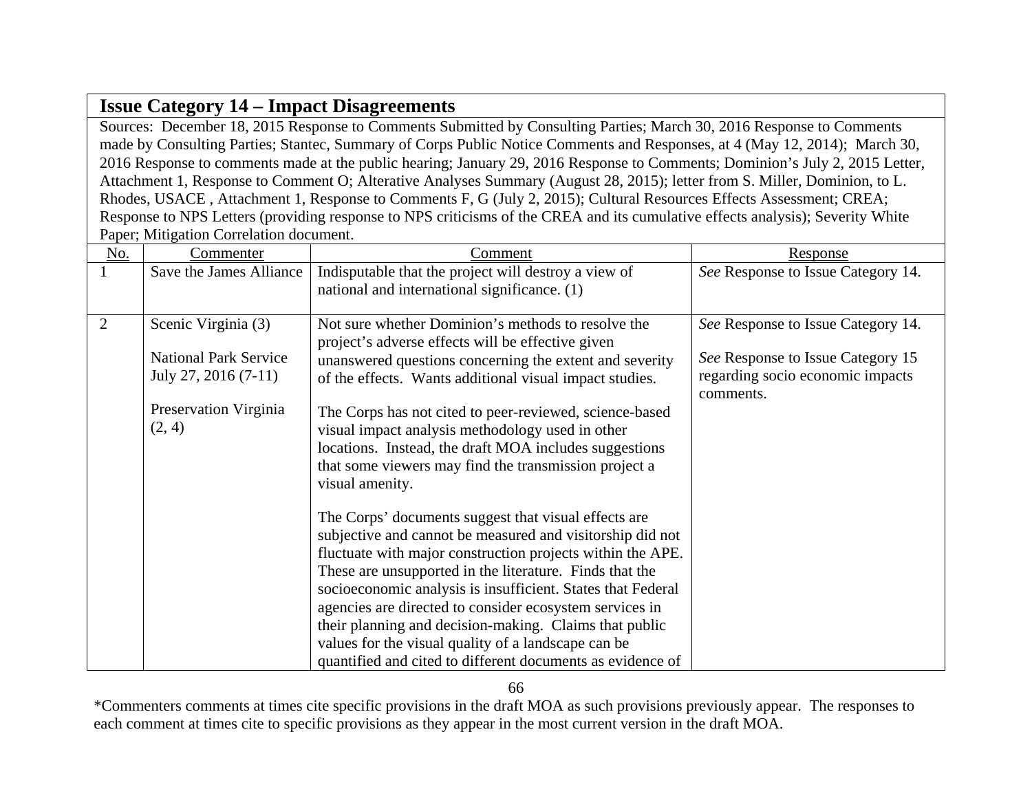## Issue Category 14 – Impact Disagreements

Sources: December 18, 2015 Response to Comments Submitted by Consulting Parties; March 30, 2016 Response to Comments made by Consulting Parties; Stantec, Summary of Corps Public Notice Comments and Responses, at 4 (May 12, 2014); March 30, 2016 Response to comments made at the public hearing; January 29, 2016 Response to Comments; Dominion's July 2, 2015 Letter, Attachment 1, Response to Comment O; Alterative Analyses Summary (August 28, 2015); letter from S. Miller, Dominion, to L. Rhodes, USACE , Attachment 1, Response to Comments F, G (July 2, 2015); Cultural Resources Effects Assessment; CREA; Response to NPS Letters (providing response to NPS criticisms of the CREA and its cumulative effects analysis); Severity White Paper; Mitigation Correlation document.

| No. | Commenter | Comment | Response |
|---|---|---|---|
| 1 | Save the James Alliance | Indisputable that the project will destroy a view of national and international significance. (1) | *See* Response to Issue Category 14. |
| 2 | Scenic Virginia (3)<br><br>National Park Service July 27, 2016 (7-11)<br><br>Preservation Virginia (2, 4) | Not sure whether Dominion's methods to resolve the project's adverse effects will be effective given unanswered questions concerning the extent and severity of the effects. Wants additional visual impact studies.<br><br>The Corps has not cited to peer-reviewed, science-based visual impact analysis methodology used in other locations. Instead, the draft MOA includes suggestions that some viewers may find the transmission project a visual amenity.<br><br>The Corps' documents suggest that visual effects are subjective and cannot be measured and visitorship did not fluctuate with major construction projects within the APE. These are unsupported in the literature. Finds that the socioeconomic analysis is insufficient. States that Federal agencies are directed to consider ecosystem services in their planning and decision-making. Claims that public values for the visual quality of a landscape can be quantified and cited to different documents as evidence of | *See* Response to Issue Category 14.<br><br>*See* Response to Issue Category 15 regarding socio economic impacts comments. |

*Commenters comments at times cite specific provisions in the draft MOA as such provisions previously appear. The responses to each comment at times cite to specific provisions as they appear in the most current version in the draft MOA.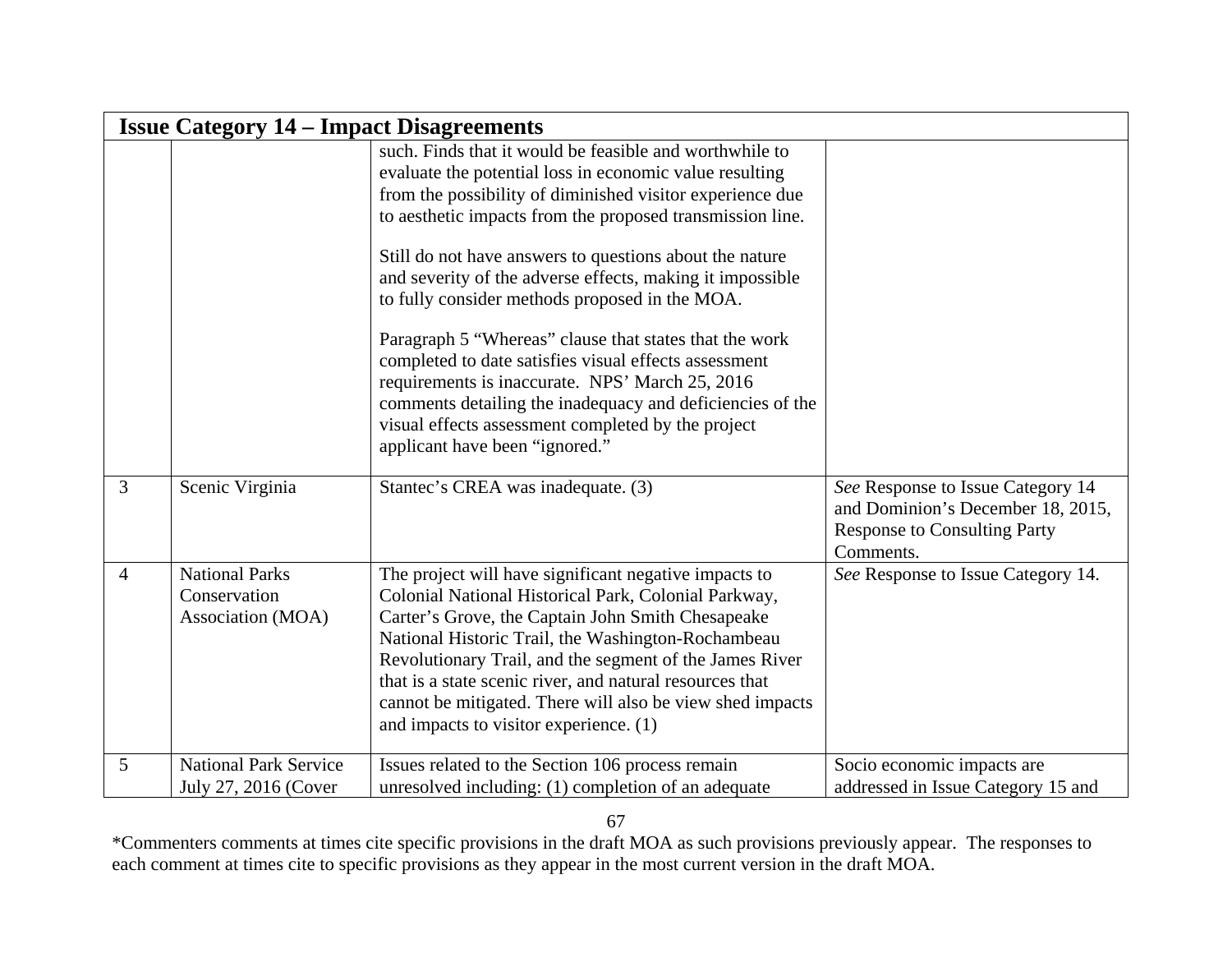## Issue Category 14 – Impact Disagreements

| | | | |
|---|---|---|---|
| | | such. Finds that it would be feasible and worthwhile to evaluate the potential loss in economic value resulting from the possibility of diminished visitor experience due to aesthetic impacts from the proposed transmission line.<br><br>Still do not have answers to questions about the nature and severity of the adverse effects, making it impossible to fully consider methods proposed in the MOA.<br><br>Paragraph 5 "Whereas" clause that states that the work completed to date satisfies visual effects assessment requirements is inaccurate. NPS' March 25, 2016 comments detailing the inadequacy and deficiencies of the visual effects assessment completed by the project applicant have been "ignored." | |
| 3 | Scenic Virginia | Stantec's CREA was inadequate. (3) | *See* Response to Issue Category 14 and Dominion's December 18, 2015, Response to Consulting Party Comments. |
| 4 | National Parks Conservation Association (MOA) | The project will have significant negative impacts to Colonial National Historical Park, Colonial Parkway, Carter's Grove, the Captain John Smith Chesapeake National Historic Trail, the Washington-Rochambeau Revolutionary Trail, and the segment of the James River that is a state scenic river, and natural resources that cannot be mitigated. There will also be view shed impacts and impacts to visitor experience. (1) | *See* Response to Issue Category 14. |
| 5 | National Park Service July 27, 2016 (Cover | Issues related to the Section 106 process remain unresolved including: (1) completion of an adequate | Socio economic impacts are addressed in Issue Category 15 and |

*Commenters comments at times cite specific provisions in the draft MOA as such provisions previously appear. The responses to each comment at times cite to specific provisions as they appear in the most current version in the draft MOA.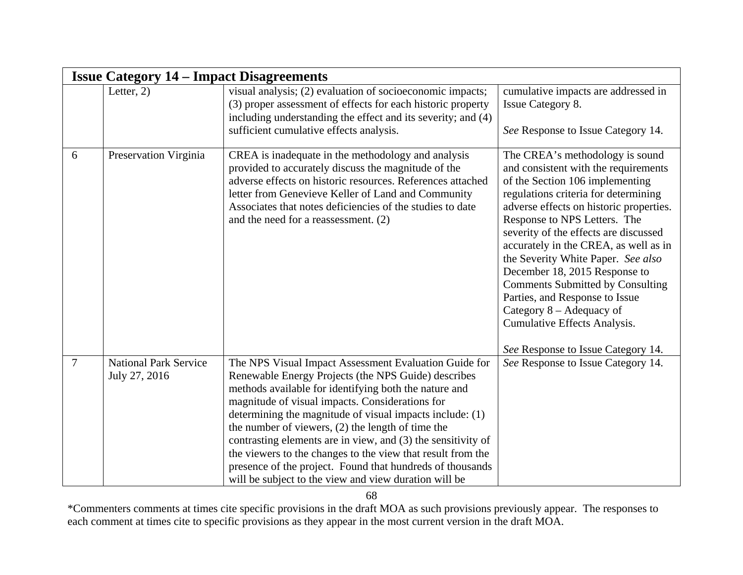## Issue Category 14 – Impact Disagreements

| | | | |
|---|---|---|---|
| | Letter, 2) | visual analysis; (2) evaluation of socioeconomic impacts; (3) proper assessment of effects for each historic property including understanding the effect and its severity; and (4) sufficient cumulative effects analysis. | cumulative impacts are addressed in Issue Category 8. <br><br> *See* Response to Issue Category 14. |
| 6 | Preservation Virginia | CREA is inadequate in the methodology and analysis provided to accurately discuss the magnitude of the adverse effects on historic resources. References attached letter from Genevieve Keller of Land and Community Associates that notes deficiencies of the studies to date and the need for a reassessment. (2) | The CREA's methodology is sound and consistent with the requirements of the Section 106 implementing regulations criteria for determining adverse effects on historic properties. Response to NPS Letters. The severity of the effects are discussed accurately in the CREA, as well as in the Severity White Paper. *See also* December 18, 2015 Response to Comments Submitted by Consulting Parties, and Response to Issue Category 8 – Adequacy of Cumulative Effects Analysis. <br><br> *See* Response to Issue Category 14. |
| 7 | National Park Service July 27, 2016 | The NPS Visual Impact Assessment Evaluation Guide for Renewable Energy Projects (the NPS Guide) describes methods available for identifying both the nature and magnitude of visual impacts. Considerations for determining the magnitude of visual impacts include: (1) the number of viewers, (2) the length of time the contrasting elements are in view, and (3) the sensitivity of the viewers to the changes to the view that result from the presence of the project. Found that hundreds of thousands will be subject to the view and view duration will be | *See* Response to Issue Category 14. |

*Commenters comments at times cite specific provisions in the draft MOA as such provisions previously appear. The responses to each comment at times cite to specific provisions as they appear in the most current version in the draft MOA.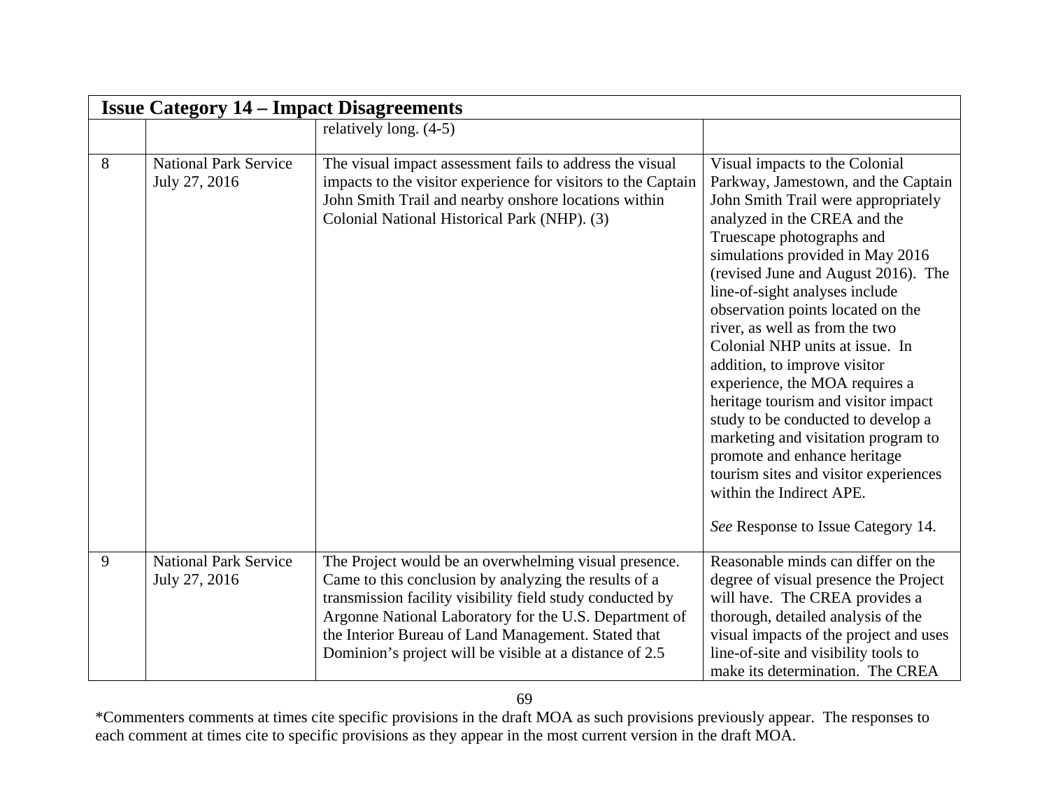| Issue Category 14 – Impact Disagreements | | | |
|---|---|---|---|
| | | relatively long. (4-5) | |
| 8 | National Park Service July 27, 2016 | The visual impact assessment fails to address the visual impacts to the visitor experience for visitors to the Captain John Smith Trail and nearby onshore locations within Colonial National Historical Park (NHP). (3) | Visual impacts to the Colonial Parkway, Jamestown, and the Captain John Smith Trail were appropriately analyzed in the CREA and the Truescape photographs and simulations provided in May 2016 (revised June and August 2016). The line-of-sight analyses include observation points located on the river, as well as from the two Colonial NHP units at issue. In addition, to improve visitor experience, the MOA requires a heritage tourism and visitor impact study to be conducted to develop a marketing and visitation program to promote and enhance heritage tourism sites and visitor experiences within the Indirect APE.<br><br>*See* Response to Issue Category 14. |
| 9 | National Park Service July 27, 2016 | The Project would be an overwhelming visual presence. Came to this conclusion by analyzing the results of a transmission facility visibility field study conducted by Argonne National Laboratory for the U.S. Department of the Interior Bureau of Land Management. Stated that Dominion's project will be visible at a distance of 2.5 | Reasonable minds can differ on the degree of visual presence the Project will have. The CREA provides a thorough, detailed analysis of the visual impacts of the project and uses line-of-site and visibility tools to make its determination. The CREA |

*Commenters comments at times cite specific provisions in the draft MOA as such provisions previously appear. The responses to each comment at times cite to specific provisions as they appear in the most current version in the draft MOA.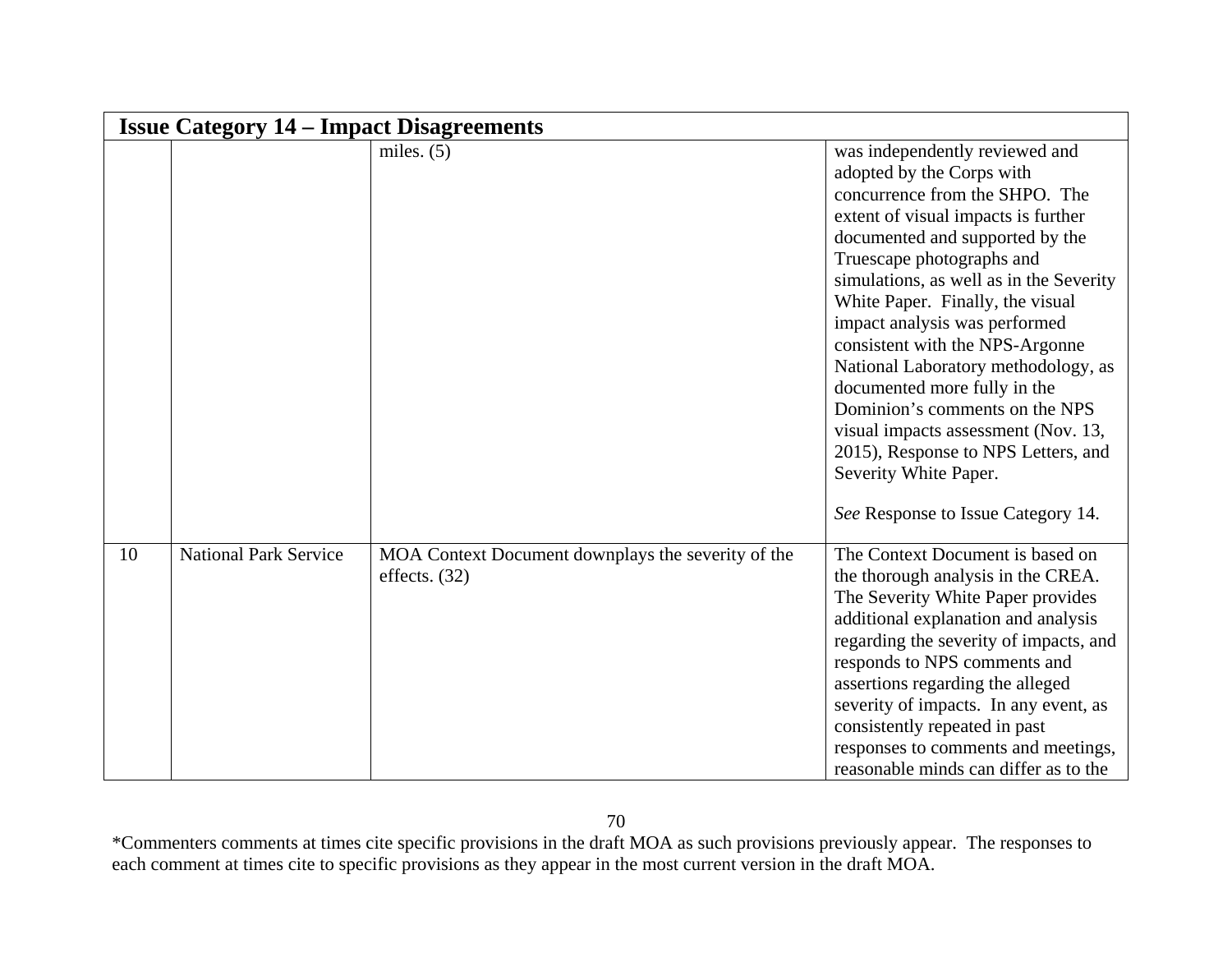| Issue Category 14 – Impact Disagreements | | | |
|---|---|---|---|
| | | miles. (5) | was independently reviewed and adopted by the Corps with concurrence from the SHPO. The extent of visual impacts is further documented and supported by the Truescape photographs and simulations, as well as in the Severity White Paper. Finally, the visual impact analysis was performed consistent with the NPS-Argonne National Laboratory methodology, as documented more fully in the Dominion's comments on the NPS visual impacts assessment (Nov. 13, 2015), Response to NPS Letters, and Severity White Paper.<br><br>*See* Response to Issue Category 14. |
| 10 | National Park Service | MOA Context Document downplays the severity of the effects. (32) | The Context Document is based on the thorough analysis in the CREA. The Severity White Paper provides additional explanation and analysis regarding the severity of impacts, and responds to NPS comments and assertions regarding the alleged severity of impacts. In any event, as consistently repeated in past responses to comments and meetings, reasonable minds can differ as to the |

*Commenters comments at times cite specific provisions in the draft MOA as such provisions previously appear. The responses to each comment at times cite to specific provisions as they appear in the most current version in the draft MOA.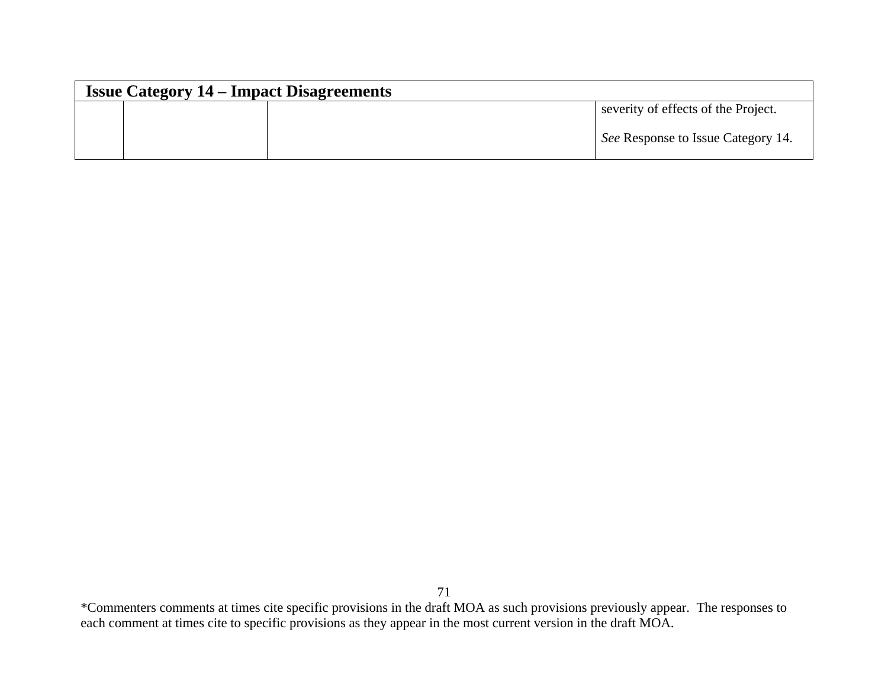| Issue Category 14 – Impact Disagreements | | | |
|---|---|---|---|
| | | | severity of effects of the Project.<br><br>*See* Response to Issue Category 14. |

*Commenters comments at times cite specific provisions in the draft MOA as such provisions previously appear. The responses to each comment at times cite to specific provisions as they appear in the most current version in the draft MOA.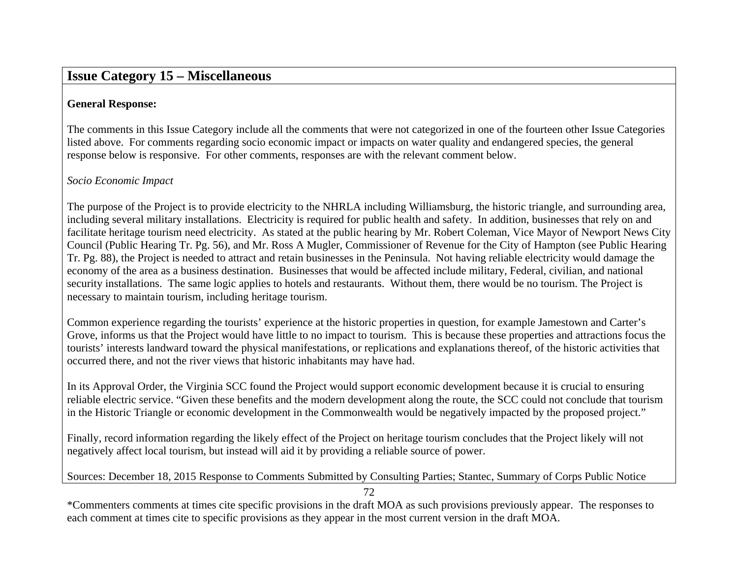## Issue Category 15 – Miscellaneous

**General Response:**

The comments in this Issue Category include all the comments that were not categorized in one of the fourteen other Issue Categories listed above. For comments regarding socio economic impact or impacts on water quality and endangered species, the general response below is responsive. For other comments, responses are with the relevant comment below.

*Socio Economic Impact*

The purpose of the Project is to provide electricity to the NHRLA including Williamsburg, the historic triangle, and surrounding area, including several military installations. Electricity is required for public health and safety. In addition, businesses that rely on and facilitate heritage tourism need electricity. As stated at the public hearing by Mr. Robert Coleman, Vice Mayor of Newport News City Council (Public Hearing Tr. Pg. 56), and Mr. Ross A Mugler, Commissioner of Revenue for the City of Hampton (see Public Hearing Tr. Pg. 88), the Project is needed to attract and retain businesses in the Peninsula. Not having reliable electricity would damage the economy of the area as a business destination. Businesses that would be affected include military, Federal, civilian, and national security installations. The same logic applies to hotels and restaurants. Without them, there would be no tourism. The Project is necessary to maintain tourism, including heritage tourism.

Common experience regarding the tourists' experience at the historic properties in question, for example Jamestown and Carter's Grove, informs us that the Project would have little to no impact to tourism. This is because these properties and attractions focus the tourists' interests landward toward the physical manifestations, or replications and explanations thereof, of the historic activities that occurred there, and not the river views that historic inhabitants may have had.

In its Approval Order, the Virginia SCC found the Project would support economic development because it is crucial to ensuring reliable electric service. "Given these benefits and the modern development along the route, the SCC could not conclude that tourism in the Historic Triangle or economic development in the Commonwealth would be negatively impacted by the proposed project."

Finally, record information regarding the likely effect of the Project on heritage tourism concludes that the Project likely will not negatively affect local tourism, but instead will aid it by providing a reliable source of power.

Sources: December 18, 2015 Response to Comments Submitted by Consulting Parties; Stantec, Summary of Corps Public Notice

*Commenters comments at times cite specific provisions in the draft MOA as such provisions previously appear. The responses to each comment at times cite to specific provisions as they appear in the most current version in the draft MOA.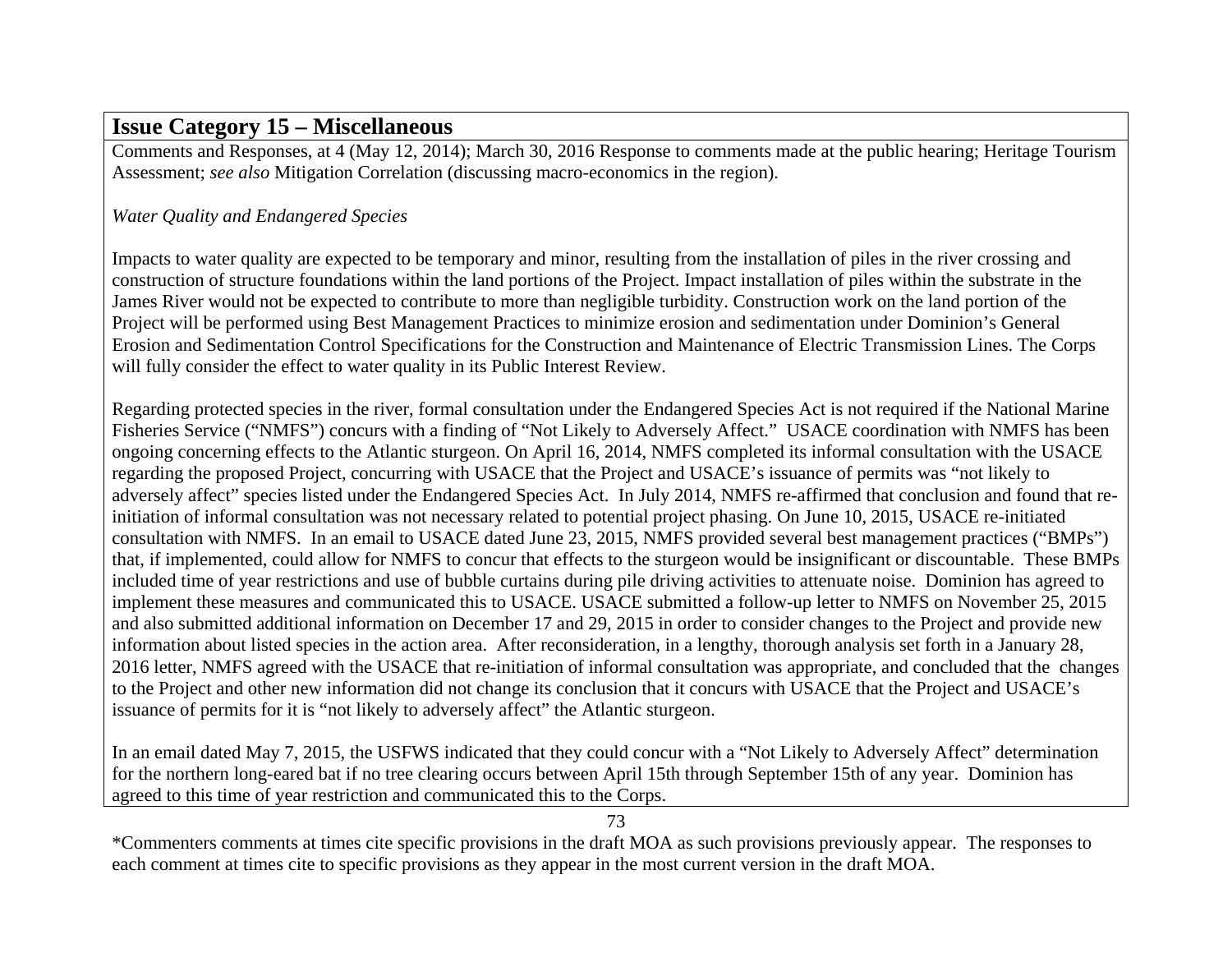## Issue Category 15 – Miscellaneous

Comments and Responses, at 4 (May 12, 2014); March 30, 2016 Response to comments made at the public hearing; Heritage Tourism Assessment; *see also* Mitigation Correlation (discussing macro-economics in the region).

*Water Quality and Endangered Species*

Impacts to water quality are expected to be temporary and minor, resulting from the installation of piles in the river crossing and construction of structure foundations within the land portions of the Project. Impact installation of piles within the substrate in the James River would not be expected to contribute to more than negligible turbidity. Construction work on the land portion of the Project will be performed using Best Management Practices to minimize erosion and sedimentation under Dominion's General Erosion and Sedimentation Control Specifications for the Construction and Maintenance of Electric Transmission Lines. The Corps will fully consider the effect to water quality in its Public Interest Review.

Regarding protected species in the river, formal consultation under the Endangered Species Act is not required if the National Marine Fisheries Service ("NMFS") concurs with a finding of "Not Likely to Adversely Affect." USACE coordination with NMFS has been ongoing concerning effects to the Atlantic sturgeon. On April 16, 2014, NMFS completed its informal consultation with the USACE regarding the proposed Project, concurring with USACE that the Project and USACE's issuance of permits was "not likely to adversely affect" species listed under the Endangered Species Act. In July 2014, NMFS re-affirmed that conclusion and found that re-initiation of informal consultation was not necessary related to potential project phasing. On June 10, 2015, USACE re-initiated consultation with NMFS. In an email to USACE dated June 23, 2015, NMFS provided several best management practices ("BMPs") that, if implemented, could allow for NMFS to concur that effects to the sturgeon would be insignificant or discountable. These BMPs included time of year restrictions and use of bubble curtains during pile driving activities to attenuate noise. Dominion has agreed to implement these measures and communicated this to USACE. USACE submitted a follow-up letter to NMFS on November 25, 2015 and also submitted additional information on December 17 and 29, 2015 in order to consider changes to the Project and provide new information about listed species in the action area. After reconsideration, in a lengthy, thorough analysis set forth in a January 28, 2016 letter, NMFS agreed with the USACE that re-initiation of informal consultation was appropriate, and concluded that the changes to the Project and other new information did not change its conclusion that it concurs with USACE that the Project and USACE's issuance of permits for it is "not likely to adversely affect" the Atlantic sturgeon.

In an email dated May 7, 2015, the USFWS indicated that they could concur with a "Not Likely to Adversely Affect" determination for the northern long-eared bat if no tree clearing occurs between April 15th through September 15th of any year. Dominion has agreed to this time of year restriction and communicated this to the Corps.

*Commenters comments at times cite specific provisions in the draft MOA as such provisions previously appear. The responses to each comment at times cite to specific provisions as they appear in the most current version in the draft MOA.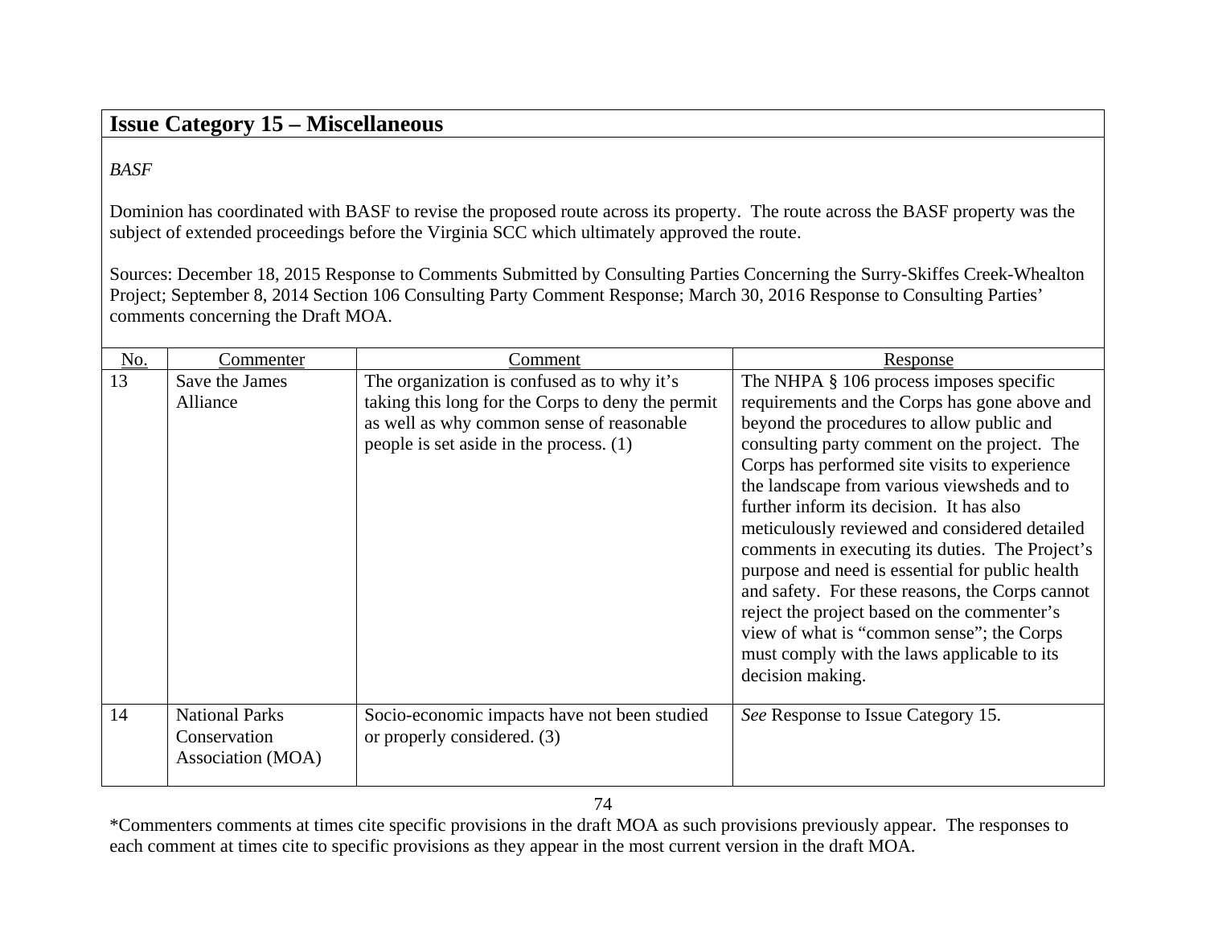## Issue Category 15 – Miscellaneous

*BASF*

Dominion has coordinated with BASF to revise the proposed route across its property. The route across the BASF property was the subject of extended proceedings before the Virginia SCC which ultimately approved the route.

Sources: December 18, 2015 Response to Comments Submitted by Consulting Parties Concerning the Surry-Skiffes Creek-Whealton Project; September 8, 2014 Section 106 Consulting Party Comment Response; March 30, 2016 Response to Consulting Parties' comments concerning the Draft MOA.

| No. | Commenter | Comment | Response |
|---|---|---|---|
| 13 | Save the James Alliance | The organization is confused as to why it's taking this long for the Corps to deny the permit as well as why common sense of reasonable people is set aside in the process. (1) | The NHPA § 106 process imposes specific requirements and the Corps has gone above and beyond the procedures to allow public and consulting party comment on the project. The Corps has performed site visits to experience the landscape from various viewsheds and to further inform its decision. It has also meticulously reviewed and considered detailed comments in executing its duties. The Project's purpose and need is essential for public health and safety. For these reasons, the Corps cannot reject the project based on the commenter's view of what is "common sense"; the Corps must comply with the laws applicable to its decision making. |
| 14 | National Parks Conservation Association (MOA) | Socio-economic impacts have not been studied or properly considered. (3) | *See* Response to Issue Category 15. |

*Commenters comments at times cite specific provisions in the draft MOA as such provisions previously appear. The responses to each comment at times cite to specific provisions as they appear in the most current version in the draft MOA.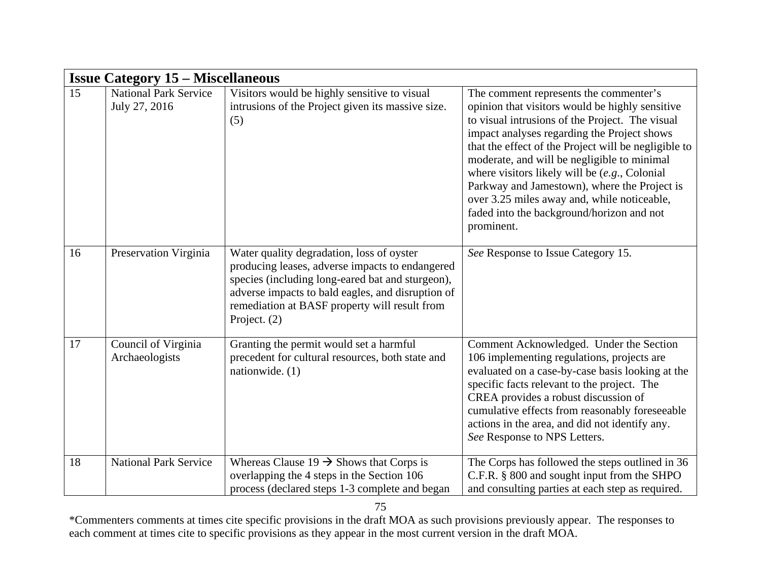| **Issue Category 15 – Miscellaneous** | | | |
|---|---|---|---|
| 15 | National Park Service July 27, 2016 | Visitors would be highly sensitive to visual intrusions of the Project given its massive size. (5) | The comment represents the commenter's opinion that visitors would be highly sensitive to visual intrusions of the Project. The visual impact analyses regarding the Project shows that the effect of the Project will be negligible to moderate, and will be negligible to minimal where visitors likely will be (*e.g.*, Colonial Parkway and Jamestown), where the Project is over 3.25 miles away and, while noticeable, faded into the background/horizon and not prominent. |
| 16 | Preservation Virginia | Water quality degradation, loss of oyster producing leases, adverse impacts to endangered species (including long-eared bat and sturgeon), adverse impacts to bald eagles, and disruption of remediation at BASF property will result from Project. (2) | *See* Response to Issue Category 15. |
| 17 | Council of Virginia Archaeologists | Granting the permit would set a harmful precedent for cultural resources, both state and nationwide. (1) | Comment Acknowledged. Under the Section 106 implementing regulations, projects are evaluated on a case-by-case basis looking at the specific facts relevant to the project. The CREA provides a robust discussion of cumulative effects from reasonably foreseeable actions in the area, and did not identify any. *See* Response to NPS Letters. |
| 18 | National Park Service | Whereas Clause 19 → Shows that Corps is overlapping the 4 steps in the Section 106 process (declared steps 1-3 complete and began | The Corps has followed the steps outlined in 36 C.F.R. § 800 and sought input from the SHPO and consulting parties at each step as required. |

*Commenters comments at times cite specific provisions in the draft MOA as such provisions previously appear. The responses to each comment at times cite to specific provisions as they appear in the most current version in the draft MOA.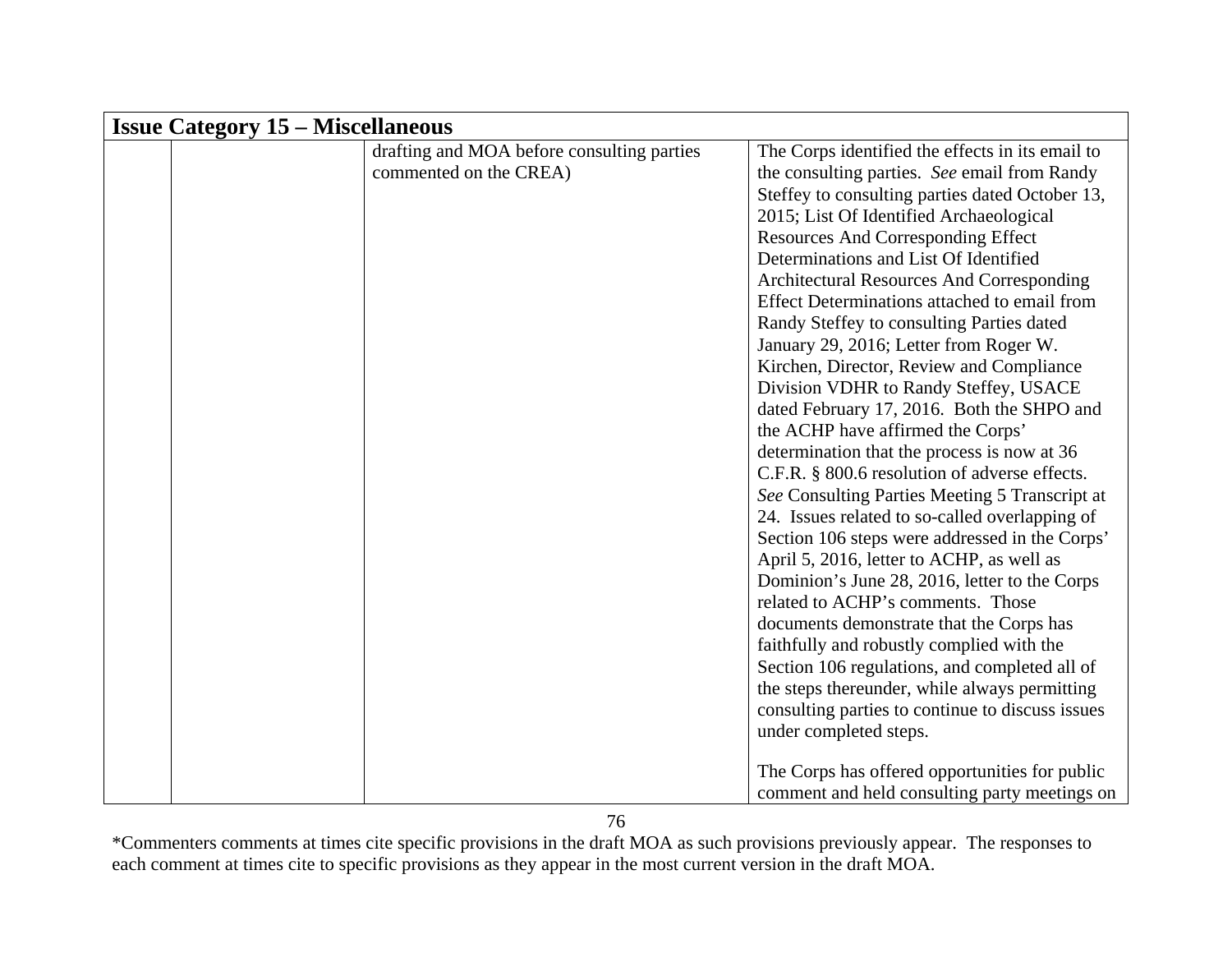| Issue Category 15 – Miscellaneous | | | |
|---|---|---|---|
| | | drafting and MOA before consulting parties commented on the CREA) | The Corps identified the effects in its email to the consulting parties. *See* email from Randy Steffey to consulting parties dated October 13, 2015; List Of Identified Archaeological Resources And Corresponding Effect Determinations and List Of Identified Architectural Resources And Corresponding Effect Determinations attached to email from Randy Steffey to consulting Parties dated January 29, 2016; Letter from Roger W. Kirchen, Director, Review and Compliance Division VDHR to Randy Steffey, USACE dated February 17, 2016. Both the SHPO and the ACHP have affirmed the Corps' determination that the process is now at 36 C.F.R. § 800.6 resolution of adverse effects. *See* Consulting Parties Meeting 5 Transcript at 24. Issues related to so-called overlapping of Section 106 steps were addressed in the Corps' April 5, 2016, letter to ACHP, as well as Dominion's June 28, 2016, letter to the Corps related to ACHP's comments. Those documents demonstrate that the Corps has faithfully and robustly complied with the Section 106 regulations, and completed all of the steps thereunder, while always permitting consulting parties to continue to discuss issues under completed steps.<br><br>The Corps has offered opportunities for public comment and held consulting party meetings on |

*Commenters comments at times cite specific provisions in the draft MOA as such provisions previously appear. The responses to each comment at times cite to specific provisions as they appear in the most current version in the draft MOA.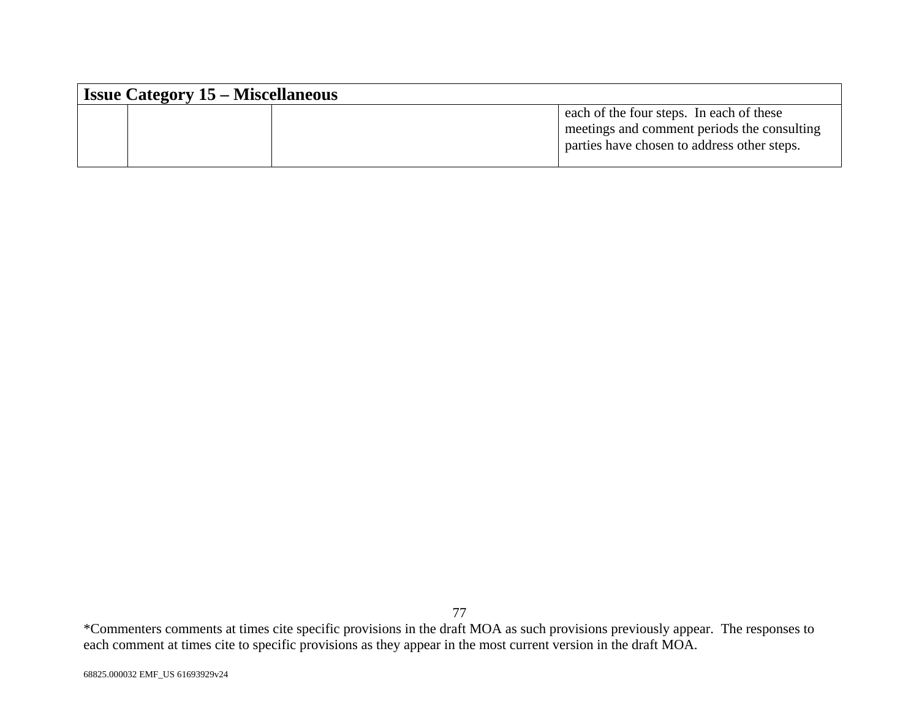| Issue Category 15 – Miscellaneous | | | |
|---|---|---|---|
| | | | each of the four steps. In each of these meetings and comment periods the consulting parties have chosen to address other steps. |

*Commenters comments at times cite specific provisions in the draft MOA as such provisions previously appear. The responses to each comment at times cite to specific provisions as they appear in the most current version in the draft MOA.

68825.000032 EMF_US 61693929v24